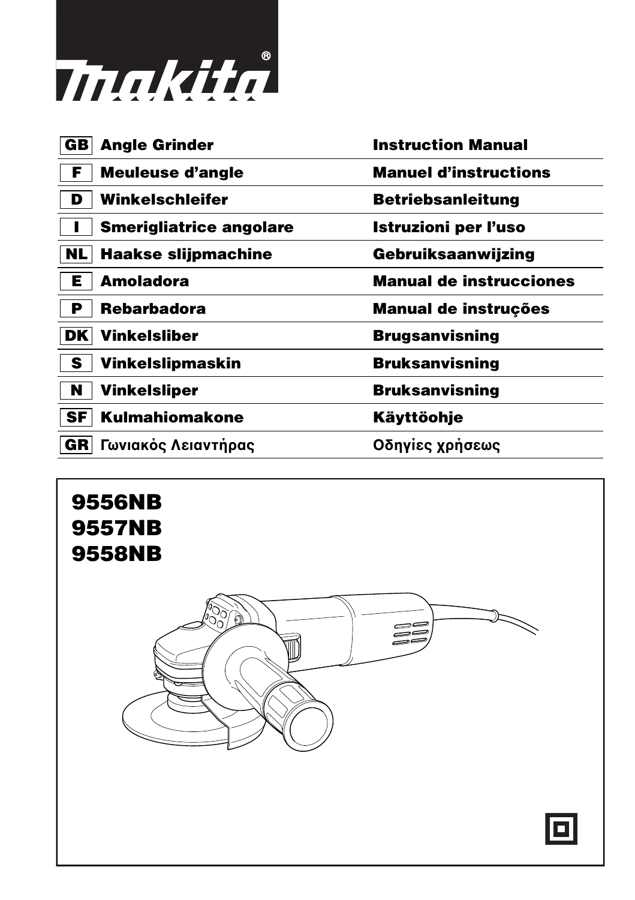# makita

| | | |
|---|---|---|
| GB | Angle Grinder | Instruction Manual |
| F | Meuleuse d'angle | Manuel d'instructions |
| D | Winkelschleifer | Betriebsanleitung |
| I | Smerigliatrice angolare | Istruzioni per l'uso |
| NL | Haakse slijpmachine | Gebruiksaanwijzing |
| E | Amoladora | Manual de instrucciones |
| P | Rebarbadora | Manual de instruções |
| DK | Vinkelsliber | Brugsanvisning |
| S | Vinkelslipmaskin | Bruksanvisning |
| N | Vinkelsliper | Bruksanvisning |
| SF | Kulmahiomakone | Käyttöohje |
| GR | Γωνιακός Λειαντήρας | Οδηγίες χρήσεως |

**9556NB**
**9557NB**
**9558NB**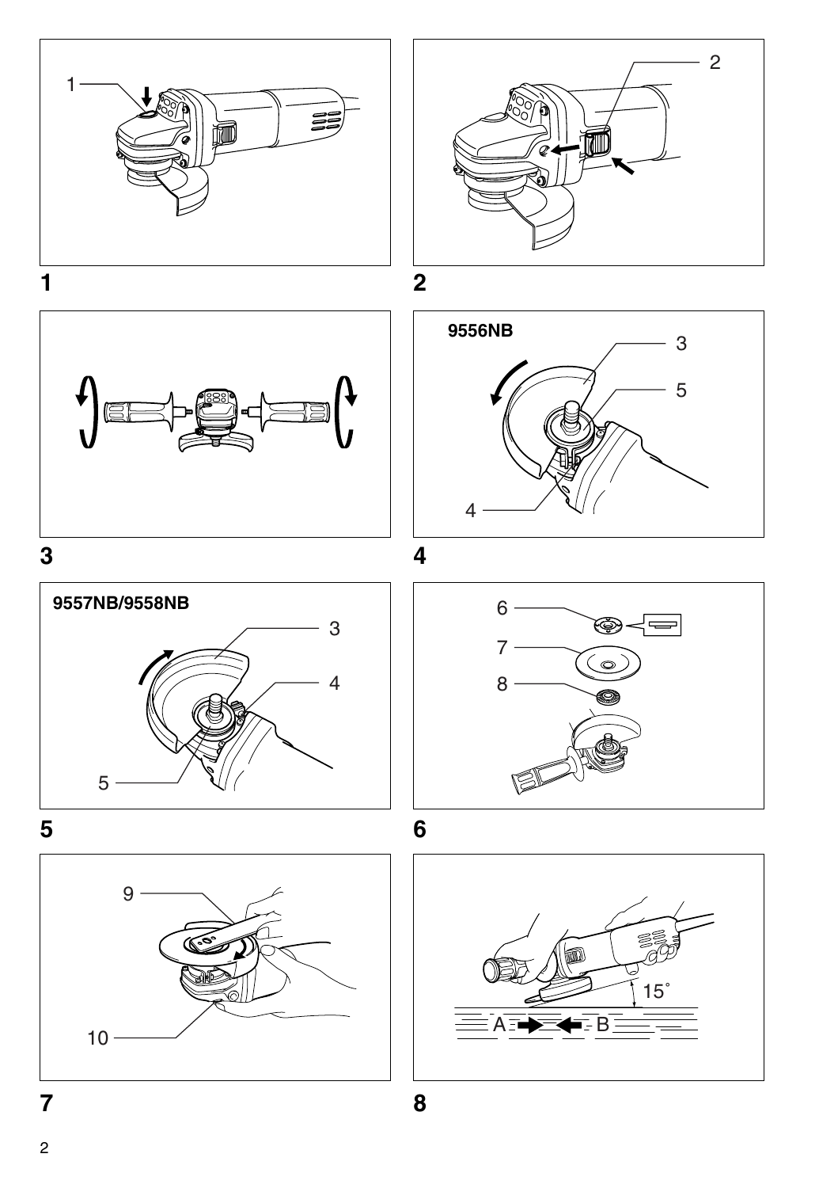1

1

2

2

3

9556NB

3

5

4

4

9557NB/9558NB

3

4

5

5

6

7

8

6

9

10

7

15°

A B

8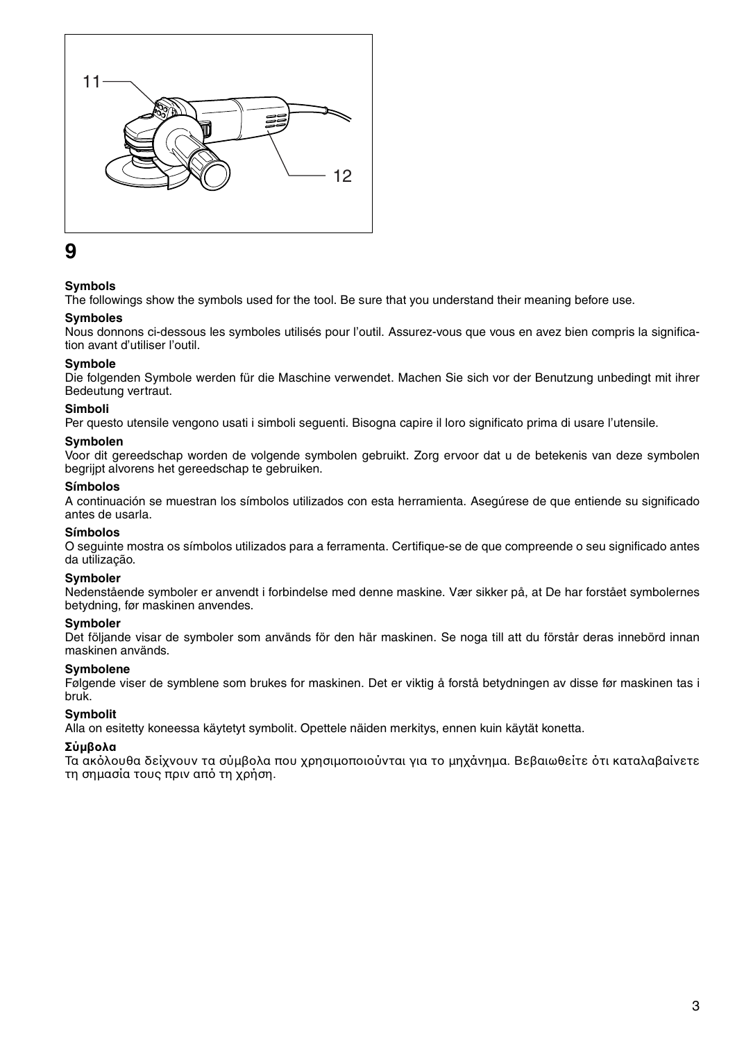11

12

**9**

**Symbols**

The followings show the symbols used for the tool. Be sure that you understand their meaning before use.

**Symboles**

Nous donnons ci-dessous les symboles utilisés pour l'outil. Assurez-vous que vous en avez bien compris la signification avant d'utiliser l'outil.

**Symbole**

Die folgenden Symbole werden für die Maschine verwendet. Machen Sie sich vor der Benutzung unbedingt mit ihrer Bedeutung vertraut.

**Simboli**

Per questo utensile vengono usati i simboli seguenti. Bisogna capire il loro significato prima di usare l'utensile.

**Symbolen**

Voor dit gereedschap worden de volgende symbolen gebruikt. Zorg ervoor dat u de betekenis van deze symbolen begrijpt alvorens het gereedschap te gebruiken.

**Símbolos**

A continuación se muestran los símbolos utilizados con esta herramienta. Asegúrese de que entiende su significado antes de usarla.

**Símbolos**

O seguinte mostra os símbolos utilizados para a ferramenta. Certifique-se de que compreende o seu significado antes da utilização.

**Symboler**

Nedenstående symboler er anvendt i forbindelse med denne maskine. Vær sikker på, at De har forstået symbolernes betydning, før maskinen anvendes.

**Symboler**

Det följande visar de symboler som används för den här maskinen. Se noga till att du förstår deras innebörd innan maskinen används.

**Symbolene**

Følgende viser de symblene som brukes for maskinen. Det er viktig å forstå betydningen av disse før maskinen tas i bruk.

**Symbolit**

Alla on esitetty koneessa käytetyt symbolit. Opettele näiden merkitys, ennen kuin käytät konetta.

**Σύμβολα**

Τα ακόλουθα δείχνουν τα σύμβολα που χρησιμοποιούνται για το μηχάνημα. Βεβαιωθείτε ότι καταλαβαίνετε τη σημασία τους πριν από τη χρήση.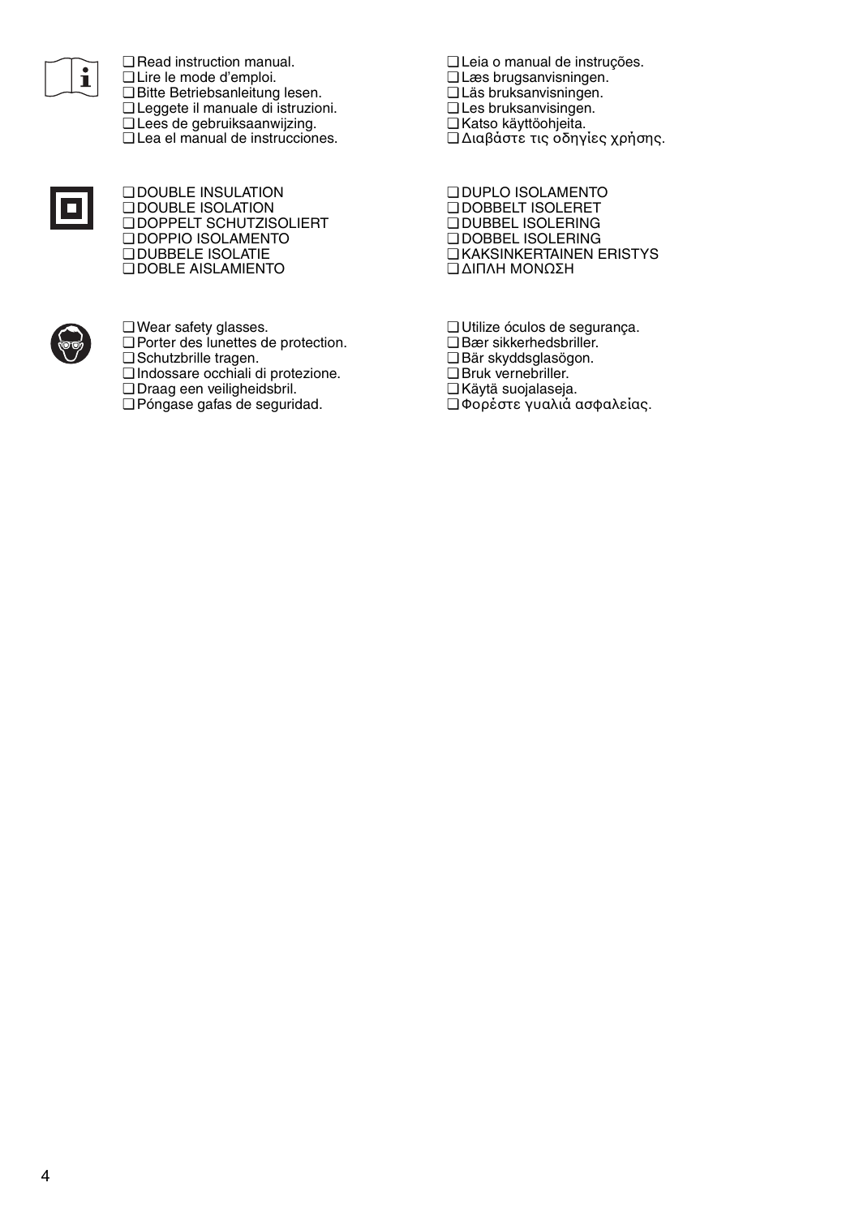❑ Read instruction manual.
❑ Lire le mode d'emploi.
❑ Bitte Betriebsanleitung lesen.
❑ Leggete il manuale di istruzioni.
❑ Lees de gebruiksaanwijzing.
❑ Lea el manual de instrucciones.
❑ Leia o manual de instruções.
❑ Læs brugsanvisningen.
❑ Läs bruksanvisningen.
❑ Les bruksanvisingen.
❑ Katso käyttöohjeita.
❑ Διαβάστε τις οδηγίες χρήσης.

❑ DOUBLE INSULATION
❑ DOUBLE ISOLATION
❑ DOPPELT SCHUTZISOLIERT
❑ DOPPIO ISOLAMENTO
❑ DUBBELE ISOLATIE
❑ DOBLE AISLAMIENTO
❑ DUPLO ISOLAMENTO
❑ DOBBELT ISOLERET
❑ DUBBEL ISOLERING
❑ DOBBEL ISOLERING
❑ KAKSINKERTAINEN ERISTYS
❑ ΔΙΠΛΗ ΜΟΝΩΣΗ

❑ Wear safety glasses.
❑ Porter des lunettes de protection.
❑ Schutzbrille tragen.
❑ Indossare occhiali di protezione.
❑ Draag een veiligheidsbril.
❑ Póngase gafas de seguridad.
❑ Utilize óculos de segurança.
❑ Bær sikkerhedsbriller.
❑ Bär skyddsglasögon.
❑ Bruk vernebriller.
❑ Käytä suojalaseja.
❑ Φορέστε γυαλιά ασφαλείας.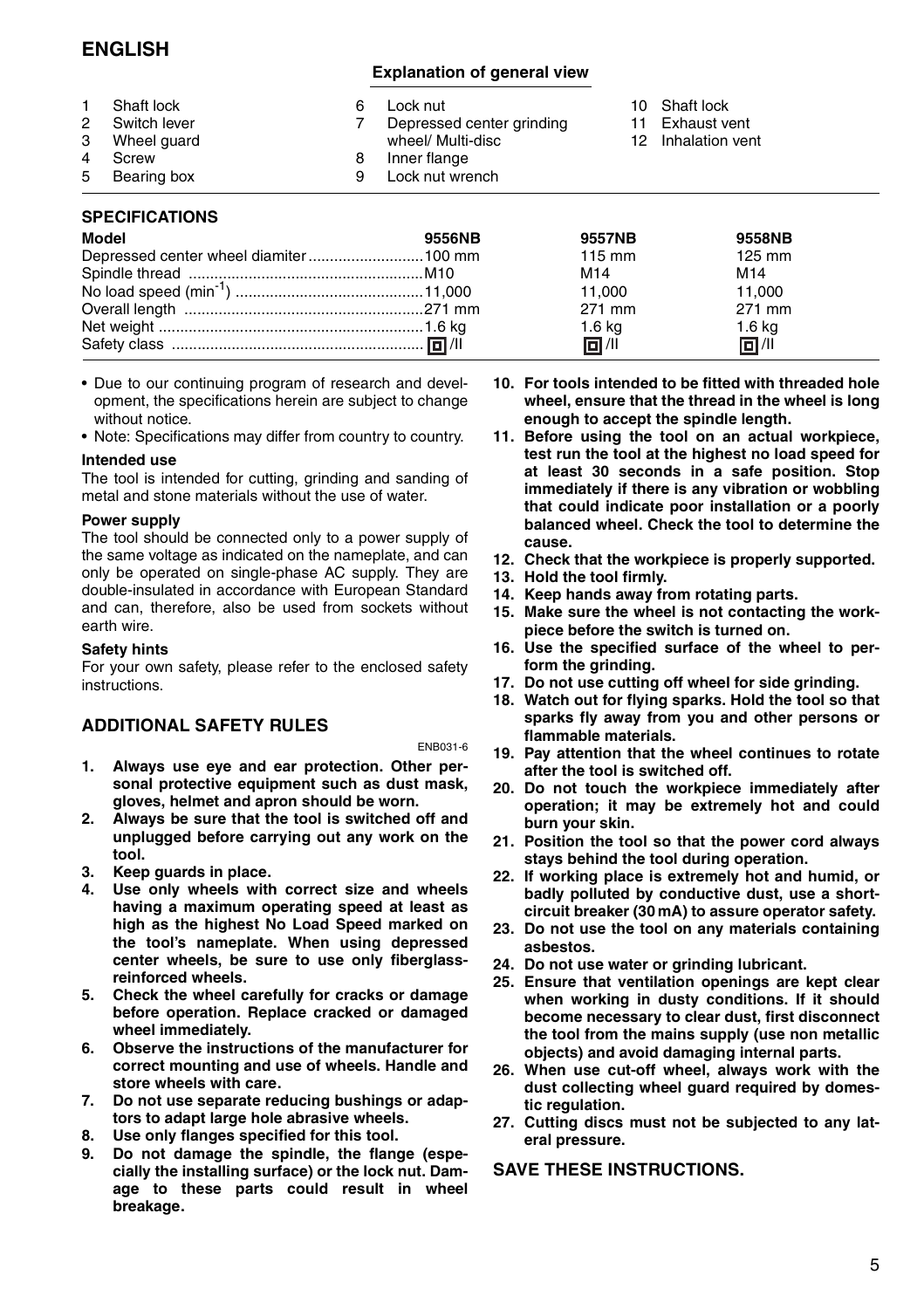# ENGLISH

## Explanation of general view

1. Shaft lock
2. Switch lever
3. Wheel guard
4. Screw
5. Bearing box
6. Lock nut
7. Depressed center grinding wheel/ Multi-disc
8. Inner flange
9. Lock nut wrench
10. Shaft lock
11. Exhaust vent
12. Inhalation vent

## SPECIFICATIONS

| Model | 9556NB | 9557NB | 9558NB |
|---|---|---|---|
| Depressed center wheel diamiter | 100 mm | 115 mm | 125 mm |
| Spindle thread | M10 | M14 | M14 |
| No load speed (min$^{-1}$) | 11,000 | 11,000 | 11,000 |
| Overall length | 271 mm | 271 mm | 271 mm |
| Net weight | 1.6 kg | 1.6 kg | 1.6 kg |
| Safety class | ▣/II | ▣/II | ▣/II |

- Due to our continuing program of research and development, the specifications herein are subject to change without notice.
- Note: Specifications may differ from country to country.

### Intended use

The tool is intended for cutting, grinding and sanding of metal and stone materials without the use of water.

### Power supply

The tool should be connected only to a power supply of the same voltage as indicated on the nameplate, and can only be operated on single-phase AC supply. They are double-insulated in accordance with European Standard and can, therefore, also be used from sockets without earth wire.

### Safety hints

For your own safety, please refer to the enclosed safety instructions.

## ADDITIONAL SAFETY RULES

ENB031-6

1. **Always use eye and ear protection. Other personal protective equipment such as dust mask, gloves, helmet and apron should be worn.**
2. **Always be sure that the tool is switched off and unplugged before carrying out any work on the tool.**
3. **Keep guards in place.**
4. **Use only wheels with correct size and wheels having a maximum operating speed at least as high as the highest No Load Speed marked on the tool's nameplate. When using depressed center wheels, be sure to use only fiberglass-reinforced wheels.**
5. **Check the wheel carefully for cracks or damage before operation. Replace cracked or damaged wheel immediately.**
6. **Observe the instructions of the manufacturer for correct mounting and use of wheels. Handle and store wheels with care.**
7. **Do not use separate reducing bushings or adaptors to adapt large hole abrasive wheels.**
8. **Use only flanges specified for this tool.**
9. **Do not damage the spindle, the flange (especially the installing surface) or the lock nut. Damage to these parts could result in wheel breakage.**
10. **For tools intended to be fitted with threaded hole wheel, ensure that the thread in the wheel is long enough to accept the spindle length.**
11. **Before using the tool on an actual workpiece, test run the tool at the highest no load speed for at least 30 seconds in a safe position. Stop immediately if there is any vibration or wobbling that could indicate poor installation or a poorly balanced wheel. Check the tool to determine the cause.**
12. **Check that the workpiece is properly supported.**
13. **Hold the tool firmly.**
14. **Keep hands away from rotating parts.**
15. **Make sure the wheel is not contacting the workpiece before the switch is turned on.**
16. **Use the specified surface of the wheel to perform the grinding.**
17. **Do not use cutting off wheel for side grinding.**
18. **Watch out for flying sparks. Hold the tool so that sparks fly away from you and other persons or flammable materials.**
19. **Pay attention that the wheel continues to rotate after the tool is switched off.**
20. **Do not touch the workpiece immediately after operation; it may be extremely hot and could burn your skin.**
21. **Position the tool so that the power cord always stays behind the tool during operation.**
22. **If working place is extremely hot and humid, or badly polluted by conductive dust, use a short-circuit breaker (30 mA) to assure operator safety.**
23. **Do not use the tool on any materials containing asbestos.**
24. **Do not use water or grinding lubricant.**
25. **Ensure that ventilation openings are kept clear when working in dusty conditions. If it should become necessary to clear dust, first disconnect the tool from the mains supply (use non metallic objects) and avoid damaging internal parts.**
26. **When use cut-off wheel, always work with the dust collecting wheel guard required by domestic regulation.**
27. **Cutting discs must not be subjected to any lateral pressure.**

## SAVE THESE INSTRUCTIONS.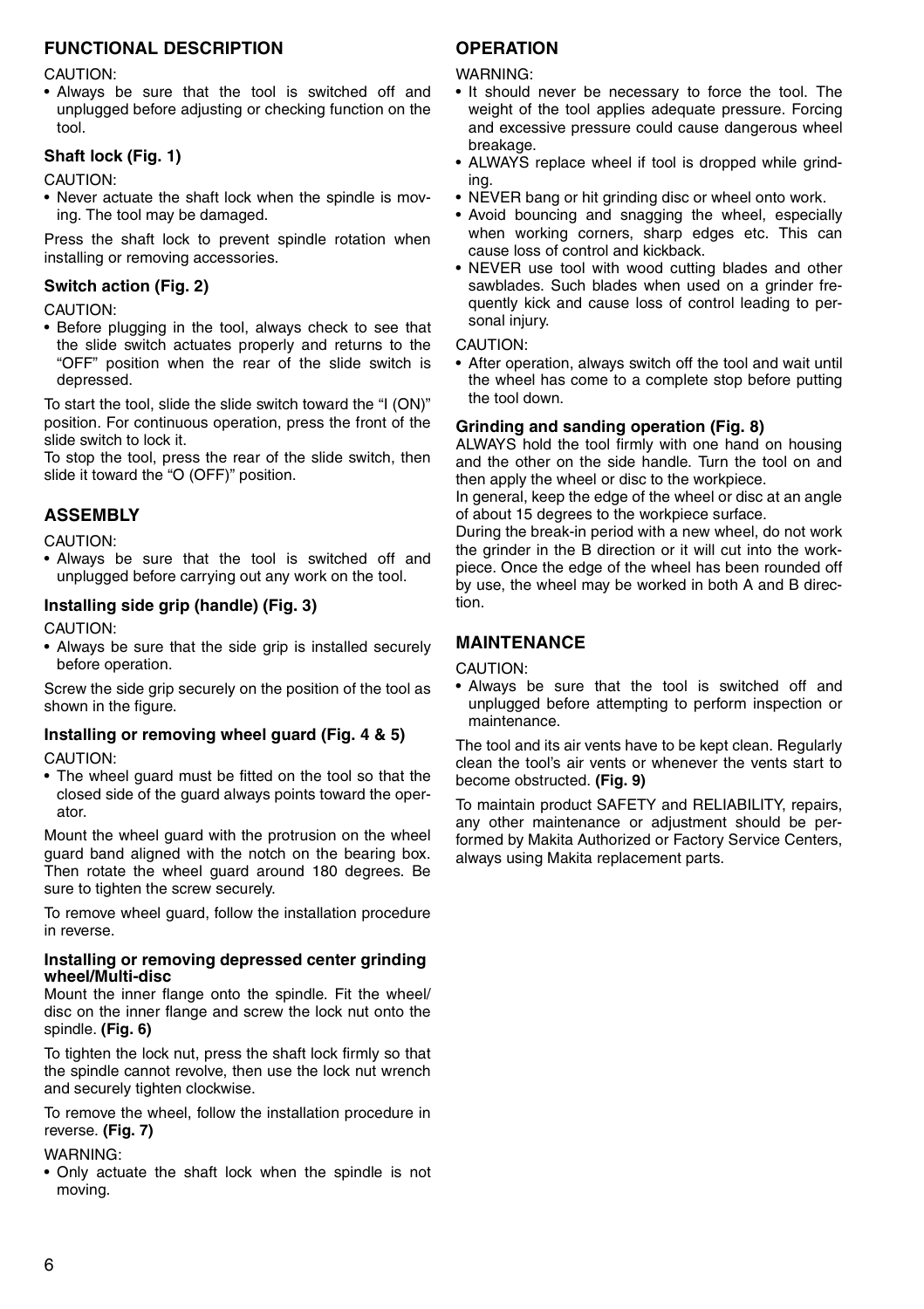## FUNCTIONAL DESCRIPTION

CAUTION:

- Always be sure that the tool is switched off and unplugged before adjusting or checking function on the tool.

### Shaft lock (Fig. 1)

CAUTION:

- Never actuate the shaft lock when the spindle is moving. The tool may be damaged.

Press the shaft lock to prevent spindle rotation when installing or removing accessories.

### Switch action (Fig. 2)

CAUTION:

- Before plugging in the tool, always check to see that the slide switch actuates properly and returns to the "OFF" position when the rear of the slide switch is depressed.

To start the tool, slide the slide switch toward the "I (ON)" position. For continuous operation, press the front of the slide switch to lock it.

To stop the tool, press the rear of the slide switch, then slide it toward the "O (OFF)" position.

## ASSEMBLY

CAUTION:

- Always be sure that the tool is switched off and unplugged before carrying out any work on the tool.

### Installing side grip (handle) (Fig. 3)

CAUTION:

- Always be sure that the side grip is installed securely before operation.

Screw the side grip securely on the position of the tool as shown in the figure.

### Installing or removing wheel guard (Fig. 4 & 5)

CAUTION:

- The wheel guard must be fitted on the tool so that the closed side of the guard always points toward the operator.

Mount the wheel guard with the protrusion on the wheel guard band aligned with the notch on the bearing box. Then rotate the wheel guard around 180 degrees. Be sure to tighten the screw securely.

To remove wheel guard, follow the installation procedure in reverse.

### Installing or removing depressed center grinding wheel/Multi-disc

Mount the inner flange onto the spindle. Fit the wheel/disc on the inner flange and screw the lock nut onto the spindle. **(Fig. 6)**

To tighten the lock nut, press the shaft lock firmly so that the spindle cannot revolve, then use the lock nut wrench and securely tighten clockwise.

To remove the wheel, follow the installation procedure in reverse. **(Fig. 7)**

WARNING:

- Only actuate the shaft lock when the spindle is not moving.

## OPERATION

WARNING:

- It should never be necessary to force the tool. The weight of the tool applies adequate pressure. Forcing and excessive pressure could cause dangerous wheel breakage.
- ALWAYS replace wheel if tool is dropped while grinding.
- NEVER bang or hit grinding disc or wheel onto work.
- Avoid bouncing and snagging the wheel, especially when working corners, sharp edges etc. This can cause loss of control and kickback.
- NEVER use tool with wood cutting blades and other sawblades. Such blades when used on a grinder frequently kick and cause loss of control leading to personal injury.

CAUTION:

- After operation, always switch off the tool and wait until the wheel has come to a complete stop before putting the tool down.

### Grinding and sanding operation (Fig. 8)

ALWAYS hold the tool firmly with one hand on housing and the other on the side handle. Turn the tool on and then apply the wheel or disc to the workpiece.

In general, keep the edge of the wheel or disc at an angle of about 15 degrees to the workpiece surface.

During the break-in period with a new wheel, do not work the grinder in the B direction or it will cut into the workpiece. Once the edge of the wheel has been rounded off by use, the wheel may be worked in both A and B direction.

## MAINTENANCE

CAUTION:

- Always be sure that the tool is switched off and unplugged before attempting to perform inspection or maintenance.

The tool and its air vents have to be kept clean. Regularly clean the tool's air vents or whenever the vents start to become obstructed. **(Fig. 9)**

To maintain product SAFETY and RELIABILITY, repairs, any other maintenance or adjustment should be performed by Makita Authorized or Factory Service Centers, always using Makita replacement parts.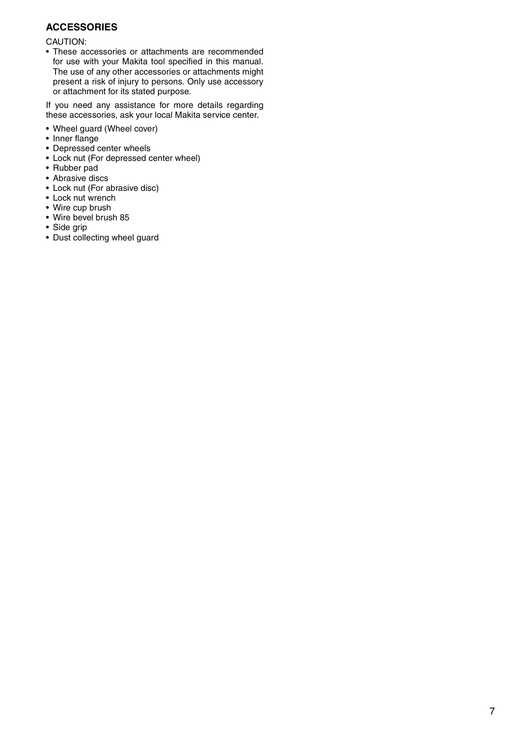## ACCESSORIES

CAUTION:

- These accessories or attachments are recommended for use with your Makita tool specified in this manual. The use of any other accessories or attachments might present a risk of injury to persons. Only use accessory or attachment for its stated purpose.

If you need any assistance for more details regarding these accessories, ask your local Makita service center.

- Wheel guard (Wheel cover)
- Inner flange
- Depressed center wheels
- Lock nut (For depressed center wheel)
- Rubber pad
- Abrasive discs
- Lock nut (For abrasive disc)
- Lock nut wrench
- Wire cup brush
- Wire bevel brush 85
- Side grip
- Dust collecting wheel guard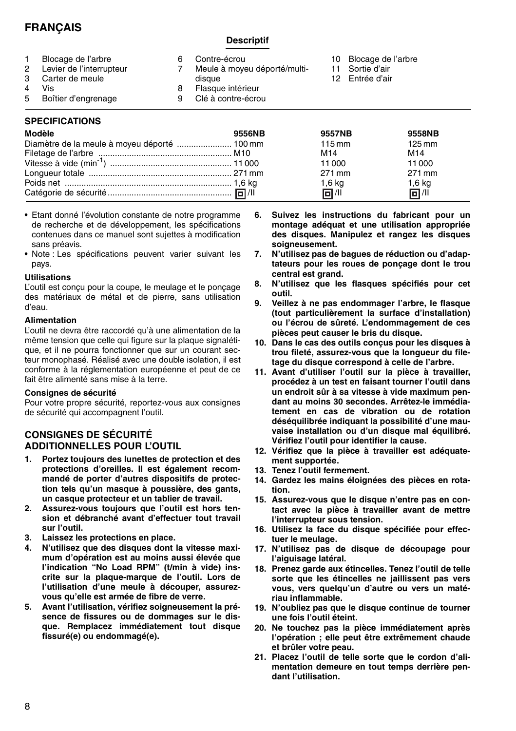# FRANÇAIS

## Descriptif

1. Blocage de l'arbre
2. Levier de l'interrupteur
3. Carter de meule
4. Vis
5. Boîtier d'engrenage
6. Contre-écrou
7. Meule à moyeu déporté/multi-disque
8. Flasque intérieur
9. Clé à contre-écrou
10. Blocage de l'arbre
11. Sortie d'air
12. Entrée d'air

## SPECIFICATIONS

| Modèle | 9556NB | 9557NB | 9558NB |
|---|---|---|---|
| Diamètre de la meule à moyeu déporté | 100 mm | 115 mm | 125 mm |
| Filetage de l'arbre | M10 | M14 | M14 |
| Vitesse à vide ($min^{-1}$) | 11 000 | 11 000 | 11 000 |
| Longueur totale | 271 mm | 271 mm | 271 mm |
| Poids net | 1,6 kg | 1,6 kg | 1,6 kg |
| Catégorie de sécurité | ⧈/II | ⧈/II | ⧈/II |

- Etant donné l'évolution constante de notre programme de recherche et de développement, les spécifications contenues dans ce manuel sont sujettes à modification sans préavis.
- Note : Les spécifications peuvent varier suivant les pays.

### Utilisations

L'outil est conçu pour la coupe, le meulage et le ponçage des matériaux de métal et de pierre, sans utilisation d'eau.

### Alimentation

L'outil ne devra être raccordé qu'à une alimentation de la même tension que celle qui figure sur la plaque signalétique, et il ne pourra fonctionner que sur un courant secteur monophasé. Réalisé avec une double isolation, il est conforme à la réglementation européenne et peut de ce fait être alimenté sans mise à la terre.

### Consignes de sécurité

Pour votre propre sécurité, reportez-vous aux consignes de sécurité qui accompagnent l'outil.

## CONSIGNES DE SÉCURITÉ ADDITIONNELLES POUR L'OUTIL

1. **Portez toujours des lunettes de protection et des protections d'oreilles. Il est également recommandé de porter d'autres dispositifs de protection tels qu'un masque à poussière, des gants, un casque protecteur et un tablier de travail.**
2. **Assurez-vous toujours que l'outil est hors tension et débranché avant d'effectuer tout travail sur l'outil.**
3. **Laissez les protections en place.**
4. **N'utilisez que des disques dont la vitesse maximum d'opération est au moins aussi élevée que l'indication "No Load RPM" (t/min à vide) inscrite sur la plaque-marque de l'outil. Lors de l'utilisation d'une meule à découper, assurez-vous qu'elle est armée de fibre de verre.**
5. **Avant l'utilisation, vérifiez soigneusement la présence de fissures ou de dommages sur le disque. Remplacez immédiatement tout disque fissuré(e) ou endommagé(e).**
6. **Suivez les instructions du fabricant pour un montage adéquat et une utilisation appropriée des disques. Manipulez et rangez les disques soigneusement.**
7. **N'utilisez pas de bagues de réduction ou d'adaptateurs pour les roues de ponçage dont le trou central est grand.**
8. **N'utilisez que les flasques spécifiés pour cet outil.**
9. **Veillez à ne pas endommager l'arbre, le flasque (tout particulièrement la surface d'installation) ou l'écrou de sûreté. L'endommagement de ces pièces peut causer le bris du disque.**
10. **Dans le cas des outils conçus pour les disques à trou fileté, assurez-vous que la longueur du filetage du disque correspond à celle de l'arbre.**
11. **Avant d'utiliser l'outil sur la pièce à travailler, procédez à un test en faisant tourner l'outil dans un endroit sûr à sa vitesse à vide maximum pendant au moins 30 secondes. Arrêtez-le immédiatement en cas de vibration ou de rotation déséquilibrée indiquant la possibilité d'une mauvaise installation ou d'un disque mal équilibré. Vérifiez l'outil pour identifier la cause.**
12. **Vérifiez que la pièce à travailler est adéquatement supportée.**
13. **Tenez l'outil fermement.**
14. **Gardez les mains éloignées des pièces en rotation.**
15. **Assurez-vous que le disque n'entre pas en contact avec la pièce à travailler avant de mettre l'interrupteur sous tension.**
16. **Utilisez la face du disque spécifiée pour effectuer le meulage.**
17. **N'utilisez pas de disque de découpage pour l'aiguisage latéral.**
18. **Prenez garde aux étincelles. Tenez l'outil de telle sorte que les étincelles ne jaillissent pas vers vous, vers quelqu'un d'autre ou vers un matériau inflammable.**
19. **N'oubliez pas que le disque continue de tourner une fois l'outil éteint.**
20. **Ne touchez pas la pièce immédiatement après l'opération ; elle peut être extrêmement chaude et brûler votre peau.**
21. **Placez l'outil de telle sorte que le cordon d'alimentation demeure en tout temps derrière pendant l'utilisation.**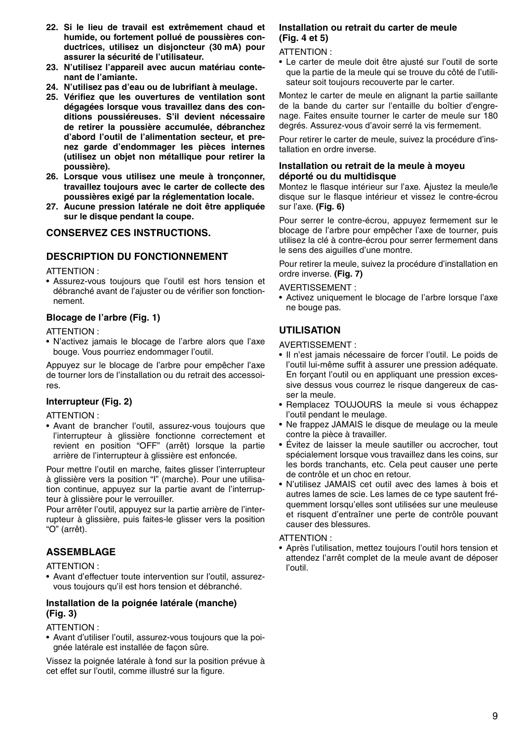22. **Si le lieu de travail est extrêmement chaud et humide, ou fortement pollué de poussières conductrices, utilisez un disjoncteur (30 mA) pour assurer la sécurité de l'utilisateur.**
23. **N'utilisez l'appareil avec aucun matériau contenant de l'amiante.**
24. **N'utilisez pas d'eau ou de lubrifiant à meulage.**
25. **Vérifiez que les ouvertures de ventilation sont dégagées lorsque vous travaillez dans des conditions poussiéreuses. S'il devient nécessaire de retirer la poussière accumulée, débranchez d'abord l'outil de l'alimentation secteur, et prenez garde d'endommager les pièces internes (utilisez un objet non métallique pour retirer la poussière).**
26. **Lorsque vous utilisez une meule à tronçonner, travaillez toujours avec le carter de collecte des poussières exigé par la réglementation locale.**
27. **Aucune pression latérale ne doit être appliquée sur le disque pendant la coupe.**

## CONSERVEZ CES INSTRUCTIONS.

## DESCRIPTION DU FONCTIONNEMENT

ATTENTION :

- Assurez-vous toujours que l'outil est hors tension et débranché avant de l'ajuster ou de vérifier son fonctionnement.

### Blocage de l'arbre (Fig. 1)

ATTENTION :

- N'activez jamais le blocage de l'arbre alors que l'axe bouge. Vous pourriez endommager l'outil.

Appuyez sur le blocage de l'arbre pour empêcher l'axe de tourner lors de l'installation ou du retrait des accessoires.

### Interrupteur (Fig. 2)

ATTENTION :

- Avant de brancher l'outil, assurez-vous toujours que l'interrupteur à glissière fonctionne correctement et revient en position "OFF" (arrêt) lorsque la partie arrière de l'interrupteur à glissière est enfoncée.

Pour mettre l'outil en marche, faites glisser l'interrupteur à glissière vers la position "I" (marche). Pour une utilisation continue, appuyez sur la partie avant de l'interrupteur à glissière pour le verrouiller.
Pour arrêter l'outil, appuyez sur la partie arrière de l'interrupteur à glissière, puis faites-le glisser vers la position "O" (arrêt).

## ASSEMBLAGE

ATTENTION :

- Avant d'effectuer toute intervention sur l'outil, assurez-vous toujours qu'il est hors tension et débranché.

### Installation de la poignée latérale (manche) (Fig. 3)

ATTENTION :

- Avant d'utiliser l'outil, assurez-vous toujours que la poignée latérale est installée de façon sûre.

Vissez la poignée latérale à fond sur la position prévue à cet effet sur l'outil, comme illustré sur la figure.

### Installation ou retrait du carter de meule (Fig. 4 et 5)

ATTENTION :

- Le carter de meule doit être ajusté sur l'outil de sorte que la partie de la meule qui se trouve du côté de l'utilisateur soit toujours recouverte par le carter.

Montez le carter de meule en alignant la partie saillante de la bande du carter sur l'entaille du boîtier d'engrenage. Faites ensuite tourner le carter de meule sur 180 degrés. Assurez-vous d'avoir serré la vis fermement.

Pour retirer le carter de meule, suivez la procédure d'installation en ordre inverse.

### Installation ou retrait de la meule à moyeu déporté ou du multidisque

Montez le flasque intérieur sur l'axe. Ajustez la meule/le disque sur le flasque intérieur et vissez le contre-écrou sur l'axe. **(Fig. 6)**

Pour serrer le contre-écrou, appuyez fermement sur le blocage de l'arbre pour empêcher l'axe de tourner, puis utilisez la clé à contre-écrou pour serrer fermement dans le sens des aiguilles d'une montre.

Pour retirer la meule, suivez la procédure d'installation en ordre inverse. **(Fig. 7)**

AVERTISSEMENT :

- Activez uniquement le blocage de l'arbre lorsque l'axe ne bouge pas.

## UTILISATION

AVERTISSEMENT :

- Il n'est jamais nécessaire de forcer l'outil. Le poids de l'outil lui-même suffit à assurer une pression adéquate. En forçant l'outil ou en appliquant une pression excessive dessus vous courrez le risque dangereux de casser la meule.
- Remplacez TOUJOURS la meule si vous échappez l'outil pendant le meulage.
- Ne frappez JAMAIS le disque de meulage ou la meule contre la pièce à travailler.
- Évitez de laisser la meule sautiller ou accrocher, tout spécialement lorsque vous travaillez dans les coins, sur les bords tranchants, etc. Cela peut causer une perte de contrôle et un choc en retour.
- N'utilisez JAMAIS cet outil avec des lames à bois et autres lames de scie. Les lames de ce type sautent fréquemment lorsqu'elles sont utilisées sur une meuleuse et risquent d'entraîner une perte de contrôle pouvant causer des blessures.

ATTENTION :

- Après l'utilisation, mettez toujours l'outil hors tension et attendez l'arrêt complet de la meule avant de déposer l'outil.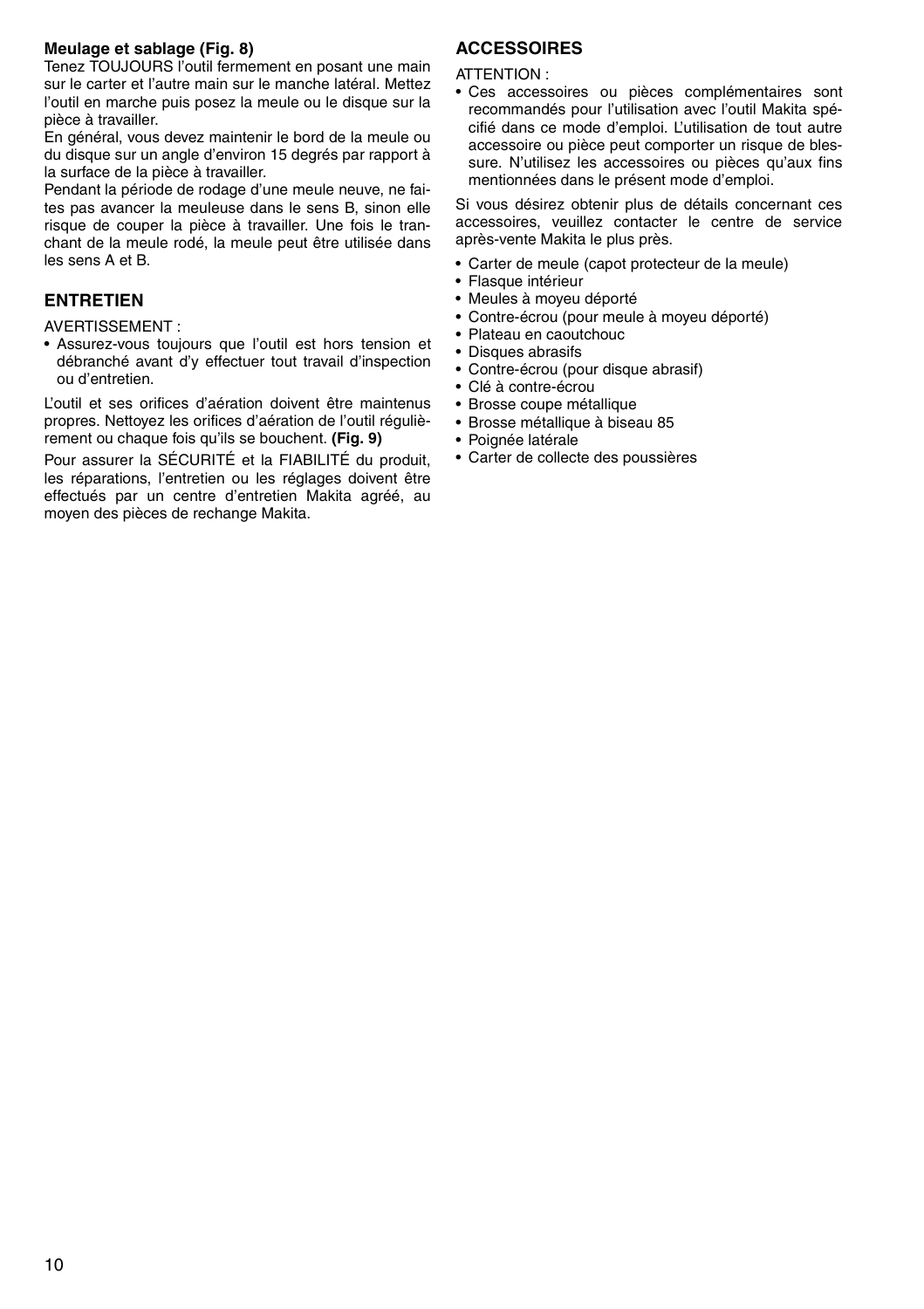**Meulage et sablage (Fig. 8)**

Tenez TOUJOURS l'outil fermement en posant une main sur le carter et l'autre main sur le manche latéral. Mettez l'outil en marche puis posez la meule ou le disque sur la pièce à travailler.

En général, vous devez maintenir le bord de la meule ou du disque sur un angle d'environ 15 degrés par rapport à la surface de la pièce à travailler.

Pendant la période de rodage d'une meule neuve, ne faites pas avancer la meuleuse dans le sens B, sinon elle risque de couper la pièce à travailler. Une fois le tranchant de la meule rodé, la meule peut être utilisée dans les sens A et B.

## ENTRETIEN

AVERTISSEMENT :

- Assurez-vous toujours que l'outil est hors tension et débranché avant d'y effectuer tout travail d'inspection ou d'entretien.

L'outil et ses orifices d'aération doivent être maintenus propres. Nettoyez les orifices d'aération de l'outil régulièrement ou chaque fois qu'ils se bouchent. **(Fig. 9)**

Pour assurer la SÉCURITÉ et la FIABILITÉ du produit, les réparations, l'entretien ou les réglages doivent être effectués par un centre d'entretien Makita agréé, au moyen des pièces de rechange Makita.

## ACCESSOIRES

ATTENTION :

- Ces accessoires ou pièces complémentaires sont recommandés pour l'utilisation avec l'outil Makita spécifié dans ce mode d'emploi. L'utilisation de tout autre accessoire ou pièce peut comporter un risque de blessure. N'utilisez les accessoires ou pièces qu'aux fins mentionnées dans le présent mode d'emploi.

Si vous désirez obtenir plus de détails concernant ces accessoires, veuillez contacter le centre de service après-vente Makita le plus près.

- Carter de meule (capot protecteur de la meule)
- Flasque intérieur
- Meules à moyeu déporté
- Contre-écrou (pour meule à moyeu déporté)
- Plateau en caoutchouc
- Disques abrasifs
- Contre-écrou (pour disque abrasif)
- Clé à contre-écrou
- Brosse coupe métallique
- Brosse métallique à biseau 85
- Poignée latérale
- Carter de collecte des poussières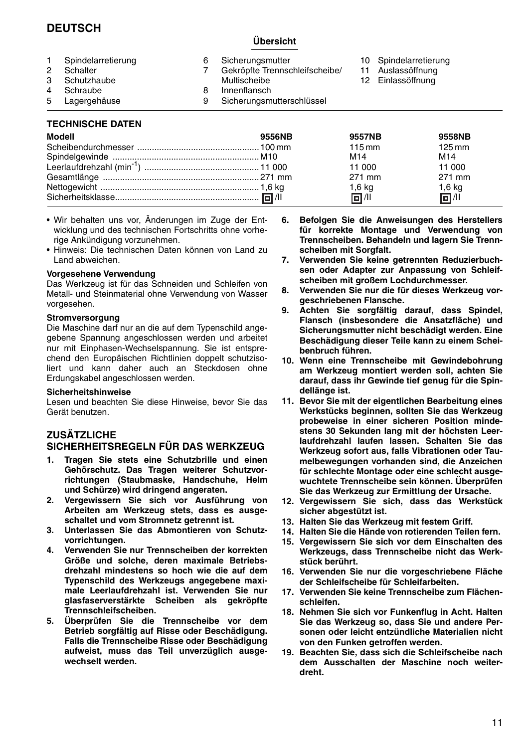# DEUTSCH

### Übersicht

1 Spindelarretierung
2 Schalter
3 Schutzhaube
4 Schraube
5 Lagergehäuse
6 Sicherungsmutter
7 Gekröpfte Trennschleifscheibe/ Multischeibe
8 Innenflansch
9 Sicherungsmutterschlüssel
10 Spindelarretierung
11 Auslassöffnung
12 Einlassöffnung

## TECHNISCHE DATEN

| Modell | 9556NB | 9557NB | 9558NB |
|---|---|---|---|
| Scheibendurchmesser | 100 mm | 115 mm | 125 mm |
| Spindelgewinde | M10 | M14 | M14 |
| Leerlaufdrehzahl ($min^{-1}$) | 11 000 | 11 000 | 11 000 |
| Gesamtlänge | 271 mm | 271 mm | 271 mm |
| Nettogewicht | 1,6 kg | 1,6 kg | 1,6 kg |
| Sicherheitsklasse | ⧈/II | ⧈/II | ⧈/II |

- Wir behalten uns vor, Änderungen im Zuge der Entwicklung und des technischen Fortschritts ohne vorherige Ankündigung vorzunehmen.
- Hinweis: Die technischen Daten können von Land zu Land abweichen.

**Vorgesehene Verwendung**

Das Werkzeug ist für das Schneiden und Schleifen von Metall- und Steinmaterial ohne Verwendung von Wasser vorgesehen.

**Stromversorgung**

Die Maschine darf nur an die auf dem Typenschild angegebene Spannung angeschlossen werden und arbeitet nur mit Einphasen-Wechselspannung. Sie ist entsprechend den Europäischen Richtlinien doppelt schutzisoliert und kann daher auch an Steckdosen ohne Erdungskabel angeschlossen werden.

**Sicherheitshinweise**

Lesen und beachten Sie diese Hinweise, bevor Sie das Gerät benutzen.

## ZUSÄTZLICHE SICHERHEITSREGELN FÜR DAS WERKZEUG

1. **Tragen Sie stets eine Schutzbrille und einen Gehörschutz. Das Tragen weiterer Schutzvorrichtungen (Staubmaske, Handschuhe, Helm und Schürze) wird dringend angeraten.**
2. **Vergewissern Sie sich vor Ausführung von Arbeiten am Werkzeug stets, dass es ausgeschaltet und vom Stromnetz getrennt ist.**
3. **Unterlassen Sie das Abmontieren von Schutzvorrichtungen.**
4. **Verwenden Sie nur Trennscheiben der korrekten Größe und solche, deren maximale Betriebsdrehzahl mindestens so hoch wie die auf dem Typenschild des Werkzeugs angegebene maximale Leerlaufdrehzahl ist. Verwenden Sie nur glasfaserverstärkte Scheiben als gekröpfte Trennschleifscheiben.**
5. **Überprüfen Sie die Trennscheibe vor dem Betrieb sorgfältig auf Risse oder Beschädigung. Falls die Trennscheibe Risse oder Beschädigung aufweist, muss das Teil unverzüglich ausgewechselt werden.**
6. **Befolgen Sie die Anweisungen des Herstellers für korrekte Montage und Verwendung von Trennscheiben. Behandeln und lagern Sie Trennscheiben mit Sorgfalt.**
7. **Verwenden Sie keine getrennten Reduzierbuchsen oder Adapter zur Anpassung von Schleifscheiben mit großem Lochdurchmesser.**
8. **Verwenden Sie nur die für dieses Werkzeug vorgeschriebenen Flansche.**
9. **Achten Sie sorgfältig darauf, dass Spindel, Flansch (insbesondere die Ansatzfläche) und Sicherungsmutter nicht beschädigt werden. Eine Beschädigung dieser Teile kann zu einem Scheibenbruch führen.**
10. **Wenn eine Trennscheibe mit Gewindebohrung am Werkzeug montiert werden soll, achten Sie darauf, dass ihr Gewinde tief genug für die Spindellänge ist.**
11. **Bevor Sie mit der eigentlichen Bearbeitung eines Werkstücks beginnen, sollten Sie das Werkzeug probeweise in einer sicheren Position mindestens 30 Sekunden lang mit der höchsten Leerlaufdrehzahl laufen lassen. Schalten Sie das Werkzeug sofort aus, falls Vibrationen oder Taumelbewegungen vorhanden sind, die Anzeichen für schlechte Montage oder eine schlecht ausgewuchtete Trennscheibe sein können. Überprüfen Sie das Werkzeug zur Ermittlung der Ursache.**
12. **Vergewissern Sie sich, dass das Werkstück sicher abgestützt ist.**
13. **Halten Sie das Werkzeug mit festem Griff.**
14. **Halten Sie die Hände von rotierenden Teilen fern.**
15. **Vergewissern Sie sich vor dem Einschalten des Werkzeugs, dass Trennscheibe nicht das Werkstück berührt.**
16. **Verwenden Sie nur die vorgeschriebene Fläche der Schleifscheibe für Schleifarbeiten.**
17. **Verwenden Sie keine Trennscheibe zum Flächenschleifen.**
18. **Nehmen Sie sich vor Funkenflug in Acht. Halten Sie das Werkzeug so, dass Sie und andere Personen oder leicht entzündliche Materialien nicht von den Funken getroffen werden.**
19. **Beachten Sie, dass sich die Schleifscheibe nach dem Ausschalten der Maschine noch weiterdreht.**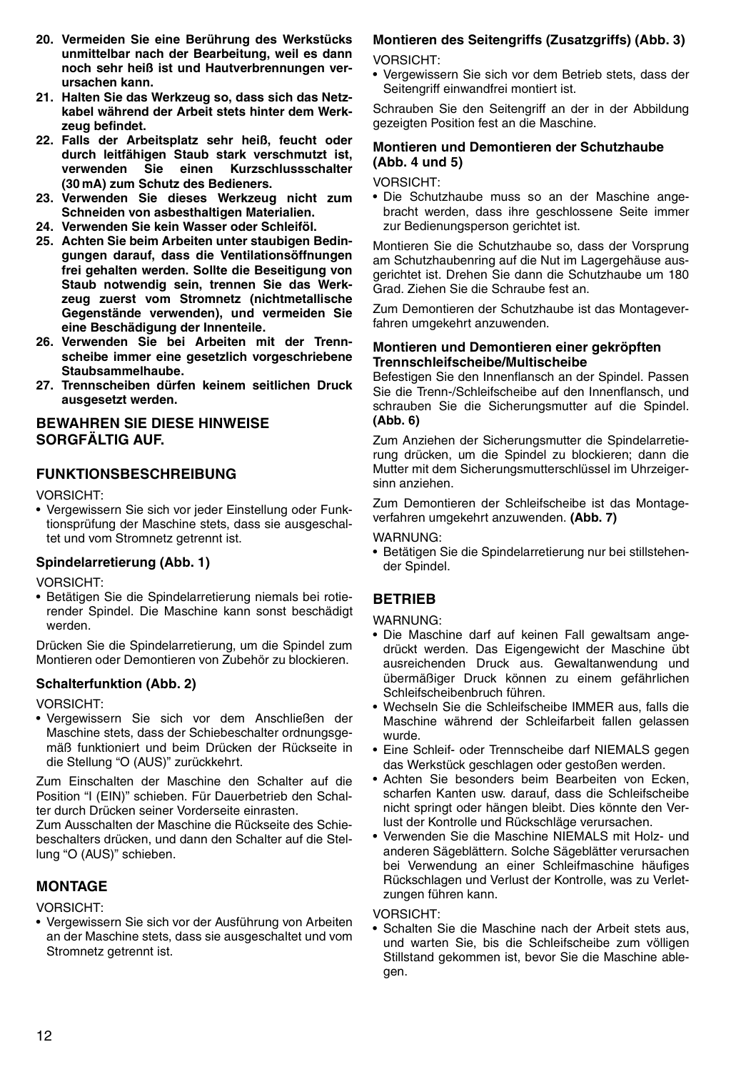20. **Vermeiden Sie eine Berührung des Werkstücks unmittelbar nach der Bearbeitung, weil es dann noch sehr heiß ist und Hautverbrennungen verursachen kann.**
21. **Halten Sie das Werkzeug so, dass sich das Netzkabel während der Arbeit stets hinter dem Werkzeug befindet.**
22. **Falls der Arbeitsplatz sehr heiß, feucht oder durch leitfähigen Staub stark verschmutzt ist, verwenden Sie einen Kurzschlussschalter (30 mA) zum Schutz des Bedieners.**
23. **Verwenden Sie dieses Werkzeug nicht zum Schneiden von asbesthaltigen Materialien.**
24. **Verwenden Sie kein Wasser oder Schleiföl.**
25. **Achten Sie beim Arbeiten unter staubigen Bedingungen darauf, dass die Ventilationsöffnungen frei gehalten werden. Sollte die Beseitigung von Staub notwendig sein, trennen Sie das Werkzeug zuerst vom Stromnetz (nichtmetallische Gegenstände verwenden), und vermeiden Sie eine Beschädigung der Innenteile.**
26. **Verwenden Sie bei Arbeiten mit der Trennscheibe immer eine gesetzlich vorgeschriebene Staubsammelhaube.**
27. **Trennscheiben dürfen keinem seitlichen Druck ausgesetzt werden.**

## BEWAHREN SIE DIESE HINWEISE SORGFÄLTIG AUF.

## FUNKTIONSBESCHREIBUNG

VORSICHT:
- Vergewissern Sie sich vor jeder Einstellung oder Funktionsprüfung der Maschine stets, dass sie ausgeschaltet und vom Stromnetz getrennt ist.

### Spindelarretierung (Abb. 1)

VORSICHT:
- Betätigen Sie die Spindelarretierung niemals bei rotierender Spindel. Die Maschine kann sonst beschädigt werden.

Drücken Sie die Spindelarretierung, um die Spindel zum Montieren oder Demontieren von Zubehör zu blockieren.

### Schalterfunktion (Abb. 2)

VORSICHT:
- Vergewissern Sie sich vor dem Anschließen der Maschine stets, dass der Schiebeschalter ordnungsgemäß funktioniert und beim Drücken der Rückseite in die Stellung “O (AUS)” zurückkehrt.

Zum Einschalten der Maschine den Schalter auf die Position “I (EIN)” schieben. Für Dauerbetrieb den Schalter durch Drücken seiner Vorderseite einrasten.
Zum Ausschalten der Maschine die Rückseite des Schiebeschalters drücken, und dann den Schalter auf die Stellung “O (AUS)” schieben.

## MONTAGE

VORSICHT:
- Vergewissern Sie sich vor der Ausführung von Arbeiten an der Maschine stets, dass sie ausgeschaltet und vom Stromnetz getrennt ist.

### Montieren des Seitengriffs (Zusatzgriffs) (Abb. 3)

VORSICHT:
- Vergewissern Sie sich vor dem Betrieb stets, dass der Seitengriff einwandfrei montiert ist.

Schrauben Sie den Seitengriff an der in der Abbildung gezeigten Position fest an die Maschine.

### Montieren und Demontieren der Schutzhaube (Abb. 4 und 5)

VORSICHT:
- Die Schutzhaube muss so an der Maschine angebracht werden, dass ihre geschlossene Seite immer zur Bedienungsperson gerichtet ist.

Montieren Sie die Schutzhaube so, dass der Vorsprung am Schutzhaubenring auf die Nut im Lagergehäuse ausgerichtet ist. Drehen Sie dann die Schutzhaube um 180 Grad. Ziehen Sie die Schraube fest an.

Zum Demontieren der Schutzhaube ist das Montageverfahren umgekehrt anzuwenden.

### Montieren und Demontieren einer gekröpften Trennschleifscheibe/Multischeibe

Befestigen Sie den Innenflansch an der Spindel. Passen Sie die Trenn-/Schleifscheibe auf den Innenflansch, und schrauben Sie die Sicherungsmutter auf die Spindel. **(Abb. 6)**

Zum Anziehen der Sicherungsmutter die Spindelarretierung drücken, um die Spindel zu blockieren; dann die Mutter mit dem Sicherungsmutterschlüssel im Uhrzeigersinn anziehen.

Zum Demontieren der Schleifscheibe ist das Montageverfahren umgekehrt anzuwenden. **(Abb. 7)**

WARNUNG:
- Betätigen Sie die Spindelarretierung nur bei stillstehender Spindel.

## BETRIEB

WARNUNG:
- Die Maschine darf auf keinen Fall gewaltsam angedrückt werden. Das Eigengewicht der Maschine übt ausreichenden Druck aus. Gewaltanwendung und übermäßiger Druck können zu einem gefährlichen Schleifscheibenbruch führen.
- Wechseln Sie die Schleifscheibe IMMER aus, falls die Maschine während der Schleifarbeit fallen gelassen wurde.
- Eine Schleif- oder Trennscheibe darf NIEMALS gegen das Werkstück geschlagen oder gestoßen werden.
- Achten Sie besonders beim Bearbeiten von Ecken, scharfen Kanten usw. darauf, dass die Schleifscheibe nicht springt oder hängen bleibt. Dies könnte den Verlust der Kontrolle und Rückschläge verursachen.
- Verwenden Sie die Maschine NIEMALS mit Holz- und anderen Sägeblättern. Solche Sägeblätter verursachen bei Verwendung an einer Schleifmaschine häufiges Rückschlagen und Verlust der Kontrolle, was zu Verletzungen führen kann.

VORSICHT:
- Schalten Sie die Maschine nach der Arbeit stets aus, und warten Sie, bis die Schleifscheibe zum völligen Stillstand gekommen ist, bevor Sie die Maschine ablegen.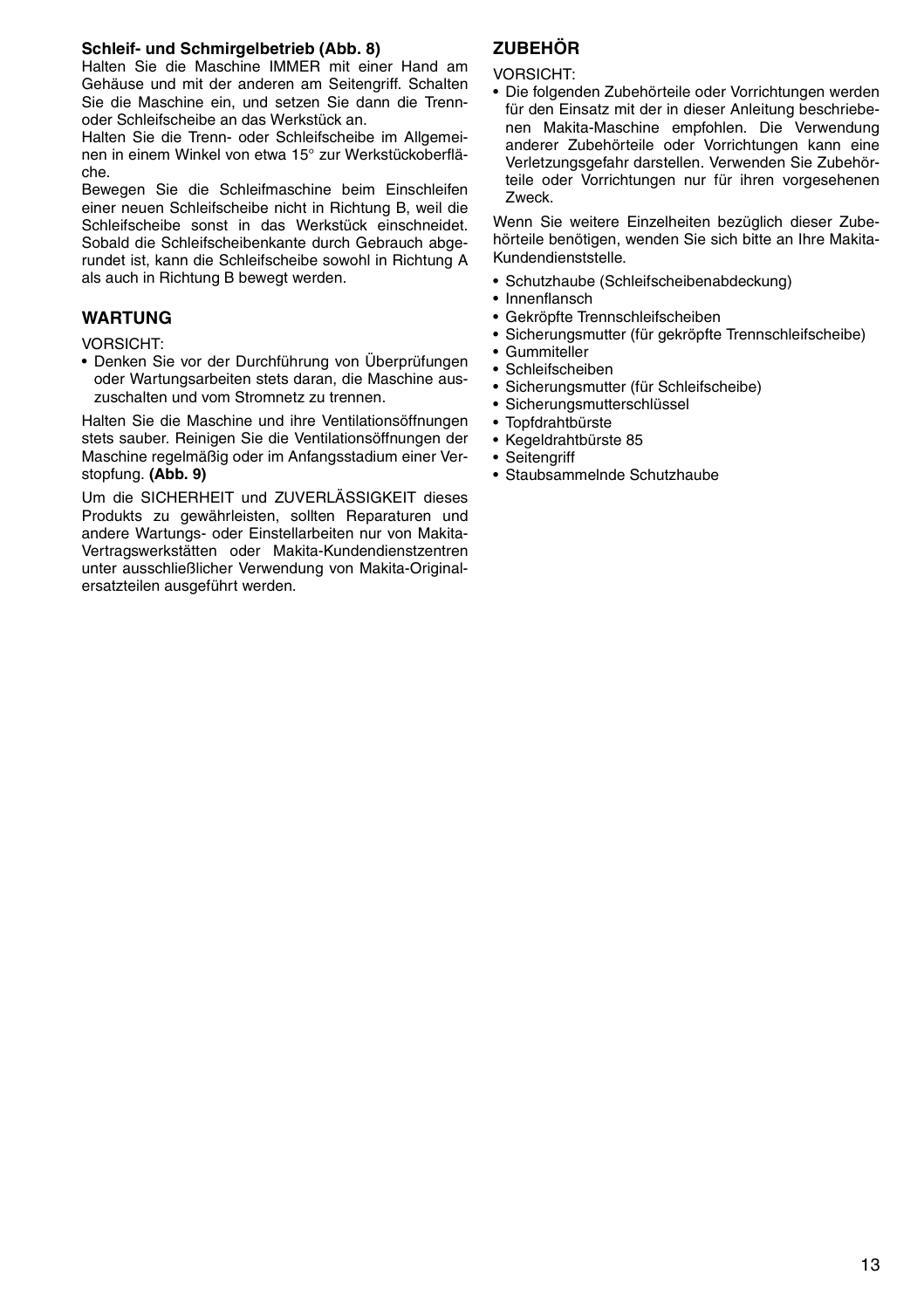**Schleif- und Schmirgelbetrieb (Abb. 8)**

Halten Sie die Maschine IMMER mit einer Hand am Gehäuse und mit der anderen am Seitengriff. Schalten Sie die Maschine ein, und setzen Sie dann die Trenn- oder Schleifscheibe an das Werkstück an.

Halten Sie die Trenn- oder Schleifscheibe im Allgemeinen in einem Winkel von etwa 15° zur Werkstückoberfläche.

Bewegen Sie die Schleifmaschine beim Einschleifen einer neuen Schleifscheibe nicht in Richtung B, weil die Schleifscheibe sonst in das Werkstück einschneidet. Sobald die Schleifscheibenkante durch Gebrauch abgerundet ist, kann die Schleifscheibe sowohl in Richtung A als auch in Richtung B bewegt werden.

## WARTUNG

VORSICHT:

- Denken Sie vor der Durchführung von Überprüfungen oder Wartungsarbeiten stets daran, die Maschine auszuschalten und vom Stromnetz zu trennen.

Halten Sie die Maschine und ihre Ventilationsöffnungen stets sauber. Reinigen Sie die Ventilationsöffnungen der Maschine regelmäßig oder im Anfangsstadium einer Verstopfung. **(Abb. 9)**

Um die SICHERHEIT und ZUVERLÄSSIGKEIT dieses Produkts zu gewährleisten, sollten Reparaturen und andere Wartungs- oder Einstellarbeiten nur von Makita-Vertragswerkstätten oder Makita-Kundendienstzentren unter ausschließlicher Verwendung von Makita-Originalersatzteilen ausgeführt werden.

## ZUBEHÖR

VORSICHT:

- Die folgenden Zubehörteile oder Vorrichtungen werden für den Einsatz mit der in dieser Anleitung beschriebenen Makita-Maschine empfohlen. Die Verwendung anderer Zubehörteile oder Vorrichtungen kann eine Verletzungsgefahr darstellen. Verwenden Sie Zubehörteile oder Vorrichtungen nur für ihren vorgesehenen Zweck.

Wenn Sie weitere Einzelheiten bezüglich dieser Zubehörteile benötigen, wenden Sie sich bitte an Ihre Makita-Kundendienststelle.

- Schutzhaube (Schleifscheibenabdeckung)
- Innenflansch
- Gekröpfte Trennschleifscheiben
- Sicherungsmutter (für gekröpfte Trennschleifscheibe)
- Gummiteller
- Schleifscheiben
- Sicherungsmutter (für Schleifscheibe)
- Sicherungsmutterschlüssel
- Topfdrahtbürste
- Kegeldrahtbürste 85
- Seitengriff
- Staubsammelnde Schutzhaube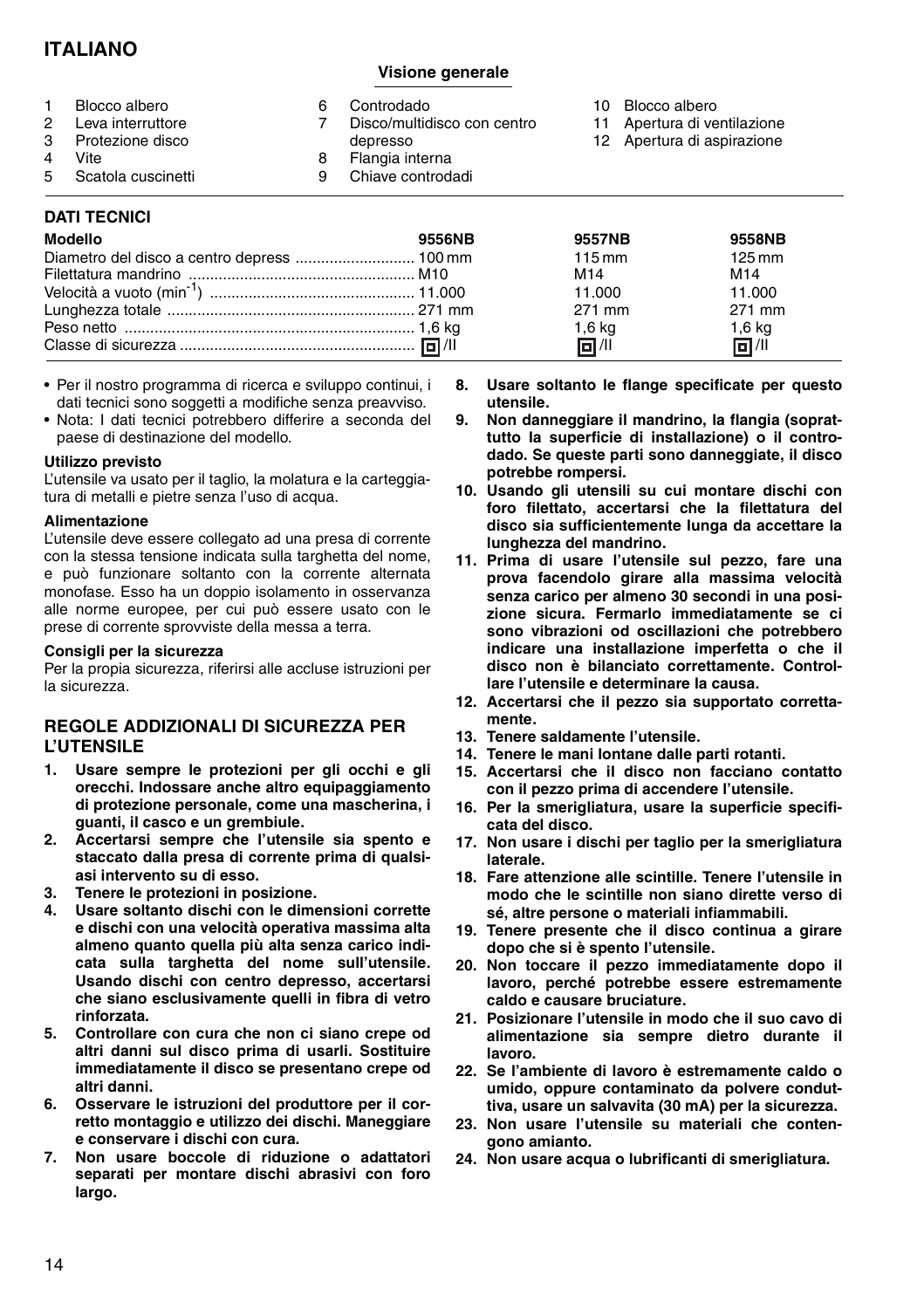# ITALIANO

## Visione generale

1. Blocco albero
2. Leva interruttore
3. Protezione disco
4. Vite
5. Scatola cuscinetti
6. Controdado
7. Disco/multidisco con centro depresso
8. Flangia interna
9. Chiave controdadi
10. Blocco albero
11. Apertura di ventilazione
12. Apertura di aspirazione

### DATI TECNICI

| Modello | 9556NB | 9557NB | 9558NB |
|---|---|---|---|
| Diametro del disco a centro depress | 100 mm | 115 mm | 125 mm |
| Filettatura mandrino | M10 | M14 | M14 |
| Velocità a vuoto (min$^{-1}$) | 11.000 | 11.000 | 11.000 |
| Lunghezza totale | 271 mm | 271 mm | 271 mm |
| Peso netto | 1,6 kg | 1,6 kg | 1,6 kg |
| Classe di sicurezza | ⧈/II | ⧈/II | ⧈/II |

- Per il nostro programma di ricerca e sviluppo continui, i dati tecnici sono soggetti a modifiche senza preavviso.
- Nota: I dati tecnici potrebbero differire a seconda del paese di destinazione del modello.

**Utilizzo previsto**

L'utensile va usato per il taglio, la molatura e la carteggiatura di metalli e pietre senza l'uso di acqua.

**Alimentazione**

L'utensile deve essere collegato ad una presa di corrente con la stessa tensione indicata sulla targhetta del nome, e può funzionare soltanto con la corrente alternata monofase. Esso ha un doppio isolamento in osservanza alle norme europee, per cui può essere usato con le prese di corrente sprovviste della messa a terra.

**Consigli per la sicurezza**

Per la propia sicurezza, riferirsi alle accluse istruzioni per la sicurezza.

### REGOLE ADDIZIONALI DI SICUREZZA PER L'UTENSILE

1. **Usare sempre le protezioni per gli occhi e gli orecchi. Indossare anche altro equipaggiamento di protezione personale, come una mascherina, i guanti, il casco e un grembiule.**
2. **Accertarsi sempre che l'utensile sia spento e staccato dalla presa di corrente prima di qualsiasi intervento su di esso.**
3. **Tenere le protezioni in posizione.**
4. **Usare soltanto dischi con le dimensioni corrette e dischi con una velocità operativa massima alta almeno quanto quella più alta senza carico indicata sulla targhetta del nome sull'utensile. Usando dischi con centro depresso, accertarsi che siano esclusivamente quelli in fibra di vetro rinforzata.**
5. **Controllare con cura che non ci siano crepe od altri danni sul disco prima di usarli. Sostituire immediatamente il disco se presentano crepe od altri danni.**
6. **Osservare le istruzioni del produttore per il corretto montaggio e utilizzo dei dischi. Maneggiare e conservare i dischi con cura.**
7. **Non usare boccole di riduzione o adattatori separati per montare dischi abrasivi con foro largo.**
8. **Usare soltanto le flange specificate per questo utensile.**
9. **Non danneggiare il mandrino, la flangia (soprattutto la superficie di installazione) o il controdado. Se queste parti sono danneggiate, il disco potrebbe rompersi.**
10. **Usando gli utensili su cui montare dischi con foro filettato, accertarsi che la filettatura del disco sia sufficientemente lunga da accettare la lunghezza del mandrino.**
11. **Prima di usare l'utensile sul pezzo, fare una prova facendolo girare alla massima velocità senza carico per almeno 30 secondi in una posizione sicura. Fermarlo immediatamente se ci sono vibrazioni od oscillazioni che potrebbero indicare una installazione imperfetta o che il disco non è bilanciato correttamente. Controllare l'utensile e determinare la causa.**
12. **Accertarsi che il pezzo sia supportato correttamente.**
13. **Tenere saldamente l'utensile.**
14. **Tenere le mani lontane dalle parti rotanti.**
15. **Accertarsi che il disco non facciano contatto con il pezzo prima di accendere l'utensile.**
16. **Per la smerigliatura, usare la superficie specificata del disco.**
17. **Non usare i dischi per taglio per la smerigliatura laterale.**
18. **Fare attenzione alle scintille. Tenere l'utensile in modo che le scintille non siano dirette verso di sé, altre persone o materiali infiammabili.**
19. **Tenere presente che il disco continua a girare dopo che si è spento l'utensile.**
20. **Non toccare il pezzo immediatamente dopo il lavoro, perché potrebbe essere estremamente caldo e causare bruciature.**
21. **Posizionare l'utensile in modo che il suo cavo di alimentazione sia sempre dietro durante il lavoro.**
22. **Se l'ambiente di lavoro è estremamente caldo o umido, oppure contaminato da polvere conduttiva, usare un salvavita (30 mA) per la sicurezza.**
23. **Non usare l'utensile su materiali che contengono amianto.**
24. **Non usare acqua o lubrificanti di smerigliatura.**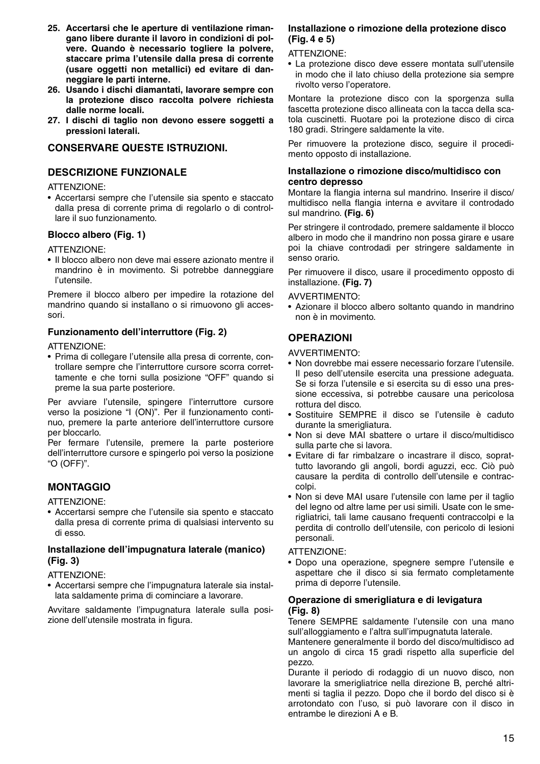**25. Accertarsi che le aperture di ventilazione rimangano libere durante il lavoro in condizioni di polvere. Quando è necessario togliere la polvere, staccare prima l'utensile dalla presa di corrente (usare oggetti non metallici) ed evitare di danneggiare le parti interne.**

**26. Usando i dischi diamantati, lavorare sempre con la protezione disco raccolta polvere richiesta dalle norme locali.**

**27. I dischi di taglio non devono essere soggetti a pressioni laterali.**

## CONSERVARE QUESTE ISTRUZIONI.

## DESCRIZIONE FUNZIONALE

ATTENZIONE:

- Accertarsi sempre che l'utensile sia spento e staccato dalla presa di corrente prima di regolarlo o di controllare il suo funzionamento.

### Blocco albero (Fig. 1)

ATTENZIONE:

- Il blocco albero non deve mai essere azionato mentre il mandrino è in movimento. Si potrebbe danneggiare l'utensile.

Premere il blocco albero per impedire la rotazione del mandrino quando si installano o si rimuovono gli accessori.

### Funzionamento dell'interruttore (Fig. 2)

ATTENZIONE:

- Prima di collegare l'utensile alla presa di corrente, controllare sempre che l'interruttore cursore scorra correttamente e che torni sulla posizione "OFF" quando si preme la sua parte posteriore.

Per avviare l'utensile, spingere l'interruttore cursore verso la posizione "I (ON)". Per il funzionamento continuo, premere la parte anteriore dell'interruttore cursore per bloccarlo.
Per fermare l'utensile, premere la parte posteriore dell'interruttore cursore e spingerlo poi verso la posizione "O (OFF)".

## MONTAGGIO

ATTENZIONE:

- Accertarsi sempre che l'utensile sia spento e staccato dalla presa di corrente prima di qualsiasi intervento su di esso.

### Installazione dell'impugnatura laterale (manico) (Fig. 3)

ATTENZIONE:

- Accertarsi sempre che l'impugnatura laterale sia installata saldamente prima di cominciare a lavorare.

Avvitare saldamente l'impugnatura laterale sulla posizione dell'utensile mostrata in figura.

### Installazione o rimozione della protezione disco (Fig. 4 e 5)

ATTENZIONE:

- La protezione disco deve essere montata sull'utensile in modo che il lato chiuso della protezione sia sempre rivolto verso l'operatore.

Montare la protezione disco con la sporgenza sulla fascetta protezione disco allineata con la tacca della scatola cuscinetti. Ruotare poi la protezione disco di circa 180 gradi. Stringere saldamente la vite.

Per rimuovere la protezione disco, seguire il procedimento opposto di installazione.

### Installazione o rimozione disco/multidisco con centro depresso

Montare la flangia interna sul mandrino. Inserire il disco/multidisco nella flangia interna e avvitare il controdado sul mandrino. **(Fig. 6)**

Per stringere il controdado, premere saldamente il blocco albero in modo che il mandrino non possa girare e usare poi la chiave controdadi per stringere saldamente in senso orario.

Per rimuovere il disco, usare il procedimento opposto di installazione. **(Fig. 7)**

AVVERTIMENTO:

- Azionare il blocco albero soltanto quando in mandrino non è in movimento.

## OPERAZIONI

AVVERTIMENTO:

- Non dovrebbe mai essere necessario forzare l'utensile. Il peso dell'utensile esercita una pressione adeguata. Se si forza l'utensile e si esercita su di esso una pressione eccessiva, si potrebbe causare una pericolosa rottura del disco.
- Sostituire SEMPRE il disco se l'utensile è caduto durante la smerigliatura.
- Non si deve MAI sbattere o urtare il disco/multidisco sulla parte che si lavora.
- Evitare di far rimbalzare o incastrare il disco, soprattutto lavorando gli angoli, bordi aguzzi, ecc. Ciò può causare la perdita di controllo dell'utensile e contraccolpi.
- Non si deve MAI usare l'utensile con lame per il taglio del legno od altre lame per usi simili. Usate con le smerigliatrici, tali lame causano frequenti contraccolpi e la perdita di controllo dell'utensile, con pericolo di lesioni personali.

ATTENZIONE:

- Dopo una operazione, spegnere sempre l'utensile e aspettare che il disco si sia fermato completamente prima di deporre l'utensile.

### Operazione di smerigliatura e di levigatura (Fig. 8)

Tenere SEMPRE saldamente l'utensile con una mano sull'alloggiamento e l'altra sull'impugnatuta laterale.
Mantenere generalmente il bordo del disco/multidisco ad un angolo di circa 15 gradi rispetto alla superficie del pezzo.
Durante il periodo di rodaggio di un nuovo disco, non lavorare la smerigliatrice nella direzione B, perché altrimenti si taglia il pezzo. Dopo che il bordo del disco si è arrotondato con l'uso, si può lavorare con il disco in entrambe le direzioni A e B.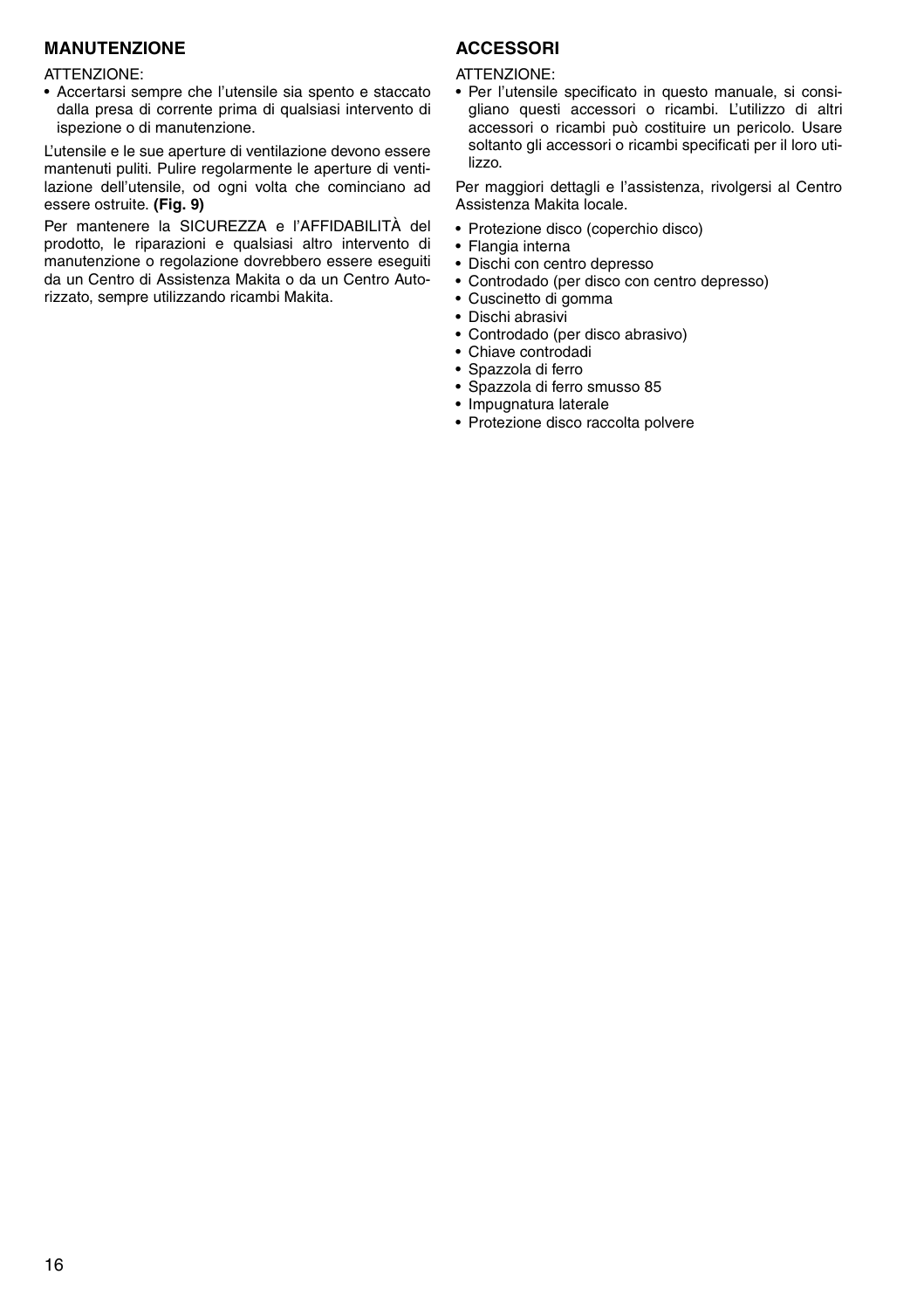## MANUTENZIONE

ATTENZIONE:

- Accertarsi sempre che l'utensile sia spento e staccato dalla presa di corrente prima di qualsiasi intervento di ispezione o di manutenzione.

L'utensile e le sue aperture di ventilazione devono essere mantenuti puliti. Pulire regolarmente le aperture di ventilazione dell'utensile, od ogni volta che cominciano ad essere ostruite. **(Fig. 9)**

Per mantenere la SICUREZZA e l'AFFIDABILITÀ del prodotto, le riparazioni e qualsiasi altro intervento di manutenzione o regolazione dovrebbero essere eseguiti da un Centro di Assistenza Makita o da un Centro Autorizzato, sempre utilizzando ricambi Makita.

## ACCESSORI

ATTENZIONE:

- Per l'utensile specificato in questo manuale, si consigliano questi accessori o ricambi. L'utilizzo di altri accessori o ricambi può costituire un pericolo. Usare soltanto gli accessori o ricambi specificati per il loro utilizzo.

Per maggiori dettagli e l'assistenza, rivolgersi al Centro Assistenza Makita locale.

- Protezione disco (coperchio disco)
- Flangia interna
- Dischi con centro depresso
- Controdado (per disco con centro depresso)
- Cuscinetto di gomma
- Dischi abrasivi
- Controdado (per disco abrasivo)
- Chiave controdadi
- Spazzola di ferro
- Spazzola di ferro smusso 85
- Impugnatura laterale
- Protezione disco raccolta polvere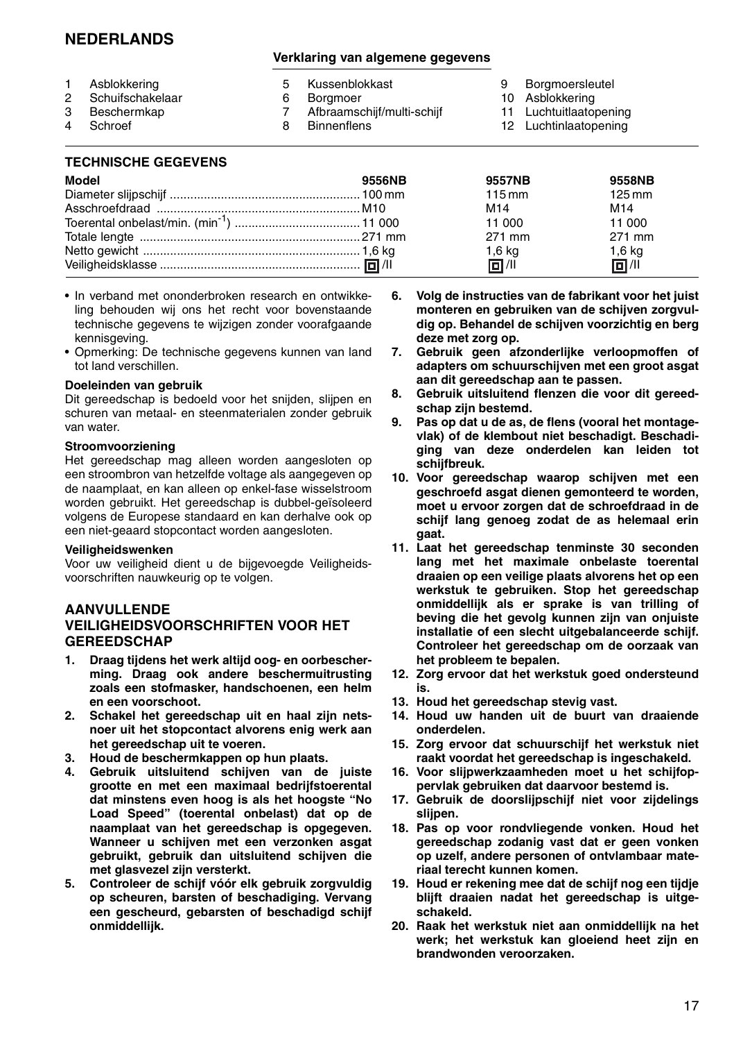## NEDERLANDS

### Verklaring van algemene gegevens

1. Asblokkering
2. Schuifschakelaar
3. Beschermkap
4. Schroef
5. Kussenblokkast
6. Borgmoer
7. Afbraamschijf/multi-schijf
8. Binnenflens
9. Borgmoersleutel
10. Asblokkering
11. Luchtuitlaatopening
12. Luchtinlaatopening

### TECHNISCHE GEGEVENS

| Model | 9556NB | 9557NB | 9558NB |
|---|---|---|---|
| Diameter slijpschijf | 100 mm | 115 mm | 125 mm |
| Asschroefdraad | M10 | M14 | M14 |
| Toerental onbelast/min. ($min^{-1}$) | 11 000 | 11 000 | 11 000 |
| Totale lengte | 271 mm | 271 mm | 271 mm |
| Netto gewicht | 1,6 kg | 1,6 kg | 1,6 kg |
| Veiligheidsklasse | ⧈/II | ⧈/II | ⧈/II |

- In verband met ononderbroken research en ontwikkeling behouden wij ons het recht voor bovenstaande technische gegevens te wijzigen zonder voorafgaande kennisgeving.
- Opmerking: De technische gegevens kunnen van land tot land verschillen.

**Doeleinden van gebruik**

Dit gereedschap is bedoeld voor het snijden, slijpen en schuren van metaal- en steenmaterialen zonder gebruik van water.

**Stroomvoorziening**

Het gereedschap mag alleen worden aangesloten op een stroombron van hetzelfde voltage als aangegeven op de naamplaat, en kan alleen op enkel-fase wisselstroom worden gebruikt. Het gereedschap is dubbel-geïsoleerd volgens de Europese standaard en kan derhalve ook op een niet-geaard stopcontact worden aangesloten.

**Veiligheidswenken**

Voor uw veiligheid dient u de bijgevoegde Veiligheidsvoorschriften nauwkeurig op te volgen.

### AANVULLENDE VEILIGHEIDSVOORSCHRIFTEN VOOR HET GEREEDSCHAP

1. **Draag tijdens het werk altijd oog- en oorbescherming. Draag ook andere beschermuitrusting zoals een stofmasker, handschoenen, een helm en een voorschoot.**
2. **Schakel het gereedschap uit en haal zijn netsnoer uit het stopcontact alvorens enig werk aan het gereedschap uit te voeren.**
3. **Houd de beschermkappen op hun plaats.**
4. **Gebruik uitsluitend schijven van de juiste grootte en met een maximaal bedrijfstoerental dat minstens even hoog is als het hoogste "No Load Speed" (toerental onbelast) dat op de naamplaat van het gereedschap is opgegeven. Wanneer u schijven met een verzonken asgat gebruikt, gebruik dan uitsluitend schijven die met glasvezel zijn versterkt.**
5. **Controleer de schijf vóór elk gebruik zorgvuldig op scheuren, barsten of beschadiging. Vervang een gescheurd, gebarsten of beschadigd schijf onmiddellijk.**
6. **Volg de instructies van de fabrikant voor het juist monteren en gebruiken van de schijven zorgvuldig op. Behandel de schijven voorzichtig en berg deze met zorg op.**
7. **Gebruik geen afzonderlijke verloopmoffen of adapters om schuurschijven met een groot asgat aan dit gereedschap aan te passen.**
8. **Gebruik uitsluitend flenzen die voor dit gereedschap zijn bestemd.**
9. **Pas op dat u de as, de flens (vooral het montagevlak) of de klembout niet beschadigt. Beschadiging van deze onderdelen kan leiden tot schijfbreuk.**
10. **Voor gereedschap waarop schijven met een geschroefd asgat dienen gemonteerd te worden, moet u ervoor zorgen dat de schroefdraad in de schijf lang genoeg zodat de as helemaal erin gaat.**
11. **Laat het gereedschap tenminste 30 seconden lang met het maximale onbelaste toerental draaien op een veilige plaats alvorens het op een werkstuk te gebruiken. Stop het gereedschap onmiddellijk als er sprake is van trilling of beving die het gevolg kunnen zijn van onjuiste installatie of een slecht uitgebalanceerde schijf. Controleer het gereedschap om de oorzaak van het probleem te bepalen.**
12. **Zorg ervoor dat het werkstuk goed ondersteund is.**
13. **Houd het gereedschap stevig vast.**
14. **Houd uw handen uit de buurt van draaiende onderdelen.**
15. **Zorg ervoor dat schuurschijf het werkstuk niet raakt voordat het gereedschap is ingeschakeld.**
16. **Voor slijpwerkzaamheden moet u het schijfoppervlak gebruiken dat daarvoor bestemd is.**
17. **Gebruik de doorslijpschijf niet voor zijdelings slijpen.**
18. **Pas op voor rondvliegende vonken. Houd het gereedschap zodanig vast dat er geen vonken op uzelf, andere personen of ontvlambaar materiaal terecht kunnen komen.**
19. **Houd er rekening mee dat de schijf nog een tijdje blijft draaien nadat het gereedschap is uitgeschakeld.**
20. **Raak het werkstuk niet aan onmiddellijk na het werk; het werkstuk kan gloeiend heet zijn en brandwonden veroorzaken.**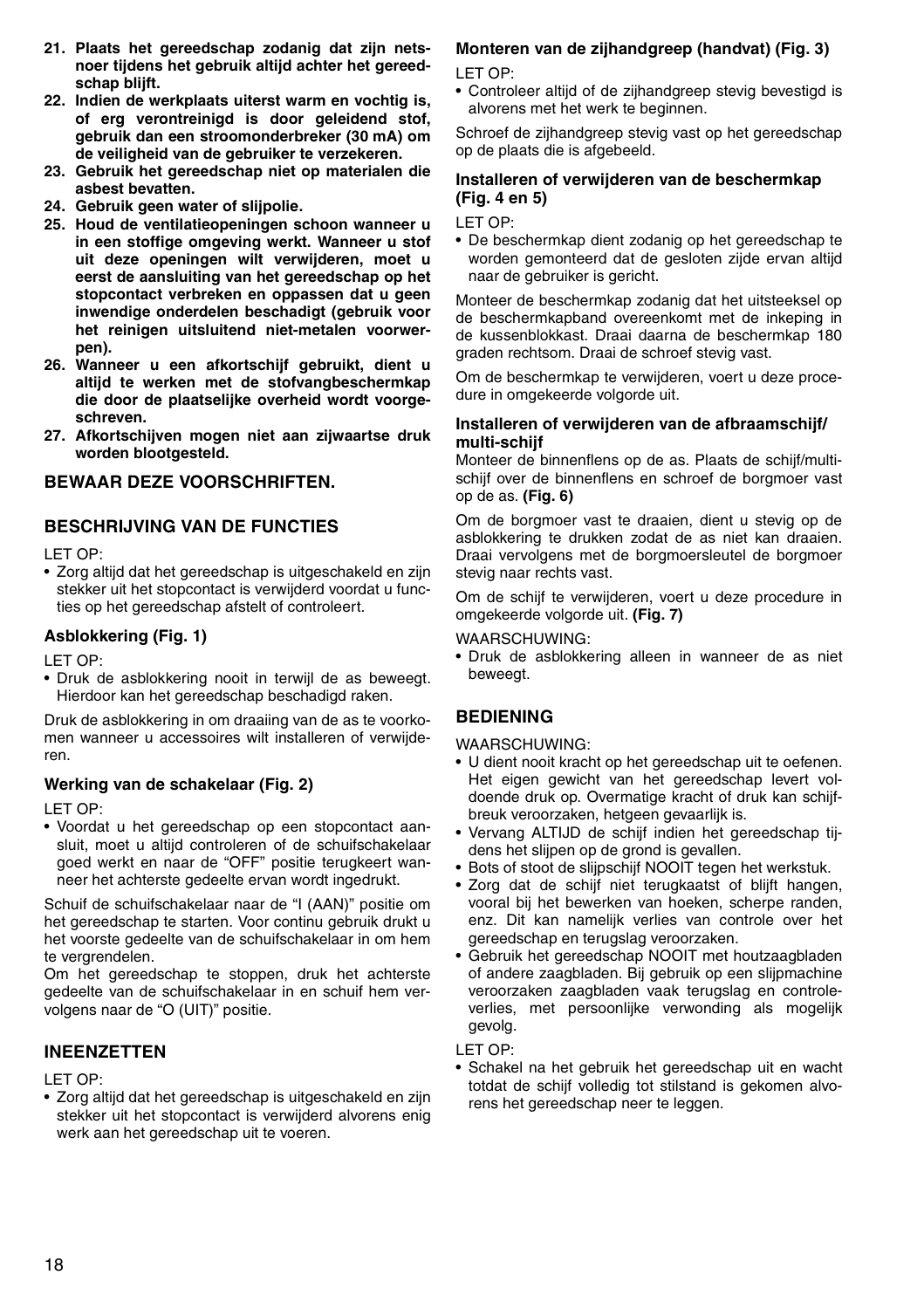**21. Plaats het gereedschap zodanig dat zijn netsnoer tijdens het gebruik altijd achter het gereedschap blijft.**

**22. Indien de werkplaats uiterst warm en vochtig is, of erg verontreinigd is door geleidend stof, gebruik dan een stroomonderbreker (30 mA) om de veiligheid van de gebruiker te verzekeren.**

**23. Gebruik het gereedschap niet op materialen die asbest bevatten.**

**24. Gebruik geen water of slijpolie.**

**25. Houd de ventilatieopeningen schoon wanneer u in een stoffige omgeving werkt. Wanneer u stof uit deze openingen wilt verwijderen, moet u eerst de aansluiting van het gereedschap op het stopcontact verbreken en oppassen dat u geen inwendige onderdelen beschadigt (gebruik voor het reinigen uitsluitend niet-metalen voorwerpen).**

**26. Wanneer u een afkortschijf gebruikt, dient u altijd te werken met de stofvangbeschermkap die door de plaatselijke overheid wordt voorgeschreven.**

**27. Afkortschijven mogen niet aan zijwaartse druk worden blootgesteld.**

## BEWAAR DEZE VOORSCHRIFTEN.

## BESCHRIJVING VAN DE FUNCTIES

LET OP:
- Zorg altijd dat het gereedschap is uitgeschakeld en zijn stekker uit het stopcontact is verwijderd voordat u functies op het gereedschap afstelt of controleert.

### Asblokkering (Fig. 1)

LET OP:
- Druk de asblokkering nooit in terwijl de as beweegt. Hierdoor kan het gereedschap beschadigd raken.

Druk de asblokkering in om draaiing van de as te voorkomen wanneer u accessoires wilt installeren of verwijderen.

### Werking van de schakelaar (Fig. 2)

LET OP:
- Voordat u het gereedschap op een stopcontact aansluit, moet u altijd controleren of de schuifschakelaar goed werkt en naar de "OFF" positie terugkeert wanneer het achterste gedeelte ervan wordt ingedrukt.

Schuif de schuifschakelaar naar de "I (AAN)" positie om het gereedschap te starten. Voor continu gebruik drukt u het voorste gedeelte van de schuifschakelaar in om hem te vergrendelen.
Om het gereedschap te stoppen, druk het achterste gedeelte van de schuifschakelaar in en schuif hem vervolgens naar de "O (UIT)" positie.

## INEENZETTEN

LET OP:
- Zorg altijd dat het gereedschap is uitgeschakeld en zijn stekker uit het stopcontact is verwijderd alvorens enig werk aan het gereedschap uit te voeren.

### Monteren van de zijhandgreep (handvat) (Fig. 3)

LET OP:
- Controleer altijd of de zijhandgreep stevig bevestigd is alvorens met het werk te beginnen.

Schroef de zijhandgreep stevig vast op het gereedschap op de plaats die is afgebeeld.

### Installeren of verwijderen van de beschermkap (Fig. 4 en 5)

LET OP:
- De beschermkap dient zodanig op het gereedschap te worden gemonteerd dat de gesloten zijde ervan altijd naar de gebruiker is gericht.

Monteer de beschermkap zodanig dat het uitsteeksel op de beschermkapband overeenkomt met de inkeping in de kussenblokkast. Draai daarna de beschermkap 180 graden rechtsom. Draai de schroef stevig vast.

Om de beschermkap te verwijderen, voert u deze procedure in omgekeerde volgorde uit.

### Installeren of verwijderen van de afbraamschijf/multi-schijf

Monteer de binnenflens op de as. Plaats de schijf/multi-schijf over de binnenflens en schroef de borgmoer vast op de as. **(Fig. 6)**

Om de borgmoer vast te draaien, dient u stevig op de asblokkering te drukken zodat de as niet kan draaien. Draai vervolgens met de borgmoersleutel de borgmoer stevig naar rechts vast.

Om de schijf te verwijderen, voert u deze procedure in omgekeerde volgorde uit. **(Fig. 7)**

WAARSCHUWING:
- Druk de asblokkering alleen in wanneer de as niet beweegt.

## BEDIENING

WAARSCHUWING:
- U dient nooit kracht op het gereedschap uit te oefenen. Het eigen gewicht van het gereedschap levert voldoende druk op. Overmatige kracht of druk kan schijfbreuk veroorzaken, hetgeen gevaarlijk is.
- Vervang ALTIJD de schijf indien het gereedschap tijdens het slijpen op de grond is gevallen.
- Bots of stoot de slijpschijf NOOIT tegen het werkstuk.
- Zorg dat de schijf niet terugkaatst of blijft hangen, vooral bij het bewerken van hoeken, scherpe randen, enz. Dit kan namelijk verlies van controle over het gereedschap en terugslag veroorzaken.
- Gebruik het gereedschap NOOIT met houtzaagbladen of andere zaagbladen. Bij gebruik op een slijpmachine veroorzaken zaagbladen vaak terugslag en controleverlies, met persoonlijke verwonding als mogelijk gevolg.

LET OP:
- Schakel na het gebruik het gereedschap uit en wacht totdat de schijf volledig tot stilstand is gekomen alvorens het gereedschap neer te leggen.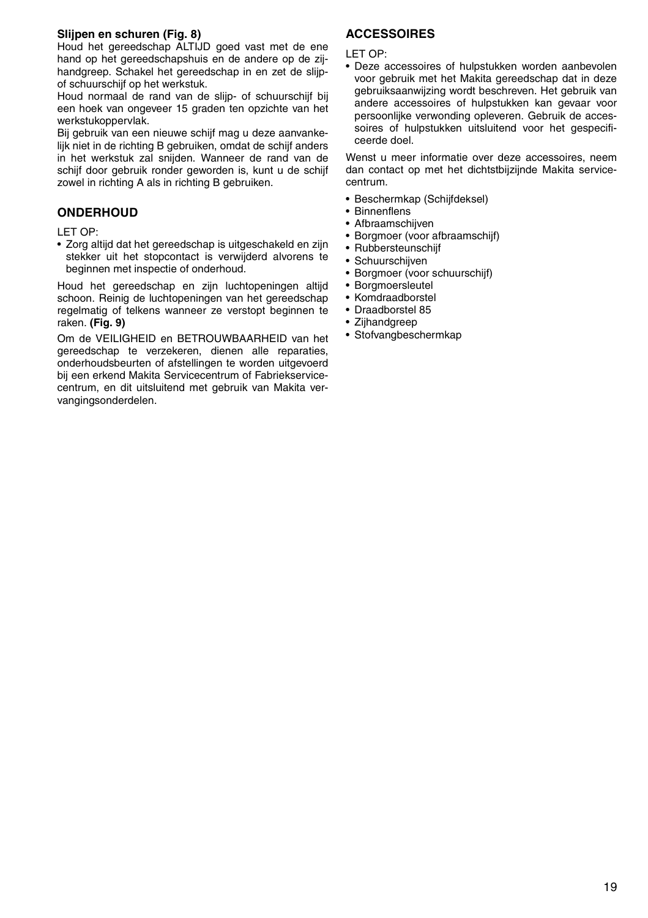**Slijpen en schuren (Fig. 8)**

Houd het gereedschap ALTIJD goed vast met de ene hand op het gereedschapshuis en de andere op de zijhandgreep. Schakel het gereedschap in en zet de slijp- of schuurschijf op het werkstuk.

Houd normaal de rand van de slijp- of schuurschijf bij een hoek van ongeveer 15 graden ten opzichte van het werkstukoppervlak.

Bij gebruik van een nieuwe schijf mag u deze aanvankelijk niet in de richting B gebruiken, omdat de schijf anders in het werkstuk zal snijden. Wanneer de rand van de schijf door gebruik ronder geworden is, kunt u de schijf zowel in richting A als in richting B gebruiken.

## ONDERHOUD

LET OP:

- Zorg altijd dat het gereedschap is uitgeschakeld en zijn stekker uit het stopcontact is verwijderd alvorens te beginnen met inspectie of onderhoud.

Houd het gereedschap en zijn luchtopeningen altijd schoon. Reinig de luchtopeningen van het gereedschap regelmatig of telkens wanneer ze verstopt beginnen te raken. **(Fig. 9)**

Om de VEILIGHEID en BETROUWBAARHEID van het gereedschap te verzekeren, dienen alle reparaties, onderhoudsbeurten of afstellingen te worden uitgevoerd bij een erkend Makita Servicecentrum of Fabriekservicecentrum, en dit uitsluitend met gebruik van Makita vervangingsonderdelen.

## ACCESSOIRES

LET OP:

- Deze accessoires of hulpstukken worden aanbevolen voor gebruik met het Makita gereedschap dat in deze gebruiksaanwijzing wordt beschreven. Het gebruik van andere accessoires of hulpstukken kan gevaar voor persoonlijke verwonding opleveren. Gebruik de accessoires of hulpstukken uitsluitend voor het gespecificeerde doel.

Wenst u meer informatie over deze accessoires, neem dan contact op met het dichtstbijzijnde Makita servicecentrum.

- Beschermkap (Schijfdeksel)
- Binnenflens
- Afbraamschijven
- Borgmoer (voor afbraamschijf)
- Rubbersteunschijf
- Schuurschijven
- Borgmoer (voor schuurschijf)
- Borgmoersleutel
- Komdraadborstel
- Draadborstel 85
- Zijhandgreep
- Stofvangbeschermkap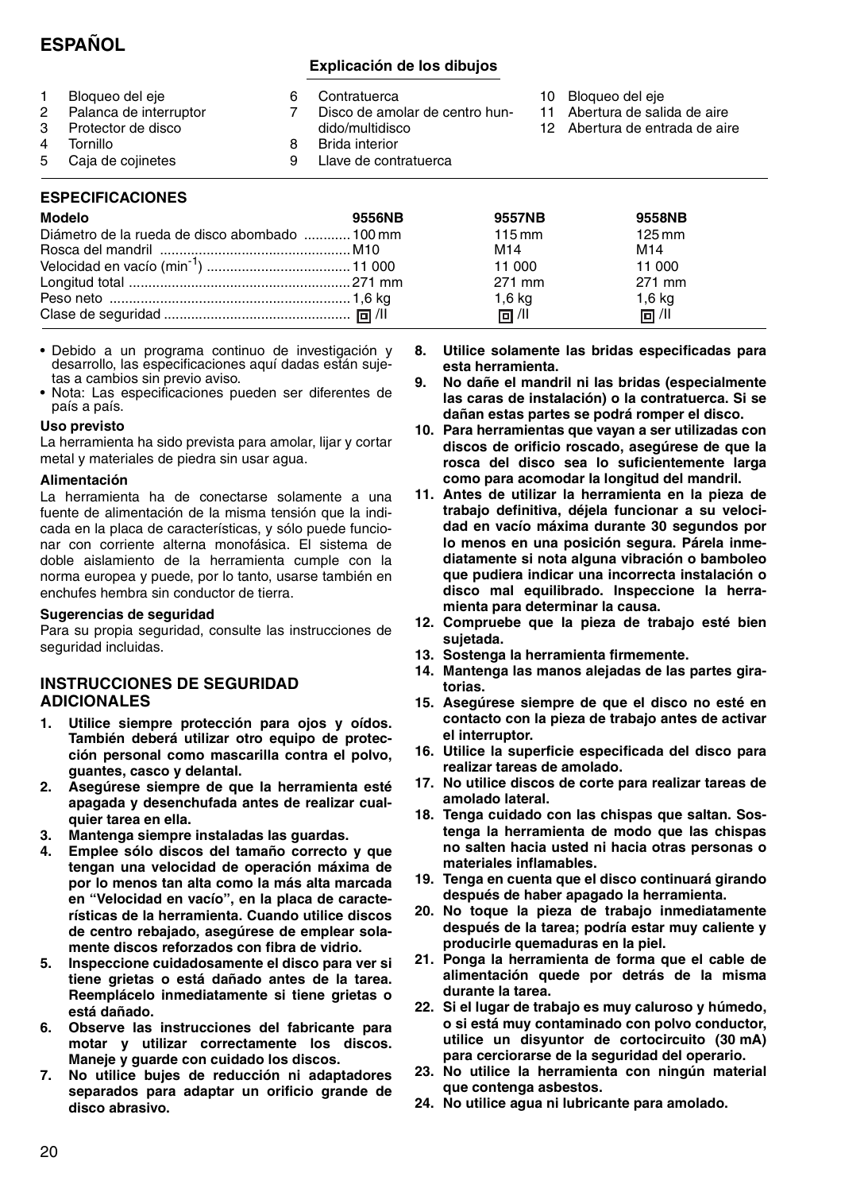# ESPAÑOL

## Explicación de los dibujos

1. Bloqueo del eje
2. Palanca de interruptor
3. Protector de disco
4. Tornillo
5. Caja de cojinetes
6. Contratuerca
7. Disco de amolar de centro hundido/multidisco
8. Brida interior
9. Llave de contratuerca
10. Bloqueo del eje
11. Abertura de salida de aire
12. Abertura de entrada de aire

## ESPECIFICACIONES

| Modelo | 9556NB | 9557NB | 9558NB |
|---|---|---|---|
| Diámetro de la rueda de disco abombado | 100 mm | 115 mm | 125 mm |
| Rosca del mandril | M10 | M14 | M14 |
| Velocidad en vacío ($min^{-1}$) | 11 000 | 11 000 | 11 000 |
| Longitud total | 271 mm | 271 mm | 271 mm |
| Peso neto | 1,6 kg | 1,6 kg | 1,6 kg |
| Clase de seguridad | ⧈/II | ⧈/II | ⧈/II |

- Debido a un programa continuo de investigación y desarrollo, las especificaciones aquí dadas están sujetas a cambios sin previo aviso.
- Nota: Las especificaciones pueden ser diferentes de país a país.

**Uso previsto**

La herramienta ha sido prevista para amolar, lijar y cortar metal y materiales de piedra sin usar agua.

**Alimentación**

La herramienta ha de conectarse solamente a una fuente de alimentación de la misma tensión que la indicada en la placa de características, y sólo puede funcionar con corriente alterna monofásica. El sistema de doble aislamiento de la herramienta cumple con la norma europea y puede, por lo tanto, usarse también en enchufes hembra sin conductor de tierra.

**Sugerencias de seguridad**

Para su propia seguridad, consulte las instrucciones de seguridad incluidas.

## INSTRUCCIONES DE SEGURIDAD ADICIONALES

1. **Utilice siempre protección para ojos y oídos. También deberá utilizar otro equipo de protección personal como mascarilla contra el polvo, guantes, casco y delantal.**
2. **Asegúrese siempre de que la herramienta esté apagada y desenchufada antes de realizar cualquier tarea en ella.**
3. **Mantenga siempre instaladas las guardas.**
4. **Emplee sólo discos del tamaño correcto y que tengan una velocidad de operación máxima de por lo menos tan alta como la más alta marcada en "Velocidad en vacío", en la placa de características de la herramienta. Cuando utilice discos de centro rebajado, asegúrese de emplear solamente discos reforzados con fibra de vidrio.**
5. **Inspeccione cuidadosamente el disco para ver si tiene grietas o está dañado antes de la tarea. Reemplácelo inmediatamente si tiene grietas o está dañado.**
6. **Observe las instrucciones del fabricante para motar y utilizar correctamente los discos. Maneje y guarde con cuidado los discos.**
7. **No utilice bujes de reducción ni adaptadores separados para adaptar un orificio grande de disco abrasivo.**
8. **Utilice solamente las bridas especificadas para esta herramienta.**
9. **No dañe el mandril ni las bridas (especialmente las caras de instalación) o la contratuerca. Si se dañan estas partes se podrá romper el disco.**
10. **Para herramientas que vayan a ser utilizadas con discos de orificio roscado, asegúrese de que la rosca del disco sea lo suficientemente larga como para acomodar la longitud del mandril.**
11. **Antes de utilizar la herramienta en la pieza de trabajo definitiva, déjela funcionar a su velocidad en vacío máxima durante 30 segundos por lo menos en una posición segura. Párela inmediatamente si nota alguna vibración o bamboleo que pudiera indicar una incorrecta instalación o disco mal equilibrado. Inspeccione la herramienta para determinar la causa.**
12. **Compruebe que la pieza de trabajo esté bien sujetada.**
13. **Sostenga la herramienta firmemente.**
14. **Mantenga las manos alejadas de las partes giratorias.**
15. **Asegúrese siempre de que el disco no esté en contacto con la pieza de trabajo antes de activar el interruptor.**
16. **Utilice la superficie especificada del disco para realizar tareas de amolado.**
17. **No utilice discos de corte para realizar tareas de amolado lateral.**
18. **Tenga cuidado con las chispas que saltan. Sostenga la herramienta de modo que las chispas no salten hacia usted ni hacia otras personas o materiales inflamables.**
19. **Tenga en cuenta que el disco continuará girando después de haber apagado la herramienta.**
20. **No toque la pieza de trabajo inmediatamente después de la tarea; podría estar muy caliente y producirle quemaduras en la piel.**
21. **Ponga la herramienta de forma que el cable de alimentación quede por detrás de la misma durante la tarea.**
22. **Si el lugar de trabajo es muy caluroso y húmedo, o si está muy contaminado con polvo conductor, utilice un disyuntor de cortocircuito (30 mA) para cerciorarse de la seguridad del operario.**
23. **No utilice la herramienta con ningún material que contenga asbestos.**
24. **No utilice agua ni lubricante para amolado.**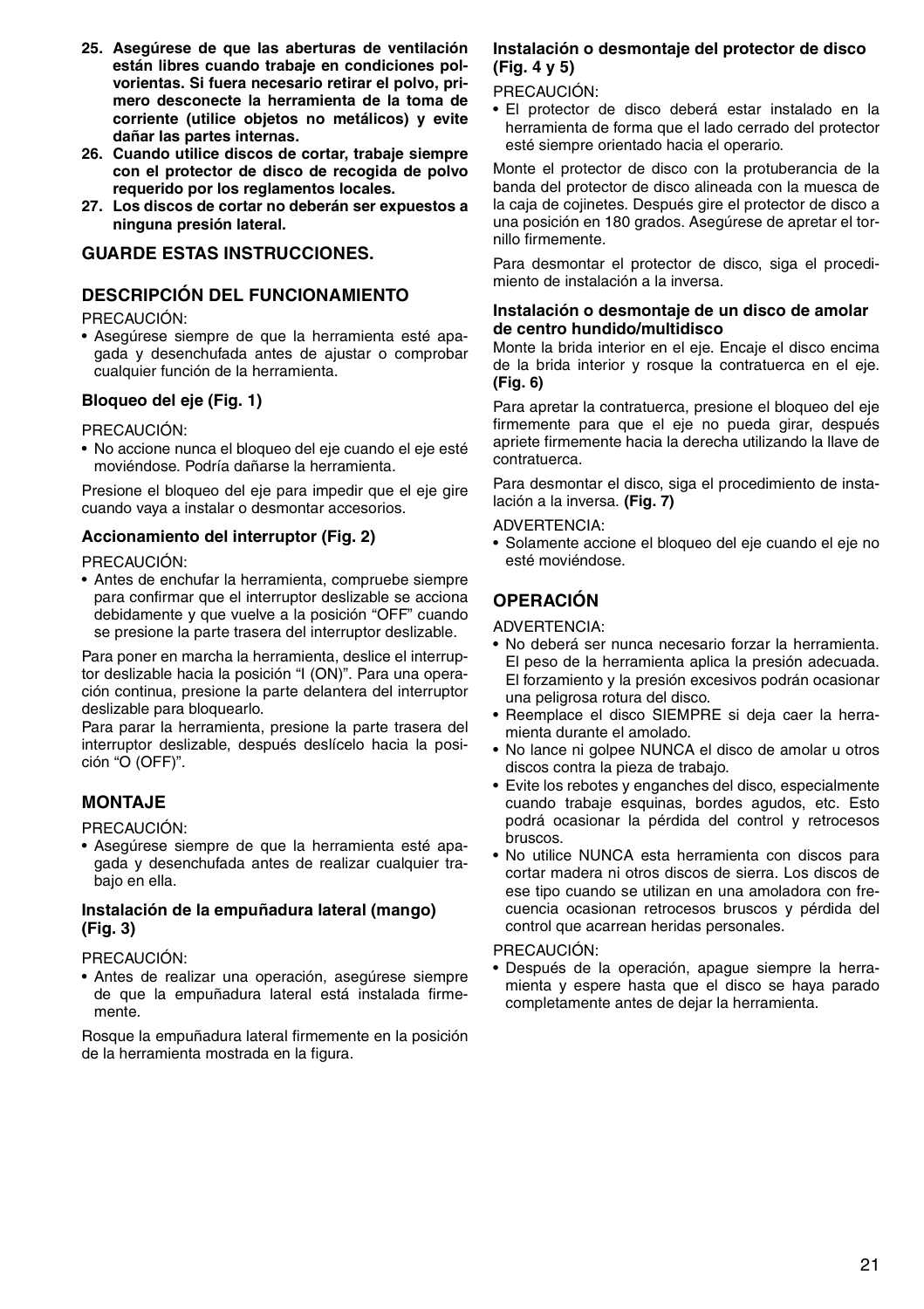25. **Asegúrese de que las aberturas de ventilación están libres cuando trabaje en condiciones polvorientas. Si fuera necesario retirar el polvo, primero desconecte la herramienta de la toma de corriente (utilice objetos no metálicos) y evite dañar las partes internas.**
26. **Cuando utilice discos de cortar, trabaje siempre con el protector de disco de recogida de polvo requerido por los reglamentos locales.**
27. **Los discos de cortar no deberán ser expuestos a ninguna presión lateral.**

## GUARDE ESTAS INSTRUCCIONES.

## DESCRIPCIÓN DEL FUNCIONAMIENTO

PRECAUCIÓN:
- Asegúrese siempre de que la herramienta esté apagada y desenchufada antes de ajustar o comprobar cualquier función de la herramienta.

### Bloqueo del eje (Fig. 1)

PRECAUCIÓN:
- No accione nunca el bloqueo del eje cuando el eje esté moviéndose. Podría dañarse la herramienta.

Presione el bloqueo del eje para impedir que el eje gire cuando vaya a instalar o desmontar accesorios.

### Accionamiento del interruptor (Fig. 2)

PRECAUCIÓN:
- Antes de enchufar la herramienta, compruebe siempre para confirmar que el interruptor deslizable se acciona debidamente y que vuelve a la posición “OFF” cuando se presione la parte trasera del interruptor deslizable.

Para poner en marcha la herramienta, deslice el interruptor deslizable hacia la posición “I (ON)”. Para una operación continua, presione la parte delantera del interruptor deslizable para bloquearlo.
Para parar la herramienta, presione la parte trasera del interruptor deslizable, después deslícelo hacia la posición “O (OFF)”.

## MONTAJE

PRECAUCIÓN:
- Asegúrese siempre de que la herramienta esté apagada y desenchufada antes de realizar cualquier trabajo en ella.

### Instalación de la empuñadura lateral (mango) (Fig. 3)

PRECAUCIÓN:
- Antes de realizar una operación, asegúrese siempre de que la empuñadura lateral está instalada firmemente.

Rosque la empuñadura lateral firmemente en la posición de la herramienta mostrada en la figura.

### Instalación o desmontaje del protector de disco (Fig. 4 y 5)

PRECAUCIÓN:
- El protector de disco deberá estar instalado en la herramienta de forma que el lado cerrado del protector esté siempre orientado hacia el operario.

Monte el protector de disco con la protuberancia de la banda del protector de disco alineada con la muesca de la caja de cojinetes. Después gire el protector de disco a una posición en 180 grados. Asegúrese de apretar el tornillo firmemente.

Para desmontar el protector de disco, siga el procedimiento de instalación a la inversa.

### Instalación o desmontaje de un disco de amolar de centro hundido/multidisco

Monte la brida interior en el eje. Encaje el disco encima de la brida interior y rosque la contratuerca en el eje. **(Fig. 6)**

Para apretar la contratuerca, presione el bloqueo del eje firmemente para que el eje no pueda girar, después apriete firmemente hacia la derecha utilizando la llave de contratuerca.

Para desmontar el disco, siga el procedimiento de instalación a la inversa. **(Fig. 7)**

ADVERTENCIA:
- Solamente accione el bloqueo del eje cuando el eje no esté moviéndose.

## OPERACIÓN

ADVERTENCIA:
- No deberá ser nunca necesario forzar la herramienta. El peso de la herramienta aplica la presión adecuada. El forzamiento y la presión excesivos podrán ocasionar una peligrosa rotura del disco.
- Reemplace el disco SIEMPRE si deja caer la herramienta durante el amolado.
- No lance ni golpee NUNCA el disco de amolar u otros discos contra la pieza de trabajo.
- Evite los rebotes y enganches del disco, especialmente cuando trabaje esquinas, bordes agudos, etc. Esto podrá ocasionar la pérdida del control y retrocesos bruscos.
- No utilice NUNCA esta herramienta con discos para cortar madera ni otros discos de sierra. Los discos de ese tipo cuando se utilizan en una amoladora con frecuencia ocasionan retrocesos bruscos y pérdida del control que acarrean heridas personales.

PRECAUCIÓN:
- Después de la operación, apague siempre la herramienta y espere hasta que el disco se haya parado completamente antes de dejar la herramienta.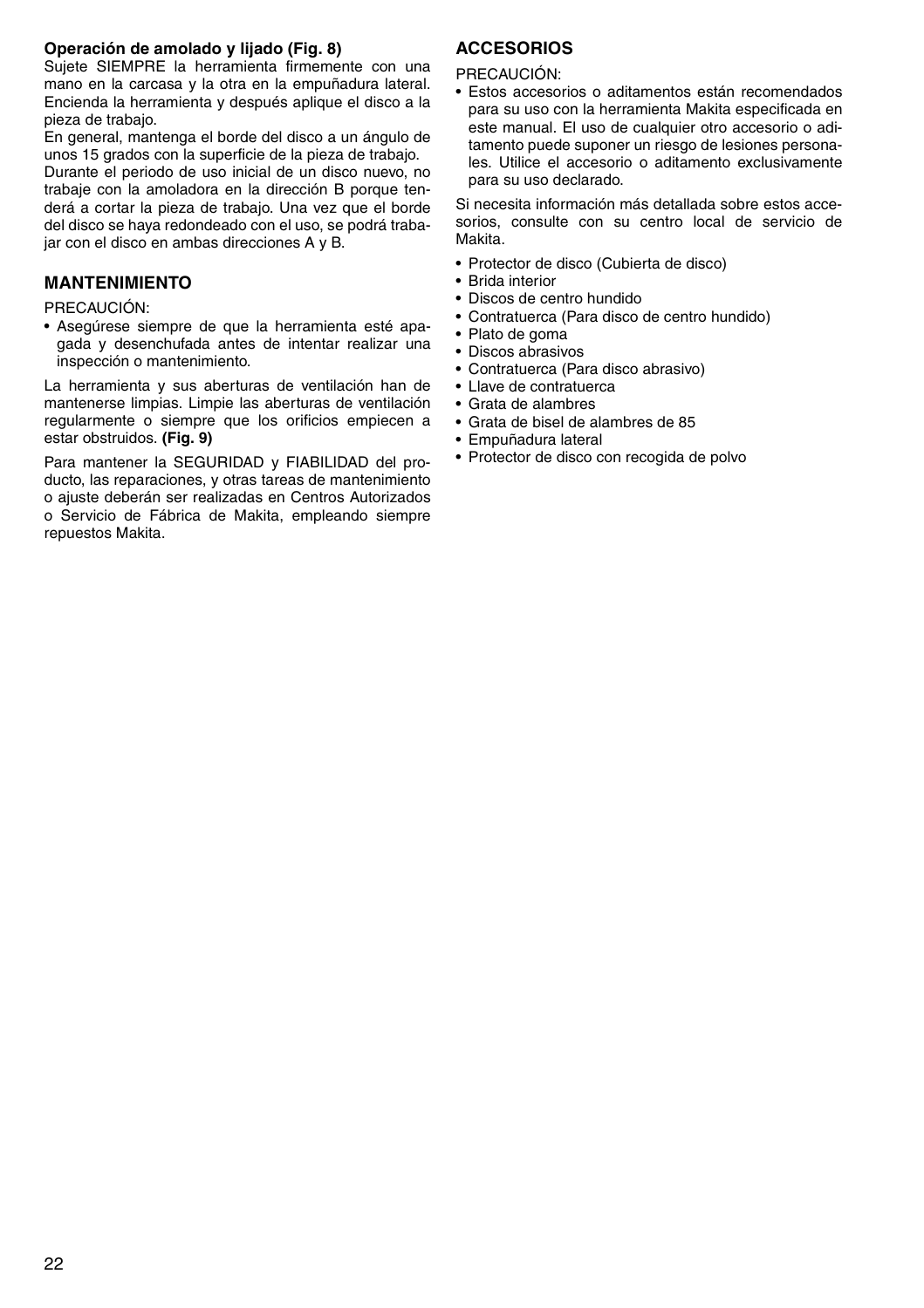**Operación de amolado y lijado (Fig. 8)**

Sujete SIEMPRE la herramienta firmemente con una mano en la carcasa y la otra en la empuñadura lateral. Encienda la herramienta y después aplique el disco a la pieza de trabajo.

En general, mantenga el borde del disco a un ángulo de unos 15 grados con la superficie de la pieza de trabajo.

Durante el periodo de uso inicial de un disco nuevo, no trabaje con la amoladora en la dirección B porque tenderá a cortar la pieza de trabajo. Una vez que el borde del disco se haya redondeado con el uso, se podrá trabajar con el disco en ambas direcciones A y B.

## MANTENIMIENTO

PRECAUCIÓN:

- Asegúrese siempre de que la herramienta esté apagada y desenchufada antes de intentar realizar una inspección o mantenimiento.

La herramienta y sus aberturas de ventilación han de mantenerse limpias. Limpie las aberturas de ventilación regularmente o siempre que los orificios empiecen a estar obstruidos. **(Fig. 9)**

Para mantener la SEGURIDAD y FIABILIDAD del producto, las reparaciones, y otras tareas de mantenimiento o ajuste deberán ser realizadas en Centros Autorizados o Servicio de Fábrica de Makita, empleando siempre repuestos Makita.

## ACCESORIOS

PRECAUCIÓN:

- Estos accesorios o aditamentos están recomendados para su uso con la herramienta Makita especificada en este manual. El uso de cualquier otro accesorio o aditamento puede suponer un riesgo de lesiones personales. Utilice el accesorio o aditamento exclusivamente para su uso declarado.

Si necesita información más detallada sobre estos accesorios, consulte con su centro local de servicio de Makita.

- Protector de disco (Cubierta de disco)
- Brida interior
- Discos de centro hundido
- Contratuerca (Para disco de centro hundido)
- Plato de goma
- Discos abrasivos
- Contratuerca (Para disco abrasivo)
- Llave de contratuerca
- Grata de alambres
- Grata de bisel de alambres de 85
- Empuñadura lateral
- Protector de disco con recogida de polvo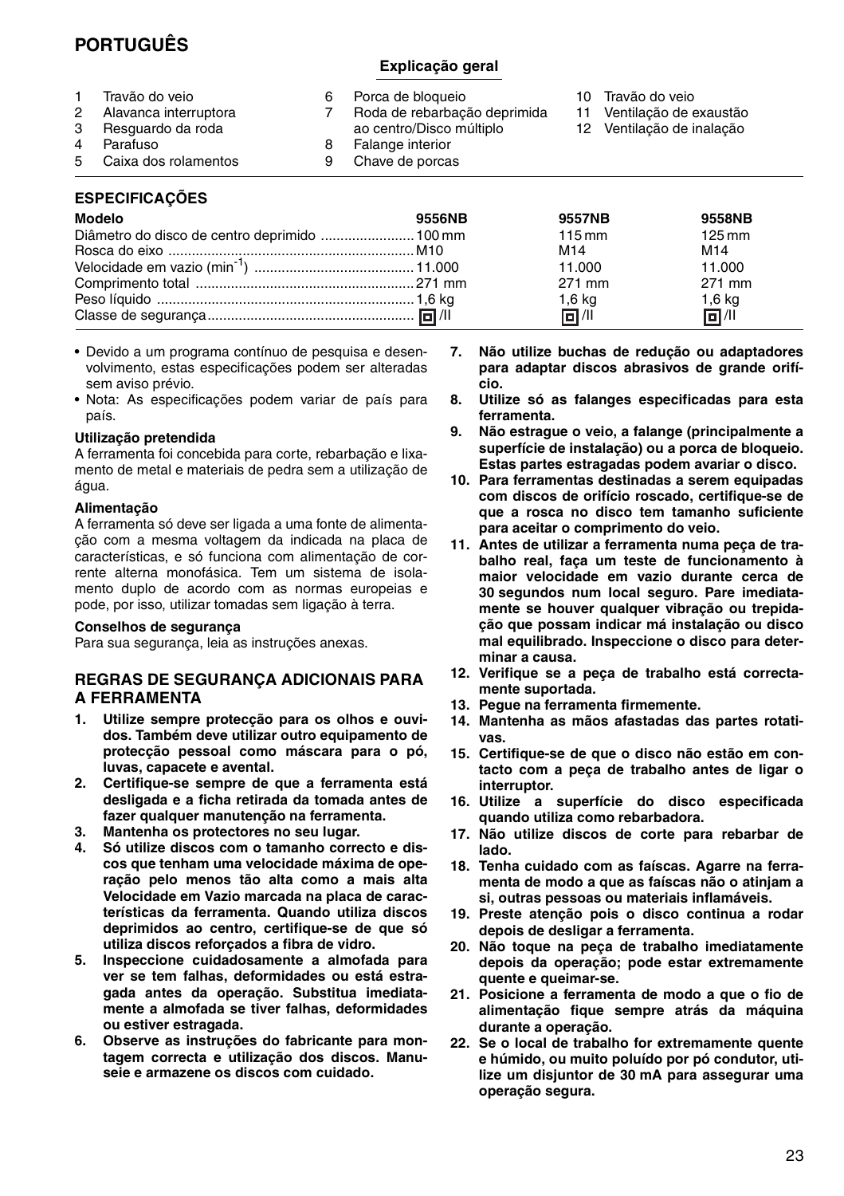# PORTUGUÊS

## Explicação geral

1 Travão do veio
2 Alavanca interruptora
3 Resguardo da roda
4 Parafuso
5 Caixa dos rolamentos
6 Porca de bloqueio
7 Roda de rebarbação deprimida ao centro/Disco múltiplo
8 Falange interior
9 Chave de porcas
10 Travão do veio
11 Ventilação de exaustão
12 Ventilação de inalação

## ESPECIFICAÇÕES

| Modelo | 9556NB | 9557NB | 9558NB |
|---|---|---|---|
| Diâmetro do disco de centro deprimido | 100 mm | 115 mm | 125 mm |
| Rosca do eixo | M10 | M14 | M14 |
| Velocidade em vazio ($min^{-1}$) | 11.000 | 11.000 | 11.000 |
| Comprimento total | 271 mm | 271 mm | 271 mm |
| Peso líquido | 1,6 kg | 1,6 kg | 1,6 kg |
| Classe de segurança | ▣/II | ▣/II | ▣/II |

- Devido a um programa contínuo de pesquisa e desenvolvimento, estas especificações podem ser alteradas sem aviso prévio.
- Nota: As especificações podem variar de país para país.

**Utilização pretendida**

A ferramenta foi concebida para corte, rebarbação e lixamento de metal e materiais de pedra sem a utilização de água.

**Alimentação**

A ferramenta só deve ser ligada a uma fonte de alimentação com a mesma voltagem da indicada na placa de características, e só funciona com alimentação de corrente alterna monofásica. Tem um sistema de isolamento duplo de acordo com as normas europeias e pode, por isso, utilizar tomadas sem ligação à terra.

**Conselhos de segurança**

Para sua segurança, leia as instruções anexas.

### REGRAS DE SEGURANÇA ADICIONAIS PARA A FERRAMENTA

1. **Utilize sempre protecção para os olhos e ouvidos. Também deve utilizar outro equipamento de protecção pessoal como máscara para o pó, luvas, capacete e avental.**
2. **Certifique-se sempre de que a ferramenta está desligada e a ficha retirada da tomada antes de fazer qualquer manutenção na ferramenta.**
3. **Mantenha os protectores no seu lugar.**
4. **Só utilize discos com o tamanho correcto e discos que tenham uma velocidade máxima de operação pelo menos tão alta como a mais alta Velocidade em Vazio marcada na placa de características da ferramenta. Quando utiliza discos deprimidos ao centro, certifique-se de que só utiliza discos reforçados a fibra de vidro.**
5. **Inspeccione cuidadosamente a almofada para ver se tem falhas, deformidades ou está estragada antes da operação. Substitua imediatamente a almofada se tiver falhas, deformidades ou estiver estragada.**
6. **Observe as instruções do fabricante para montagem correcta e utilização dos discos. Manuseie e armazene os discos com cuidado.**
7. **Não utilize buchas de redução ou adaptadores para adaptar discos abrasivos de grande orifício.**
8. **Utilize só as falanges especificadas para esta ferramenta.**
9. **Não estrague o veio, a falange (principalmente a superfície de instalação) ou a porca de bloqueio. Estas partes estragadas podem avariar o disco.**
10. **Para ferramentas destinadas a serem equipadas com discos de orifício roscado, certifique-se de que a rosca no disco tem tamanho suficiente para aceitar o comprimento do veio.**
11. **Antes de utilizar a ferramenta numa peça de trabalho real, faça um teste de funcionamento à maior velocidade em vazio durante cerca de 30 segundos num local seguro. Pare imediatamente se houver qualquer vibração ou trepidação que possam indicar má instalação ou disco mal equilibrado. Inspeccione o disco para determinar a causa.**
12. **Verifique se a peça de trabalho está correctamente suportada.**
13. **Pegue na ferramenta firmemente.**
14. **Mantenha as mãos afastadas das partes rotativas.**
15. **Certifique-se de que o disco não estão em contacto com a peça de trabalho antes de ligar o interruptor.**
16. **Utilize a superfície do disco especificada quando utiliza como rebarbadora.**
17. **Não utilize discos de corte para rebarbar de lado.**
18. **Tenha cuidado com as faíscas. Agarre na ferramenta de modo a que as faíscas não o atinjam a si, outras pessoas ou materiais inflamáveis.**
19. **Preste atenção pois o disco continua a rodar depois de desligar a ferramenta.**
20. **Não toque na peça de trabalho imediatamente depois da operação; pode estar extremamente quente e queimar-se.**
21. **Posicione a ferramenta de modo a que o fio de alimentação fique sempre atrás da máquina durante a operação.**
22. **Se o local de trabalho for extremamente quente e húmido, ou muito poluído por pó condutor, utilize um disjuntor de 30 mA para assegurar uma operação segura.**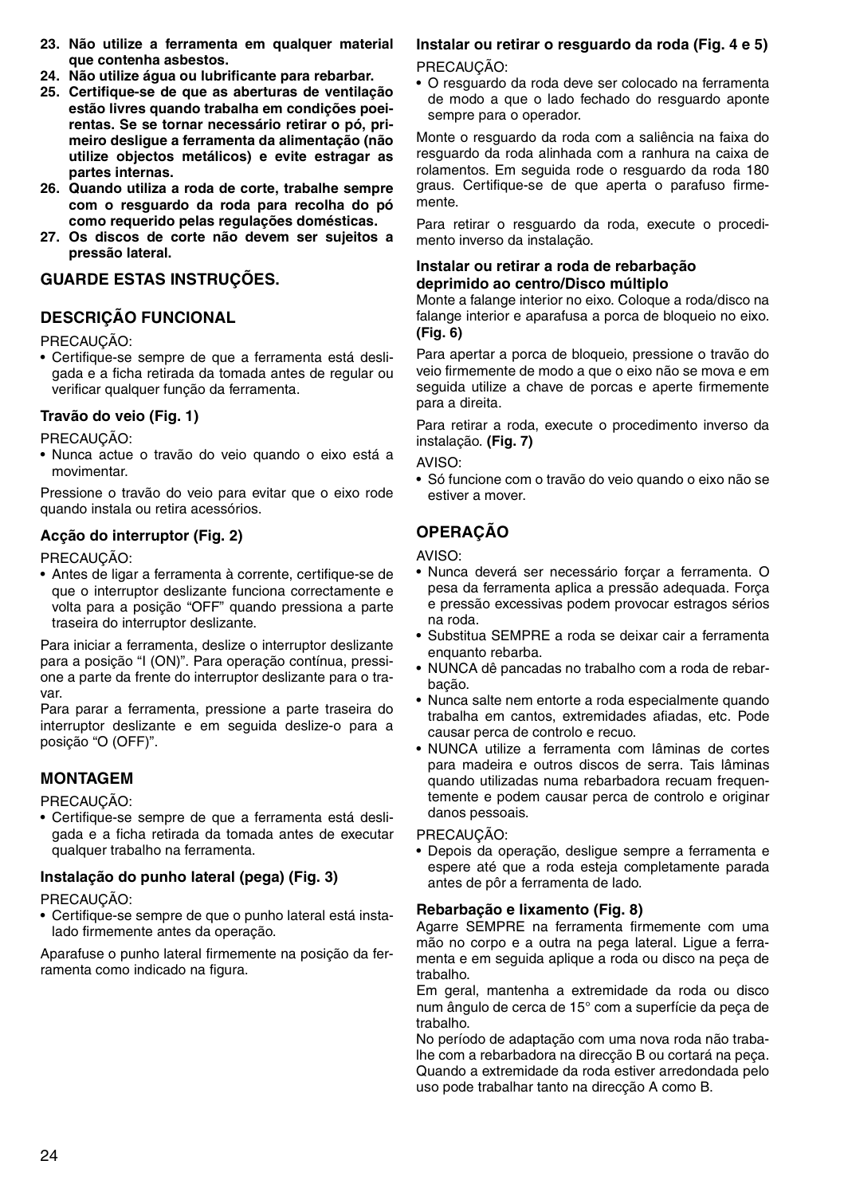23. **Não utilize a ferramenta em qualquer material que contenha asbestos.**
24. **Não utilize água ou lubrificante para rebarbar.**
25. **Certifique-se de que as aberturas de ventilação estão livres quando trabalha em condições poeirentas. Se se tornar necessário retirar o pó, primeiro desligue a ferramenta da alimentação (não utilize objectos metálicos) e evite estragar as partes internas.**
26. **Quando utiliza a roda de corte, trabalhe sempre com o resguardo da roda para recolha do pó como requerido pelas regulações domésticas.**
27. **Os discos de corte não devem ser sujeitos a pressão lateral.**

## GUARDE ESTAS INSTRUÇÕES.

## DESCRIÇÃO FUNCIONAL

PRECAUÇÃO:
- Certifique-se sempre de que a ferramenta está desligada e a ficha retirada da tomada antes de regular ou verificar qualquer função da ferramenta.

### Travão do veio (Fig. 1)

PRECAUÇÃO:
- Nunca actue o travão do veio quando o eixo está a movimentar.

Pressione o travão do veio para evitar que o eixo rode quando instala ou retira acessórios.

### Acção do interruptor (Fig. 2)

PRECAUÇÃO:
- Antes de ligar a ferramenta à corrente, certifique-se de que o interruptor deslizante funciona correctamente e volta para a posição "OFF" quando pressiona a parte traseira do interruptor deslizante.

Para iniciar a ferramenta, deslize o interruptor deslizante para a posição "I (ON)". Para operação contínua, pressione a parte da frente do interruptor deslizante para o travar.
Para parar a ferramenta, pressione a parte traseira do interruptor deslizante e em seguida deslize-o para a posição "O (OFF)".

## MONTAGEM

PRECAUÇÃO:
- Certifique-se sempre de que a ferramenta está desligada e a ficha retirada da tomada antes de executar qualquer trabalho na ferramenta.

### Instalação do punho lateral (pega) (Fig. 3)

PRECAUÇÃO:
- Certifique-se sempre de que o punho lateral está instalado firmemente antes da operação.

Aparafuse o punho lateral firmemente na posição da ferramenta como indicado na figura.

### Instalar ou retirar o resguardo da roda (Fig. 4 e 5)

PRECAUÇÃO:
- O resguardo da roda deve ser colocado na ferramenta de modo a que o lado fechado do resguardo aponte sempre para o operador.

Monte o resguardo da roda com a saliência na faixa do resguardo da roda alinhada com a ranhura na caixa de rolamentos. Em seguida rode o resguardo da roda 180 graus. Certifique-se de que aperta o parafuso firmemente.

Para retirar o resguardo da roda, execute o procedimento inverso da instalação.

### Instalar ou retirar a roda de rebarbação deprimido ao centro/Disco múltiplo

Monte a falange interior no eixo. Coloque a roda/disco na falange interior e aparafusa a porca de bloqueio no eixo. **(Fig. 6)**

Para apertar a porca de bloqueio, pressione o travão do veio firmemente de modo a que o eixo não se mova e em seguida utilize a chave de porcas e aperte firmemente para a direita.

Para retirar a roda, execute o procedimento inverso da instalação. **(Fig. 7)**

AVISO:
- Só funcione com o travão do veio quando o eixo não se estiver a mover.

## OPERAÇÃO

AVISO:
- Nunca deverá ser necessário forçar a ferramenta. O pesa da ferramenta aplica a pressão adequada. Força e pressão excessivas podem provocar estragos sérios na roda.
- Substitua SEMPRE a roda se deixar cair a ferramenta enquanto rebarba.
- NUNCA dê pancadas no trabalho com a roda de rebarbação.
- Nunca salte nem entorte a roda especialmente quando trabalha em cantos, extremidades afiadas, etc. Pode causar perca de controlo e recuo.
- NUNCA utilize a ferramenta com lâminas de cortes para madeira e outros discos de serra. Tais lâminas quando utilizadas numa rebarbadora recuam frequentemente e podem causar perca de controlo e originar danos pessoais.

PRECAUÇÃO:
- Depois da operação, desligue sempre a ferramenta e espere até que a roda esteja completamente parada antes de pôr a ferramenta de lado.

### Rebarbação e lixamento (Fig. 8)

Agarre SEMPRE na ferramenta firmemente com uma mão no corpo e a outra na pega lateral. Ligue a ferramenta e em seguida aplique a roda ou disco na peça de trabalho.
Em geral, mantenha a extremidade da roda ou disco num ângulo de cerca de 15° com a superfície da peça de trabalho.
No período de adaptação com uma nova roda não trabalhe com a rebarbadora na direcção B ou cortará na peça. Quando a extremidade da roda estiver arredondada pelo uso pode trabalhar tanto na direcção A como B.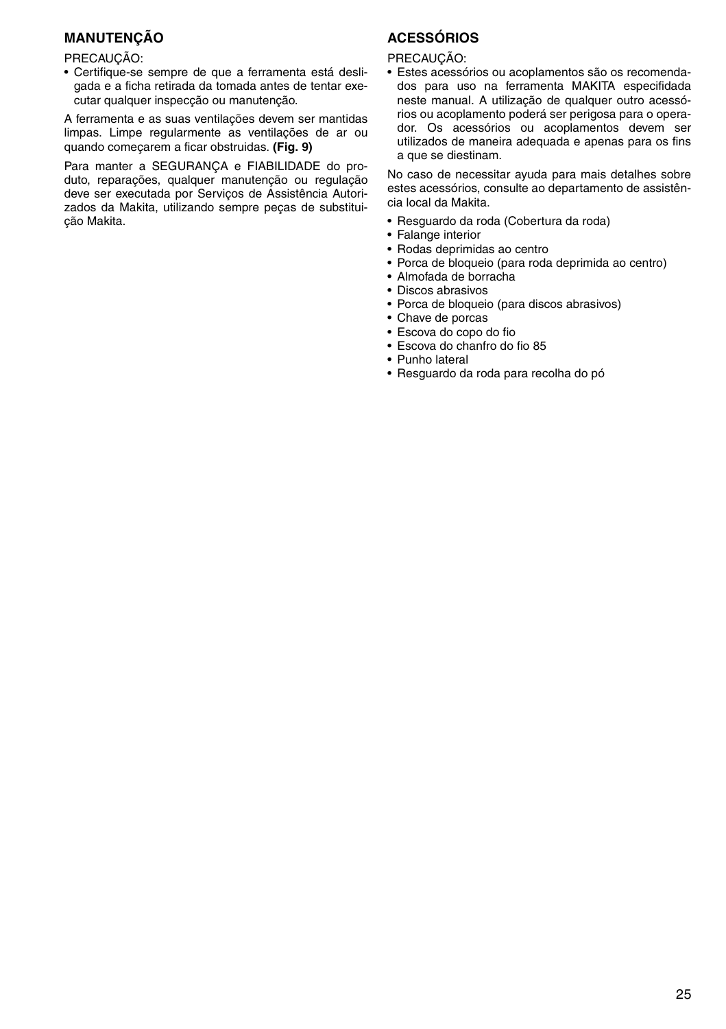## MANUTENÇÃO

PRECAUÇÃO:

- Certifique-se sempre de que a ferramenta está desligada e a ficha retirada da tomada antes de tentar executar qualquer inspecção ou manutenção.

A ferramenta e as suas ventilações devem ser mantidas limpas. Limpe regularmente as ventilações de ar ou quando começarem a ficar obstruidas. **(Fig. 9)**

Para manter a SEGURANÇA e FIABILIDADE do produto, reparações, qualquer manutenção ou regulação deve ser executada por Serviços de Assistência Autorizados da Makita, utilizando sempre peças de substituição Makita.

## ACESSÓRIOS

PRECAUÇÃO:

- Estes acessórios ou acoplamentos são os recomendados para uso na ferramenta MAKITA especifidada neste manual. A utilização de qualquer outro acessórios ou acoplamento poderá ser perigosa para o operador. Os acessórios ou acoplamentos devem ser utilizados de maneira adequada e apenas para os fins a que se diestinam.

No caso de necessitar ayuda para mais detalhes sobre estes acessórios, consulte ao departamento de assistência local da Makita.

- Resguardo da roda (Cobertura da roda)
- Falange interior
- Rodas deprimidas ao centro
- Porca de bloqueio (para roda deprimida ao centro)
- Almofada de borracha
- Discos abrasivos
- Porca de bloqueio (para discos abrasivos)
- Chave de porcas
- Escova do copo do fio
- Escova do chanfro do fio 85
- Punho lateral
- Resguardo da roda para recolha do pó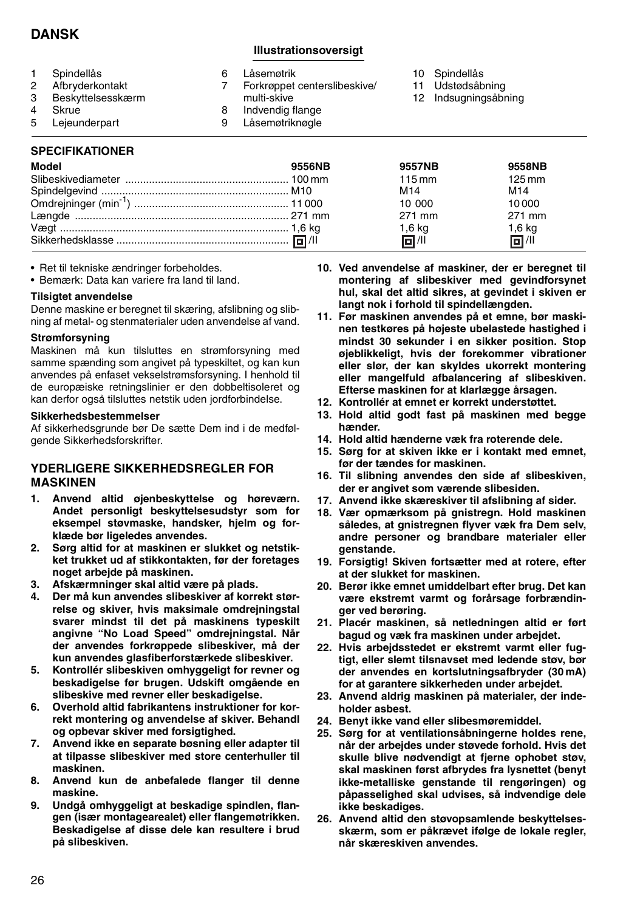# DANSK

## Illustrationsoversigt

1. Spindellås
2. Afbryderkontakt
3. Beskyttelsesskærm
4. Skrue
5. Lejeunderpart
6. Låsemøtrik
7. Forkrøppet centerslibeskive/ multi-skive
8. Indvendig flange
9. Låsemøtriknøgle
10. Spindellås
11. Udstødsåbning
12. Indsugningsåbning

## SPECIFIKATIONER

| Model | 9556NB | 9557NB | 9558NB |
|---|---|---|---|
| Slibeskivediameter | 100 mm | 115 mm | 125 mm |
| Spindelgevind | M10 | M14 | M14 |
| Omdrejninger (min$^{-1}$) | 11 000 | 10 000 | 10 000 |
| Længde | 271 mm | 271 mm | 271 mm |
| Vægt | 1,6 kg | 1,6 kg | 1,6 kg |
| Sikkerhedsklasse | ⧈/II | ⧈/II | ⧈/II |

- Ret til tekniske ændringer forbeholdes.
- Bemærk: Data kan variere fra land til land.

### Tilsigtet anvendelse

Denne maskine er beregnet til skæring, afslibning og slibning af metal- og stenmaterialer uden anvendelse af vand.

### Strømforsyning

Maskinen må kun tilsluttes en strømforsyning med samme spænding som angivet på typeskiltet, og kan kun anvendes på enfaset vekselstrømsforsyning. I henhold til de europæiske retningslinier er den dobbeltisoleret og kan derfor også tilsluttes netstik uden jordforbindelse.

### Sikkerhedsbestemmelser

Af sikkerhedsgrunde bør De sætte Dem ind i de medfølgende Sikkerhedsforskrifter.

## YDERLIGERE SIKKERHEDSREGLER FOR MASKINEN

1. **Anvend altid øjenbeskyttelse og høreværn. Andet personligt beskyttelsesudstyr som for eksempel støvmaske, handsker, hjelm og forklæde bør ligeledes anvendes.**
2. **Sørg altid for at maskinen er slukket og netstikket trukket ud af stikkontakten, før der foretages noget arbejde på maskinen.**
3. **Afskærmninger skal altid være på plads.**
4. **Der må kun anvendes slibeskiver af korrekt størrelse og skiver, hvis maksimale omdrejningstal svarer mindst til det på maskinens typeskilt angivne "No Load Speed" omdrejningstal. Når der anvendes forkrøppede slibeskiver, må der kun anvendes glasfiberforstærkede slibeskiver.**
5. **Kontrollér slibeskiven omhyggeligt for revner og beskadigelse før brugen. Udskift omgående en slibeskive med revner eller beskadigelse.**
6. **Overhold altid fabrikantens instruktioner for korrekt montering og anvendelse af skiver. Behandl og opbevar skiver med forsigtighed.**
7. **Anvend ikke en separate bøsning eller adapter til at tilpasse slibeskiver med store centerhuller til maskinen.**
8. **Anvend kun de anbefalede flanger til denne maskine.**
9. **Undgå omhyggeligt at beskadige spindlen, flangen (især montagearealet) eller flangemøtrikken. Beskadigelse af disse dele kan resultere i brud på slibeskiven.**
10. **Ved anvendelse af maskiner, der er beregnet til montering af slibeskiver med gevindforsynet hul, skal det altid sikres, at gevindet i skiven er langt nok i forhold til spindellængden.**
11. **Før maskinen anvendes på et emne, bør maskinen testkøres på højeste ubelastede hastighed i mindst 30 sekunder i en sikker position. Stop øjeblikkeligt, hvis der forekommer vibrationer eller slør, der kan skyldes ukorrekt montering eller mangelfuld afbalancering af slibeskiven. Efterse maskinen for at klarlægge årsagen.**
12. **Kontrollér at emnet er korrekt understøttet.**
13. **Hold altid godt fast på maskinen med begge hænder.**
14. **Hold altid hænderne væk fra roterende dele.**
15. **Sørg for at skiven ikke er i kontakt med emnet, før der tændes for maskinen.**
16. **Til slibning anvendes den side af slibeskiven, der er angivet som værende slibesiden.**
17. **Anvend ikke skæreskiver til afslibning af sider.**
18. **Vær opmærksom på gnistregn. Hold maskinen således, at gnistregnen flyver væk fra Dem selv, andre personer og brandbare materialer eller genstande.**
19. **Forsigtig! Skiven fortsætter med at rotere, efter at der slukket for maskinen.**
20. **Berør ikke emnet umiddelbart efter brug. Det kan være ekstremt varmt og forårsage forbrændinger ved berøring.**
21. **Placér maskinen, så netledningen altid er ført bagud og væk fra maskinen under arbejdet.**
22. **Hvis arbejdsstedet er ekstremt varmt eller fugtigt, eller slemt tilsnavset med ledende støv, bør der anvendes en kortslutningsafbryder (30 mA) for at garantere sikkerheden under arbejdet.**
23. **Anvend aldrig maskinen på materialer, der indeholder asbest.**
24. **Benyt ikke vand eller slibesmøremiddel.**
25. **Sørg for at ventilationsåbningerne holdes rene, når der arbejdes under støvede forhold. Hvis det skulle blive nødvendigt at fjerne ophobet støv, skal maskinen først afbrydes fra lysnettet (benyt ikke-metalliske genstande til rengøringen) og påpasselighed skal udvises, så indvendige dele ikke beskadiges.**
26. **Anvend altid den støvopsamlende beskyttelsesskærm, som er påkrævet ifølge de lokale regler, når skæreskiven anvendes.**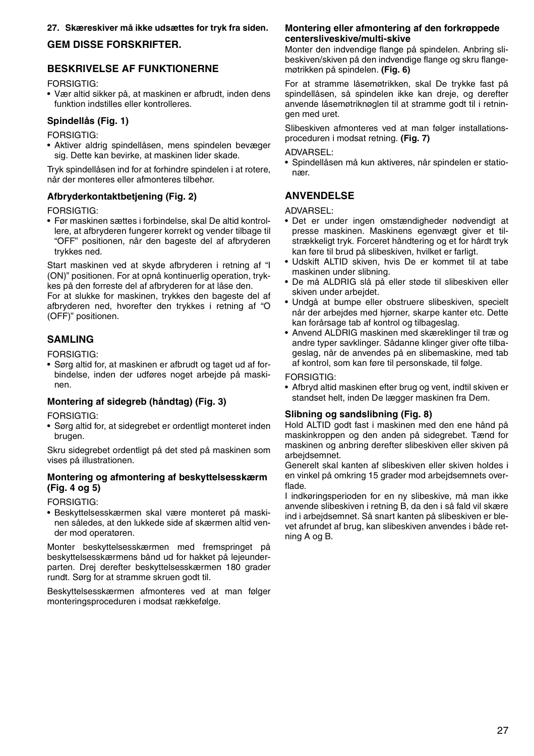**27. Skæreskiver må ikke udsættes for tryk fra siden.**

**GEM DISSE FORSKRIFTER.**

## BESKRIVELSE AF FUNKTIONERNE

FORSIGTIG:

- Vær altid sikker på, at maskinen er afbrudt, inden dens funktion indstilles eller kontrolleres.

### Spindellås (Fig. 1)

FORSIGTIG:

- Aktiver aldrig spindellåsen, mens spindelen bevæger sig. Dette kan bevirke, at maskinen lider skade.

Tryk spindellåsen ind for at forhindre spindelen i at rotere, når der monteres eller afmonteres tilbehør.

### Afbryderkontaktbetjening (Fig. 2)

FORSIGTIG:

- Før maskinen sættes i forbindelse, skal De altid kontrollere, at afbryderen fungerer korrekt og vender tilbage til "OFF" positionen, når den bageste del af afbryderen trykkes ned.

Start maskinen ved at skyde afbryderen i retning af "I (ON)" positionen. For at opnå kontinuerlig operation, trykkes på den forreste del af afbryderen for at låse den.
For at slukke for maskinen, trykkes den bageste del af afbryderen ned, hvorefter den trykkes i retning af "O (OFF)" positionen.

## SAMLING

FORSIGTIG:

- Sørg altid for, at maskinen er afbrudt og taget ud af forbindelse, inden der udføres noget arbejde på maskinen.

### Montering af sidegreb (håndtag) (Fig. 3)

FORSIGTIG:

- Sørg altid for, at sidegrebet er ordentligt monteret inden brugen.

Skru sidegrebet ordentligt på det sted på maskinen som vises på illustrationen.

### Montering og afmontering af beskyttelsesskærm (Fig. 4 og 5)

FORSIGTIG:

- Beskyttelsesskærmen skal være monteret på maskinen således, at den lukkede side af skærmen altid vender mod operatøren.

Monter beskyttelsesskærmen med fremspringet på beskyttelsesskærmens bånd ud for hakket på lejeunderparten. Drej derefter beskyttelsesskærmen 180 grader rundt. Sørg for at stramme skruen godt til.

Beskyttelsesskærmen afmonteres ved at man følger monteringsproceduren i modsat rækkefølge.

### Montering eller afmontering af den forkrøppede centersliveskive/multi-skive

Monter den indvendige flange på spindelen. Anbring slibeskiven/skiven på den indvendige flange og skru flangemøtrikken på spindelen. **(Fig. 6)**

For at stramme låsemøtrikken, skal De trykke fast på spindellåsen, så spindelen ikke kan dreje, og derefter anvende låsemøtriknøglen til at stramme godt til i retningen med uret.

Slibeskiven afmonteres ved at man følger installationsproceduren i modsat retning. **(Fig. 7)**

ADVARSEL:

- Spindellåsen må kun aktiveres, når spindelen er stationær.

## ANVENDELSE

ADVARSEL:

- Det er under ingen omstændigheder nødvendigt at presse maskinen. Maskinens egenvægt giver et tilstrækkeligt tryk. Forceret håndtering og et for hårdt tryk kan føre til brud på slibeskiven, hvilket er farligt.
- Udskift ALTID skiven, hvis De er kommet til at tabe maskinen under slibning.
- De må ALDRIG slå på eller støde til slibeskiven eller skiven under arbejdet.
- Undgå at bumpe eller obstruere slibeskiven, specielt når der arbejdes med hjørner, skarpe kanter etc. Dette kan forårsage tab af kontrol og tilbageslag.
- Anvend ALDRIG maskinen med skæreklinger til træ og andre typer savklinger. Sådanne klinger giver ofte tilbageslag, når de anvendes på en slibemaskine, med tab af kontrol, som kan føre til personskade, til følge.

FORSIGTIG:

- Afbryd altid maskinen efter brug og vent, indtil skiven er standset helt, inden De lægger maskinen fra Dem.

### Slibning og sandslibning (Fig. 8)

Hold ALTID godt fast i maskinen med den ene hånd på maskinkroppen og den anden på sidegrebet. Tænd for maskinen og anbring derefter slibeskiven eller skiven på arbejdsemnet.
Generelt skal kanten af slibeskiven eller skiven holdes i en vinkel på omkring 15 grader mod arbejdsemnets overflade.
I indkøringsperioden for en ny slibeskive, må man ikke anvende slibeskiven i retning B, da den i så fald vil skære ind i arbejdsemnet. Så snart kanten på slibeskiven er blevet afrundet af brug, kan slibeskiven anvendes i både retning A og B.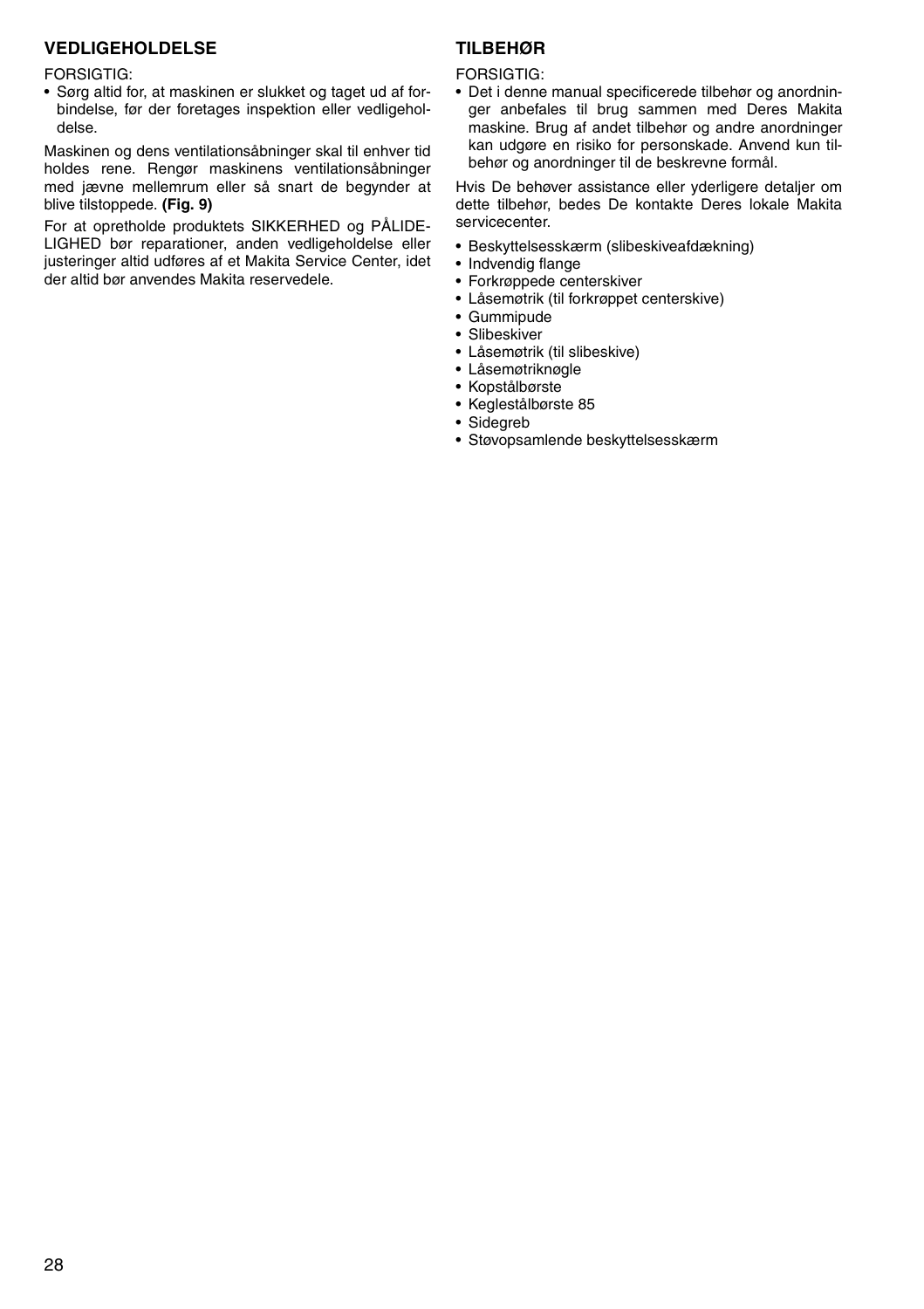## VEDLIGEHOLDELSE

FORSIGTIG:

- Sørg altid for, at maskinen er slukket og taget ud af forbindelse, før der foretages inspektion eller vedligeholdelse.

Maskinen og dens ventilationsåbninger skal til enhver tid holdes rene. Rengør maskinens ventilationsåbninger med jævne mellemrum eller så snart de begynder at blive tilstoppede. **(Fig. 9)**

For at opretholde produktets SIKKERHED og PÅLIDELIGHED bør reparationer, anden vedligeholdelse eller justeringer altid udføres af et Makita Service Center, idet der altid bør anvendes Makita reservedele.

## TILBEHØR

FORSIGTIG:

- Det i denne manual specificerede tilbehør og anordninger anbefales til brug sammen med Deres Makita maskine. Brug af andet tilbehør og andre anordninger kan udgøre en risiko for personskade. Anvend kun tilbehør og anordninger til de beskrevne formål.

Hvis De behøver assistance eller yderligere detaljer om dette tilbehør, bedes De kontakte Deres lokale Makita servicecenter.

- Beskyttelsesskærm (slibeskiveafdækning)
- Indvendig flange
- Forkrøppede centerskiver
- Låsemøtrik (til forkrøppet centerskive)
- Gummipude
- Slibeskiver
- Låsemøtrik (til slibeskive)
- Låsemøtriknøgle
- Kopstålbørste
- Keglestålbørste 85
- Sidegreb
- Støvopsamlende beskyttelsesskærm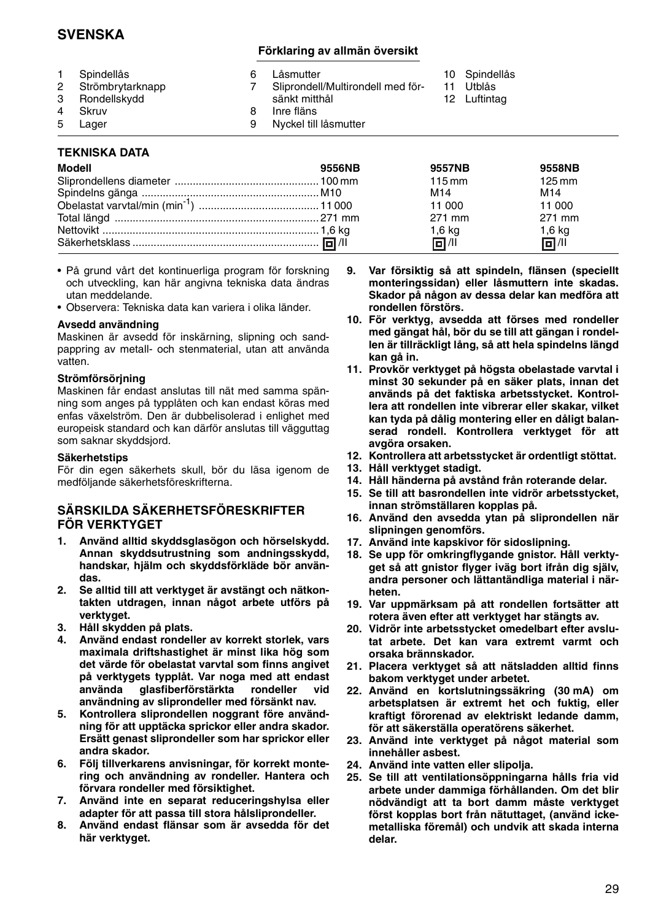# SVENSKA

## Förklaring av allmän översikt

1. Spindellås
2. Strömbrytarknapp
3. Rondellskydd
4. Skruv
5. Lager
6. Låsmutter
7. Sliprondell/Multirondell med försänkt mitthål
8. Inre fläns
9. Nyckel till låsmutter
10. Spindellås
11. Utblås
12. Luftintag

### TEKNISKA DATA

| Modell | 9556NB | 9557NB | 9558NB |
|---|---|---|---|
| Sliprondellens diameter | 100 mm | 115 mm | 125 mm |
| Spindelns gänga | M10 | M14 | M14 |
| Obelastat varvtal/min ($min^{-1}$) | 11 000 | 11 000 | 11 000 |
| Total längd | 271 mm | 271 mm | 271 mm |
| Nettovikt | 1,6 kg | 1,6 kg | 1,6 kg |
| Säkerhetsklass | ⧈/II | ⧈/II | ⧈/II |

- På grund vårt det kontinuerliga program för forskning och utveckling, kan här angivna tekniska data ändras utan meddelande.
- Observera: Tekniska data kan variera i olika länder.

**Avsedd användning**

Maskinen är avsedd för inskärning, slipning och sandpappring av metall- och stenmaterial, utan att använda vatten.

**Strömförsörjning**

Maskinen får endast anslutas till nät med samma spänning som anges på typplåten och kan endast köras med enfas växelström. Den är dubbelisolerad i enlighet med europeisk standard och kan därför anslutas till vägguttag som saknar skyddsjord.

**Säkerhetstips**

För din egen säkerhets skull, bör du läsa igenom de medföljande säkerhetsföreskrifterna.

### SÄRSKILDA SÄKERHETSFÖRESKRIFTER FÖR VERKTYGET

1. **Använd alltid skyddsglasögon och hörselskydd. Annan skyddsutrustning som andningsskydd, handskar, hjälm och skyddsförkläde bör användas.**
2. **Se alltid till att verktyget är avstängt och nätkontakten utdragen, innan något arbete utförs på verktyget.**
3. **Håll skydden på plats.**
4. **Använd endast rondeller av korrekt storlek, vars maximala driftshastighet är minst lika hög som det värde för obelastat varvtal som finns angivet på verktygets typplåt. Var noga med att endast använda glasfiberförstärkta rondeller vid användning av sliprondeller med försänkt nav.**
5. **Kontrollera sliprondellen noggrant före användning för att upptäcka sprickor eller andra skador. Ersätt genast sliprondeller som har sprickor eller andra skador.**
6. **Följ tillverkarens anvisningar, för korrekt montering och användning av rondeller. Hantera och förvara rondeller med försiktighet.**
7. **Använd inte en separat reduceringshylsa eller adapter för att passa till stora hålsliprondeller.**
8. **Använd endast flänsar som är avsedda för det här verktyget.**
9. **Var försiktig så att spindeln, flänsen (speciellt monteringssidan) eller låsmuttern inte skadas. Skador på någon av dessa delar kan medföra att rondellen förstörs.**
10. **För verktyg, avsedda att förses med rondeller med gängat hål, bör du se till att gängan i rondellen är tillräckligt lång, så att hela spindelns längd kan gå in.**
11. **Provkör verktyget på högsta obelastade varvtal i minst 30 sekunder på en säker plats, innan det används på det faktiska arbetsstycket. Kontrollera att rondellen inte vibrerar eller skakar, vilket kan tyda på dålig montering eller en dåligt balanserad rondell. Kontrollera verktyget för att avgöra orsaken.**
12. **Kontrollera att arbetsstycket är ordentligt stöttat.**
13. **Håll verktyget stadigt.**
14. **Håll händerna på avstånd från roterande delar.**
15. **Se till att basrondellen inte vidrör arbetsstycket, innan strömställaren kopplas på.**
16. **Använd den avsedda ytan på sliprondellen när slipningen genomförs.**
17. **Använd inte kapskivor för sidoslipning.**
18. **Se upp för omkringflygande gnistor. Håll verktyget så att gnistor flyger iväg bort ifrån dig själv, andra personer och lättantändliga material i närheten.**
19. **Var uppmärksam på att rondellen fortsätter att rotera även efter att verktyget har stängts av.**
20. **Vidrör inte arbetsstycket omedelbart efter avslutat arbete. Det kan vara extremt varmt och orsaka brännskador.**
21. **Placera verktyget så att nätsladden alltid finns bakom verktyget under arbetet.**
22. **Använd en kortslutningssäkring (30 mA) om arbetsplatsen är extremt het och fuktig, eller kraftigt förorenad av elektriskt ledande damm, för att säkerställa operatörens säkerhet.**
23. **Använd inte verktyget på något material som innehåller asbest.**
24. **Använd inte vatten eller slipolja.**
25. **Se till att ventilationsöppningarna hålls fria vid arbete under dammiga förhållanden. Om det blir nödvändigt att ta bort damm måste verktyget först kopplas bort från nätuttaget, (använd ickemetalliska föremål) och undvik att skada interna delar.**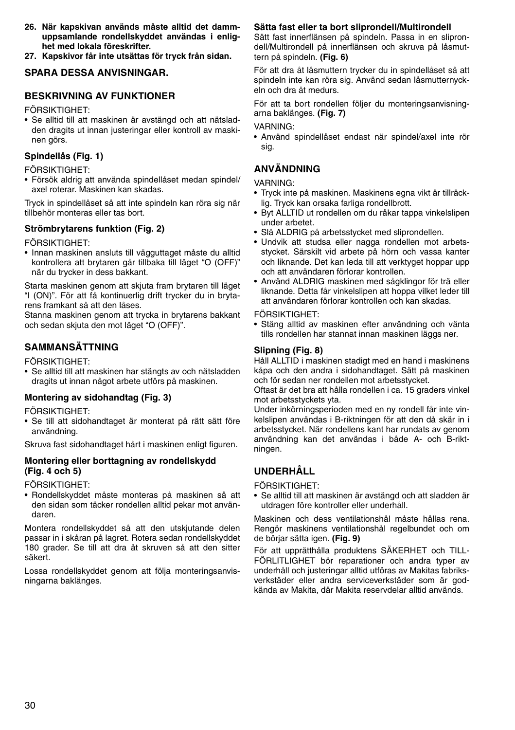**26. När kapskivan används måste alltid det dammuppsamlande rondellskyddet användas i enlighet med lokala föreskrifter.**

**27. Kapskivor får inte utsättas för tryck från sidan.**

## SPARA DESSA ANVISNINGAR.

## BESKRIVNING AV FUNKTIONER

FÖRSIKTIGHET:

- Se alltid till att maskinen är avstängd och att nätsladden dragits ut innan justeringar eller kontroll av maskinen görs.

### Spindellås (Fig. 1)

FÖRSIKTIGHET:

- Försök aldrig att använda spindellåset medan spindel/axel roterar. Maskinen kan skadas.

Tryck in spindellåset så att inte spindeln kan röra sig när tillbehör monteras eller tas bort.

### Strömbrytarens funktion (Fig. 2)

FÖRSIKTIGHET:

- Innan maskinen ansluts till vägguttaget måste du alltid kontrollera att brytaren går tillbaka till läget "O (OFF)" när du trycker in dess bakkant.

Starta maskinen genom att skjuta fram brytaren till läget "I (ON)". För att få kontinuerlig drift trycker du in brytarens framkant så att den låses.

Stanna maskinen genom att trycka in brytarens bakkant och sedan skjuta den mot läget "O (OFF)".

## SAMMANSÄTTNING

FÖRSIKTIGHET:

- Se alltid till att maskinen har stängts av och nätsladden dragits ut innan något arbete utförs på maskinen.

### Montering av sidohandtag (Fig. 3)

FÖRSIKTIGHET:

- Se till att sidohandtaget är monterat på rätt sätt före användning.

Skruva fast sidohandtaget hårt i maskinen enligt figuren.

### Montering eller borttagning av rondellskydd (Fig. 4 och 5)

FÖRSIKTIGHET:

- Rondellskyddet måste monteras på maskinen så att den sidan som täcker rondellen alltid pekar mot användaren.

Montera rondellskyddet så att den utskjutande delen passar in i skåran på lagret. Rotera sedan rondellskyddet 180 grader. Se till att dra åt skruven så att den sitter säkert.

Lossa rondellskyddet genom att följa monteringsanvisningarna baklänges.

### Sätta fast eller ta bort sliprondell/Multirondell

Sätt fast innerflänsen på spindeln. Passa in en sliprondell/Multirondell på innerflänsen och skruva på låsmuttern på spindeln. **(Fig. 6)**

För att dra åt låsmuttern trycker du in spindellåset så att spindeln inte kan röra sig. Använd sedan låsmutternyckeln och dra åt medurs.

För att ta bort rondellen följer du monteringsanvisningarna baklänges. **(Fig. 7)**

VARNING:

- Använd spindellåset endast när spindel/axel inte rör sig.

## ANVÄNDNING

VARNING:

- Tryck inte på maskinen. Maskinens egna vikt är tillräcklig. Tryck kan orsaka farliga rondellbrott.
- Byt ALLTID ut rondellen om du råkar tappa vinkelslipen under arbetet.
- Slå ALDRIG på arbetsstycket med sliprondellen.
- Undvik att studsa eller nagga rondellen mot arbetsstycket. Särskilt vid arbete på hörn och vassa kanter och liknande. Det kan leda till att verktyget hoppar upp och att användaren förlorar kontrollen.
- Använd ALDRIG maskinen med sågklingor för trä eller liknande. Detta får vinkelslipen att hoppa vilket leder till att användaren förlorar kontrollen och kan skadas.

FÖRSIKTIGHET:

- Stäng alltid av maskinen efter användning och vänta tills rondellen har stannat innan maskinen läggs ner.

### Slipning (Fig. 8)

Håll ALLTID i maskinen stadigt med en hand i maskinens kåpa och den andra i sidohandtaget. Sätt på maskinen och för sedan ner rondellen mot arbetsstycket.

Oftast är det bra att hålla rondellen i ca. 15 graders vinkel mot arbetsstyckets yta.

Under inkörningsperioden med en ny rondell får inte vinkelslipen användas i B-riktningen för att den då skär in i arbetsstycket. När rondellens kant har rundats av genom användning kan det användas i både A- och B-riktningen.

## UNDERHÅLL

FÖRSIKTIGHET:

- Se alltid till att maskinen är avstängd och att sladden är utdragen före kontroller eller underhåll.

Maskinen och dess ventilationshål måste hållas rena. Rengör maskinens ventilationshål regelbundet och om de börjar sätta igen. **(Fig. 9)**

För att upprätthålla produktens SÄKERHET och TILLFÖRLITLIGHET bör reparationer och andra typer av underhåll och justeringar alltid utföras av Makitas fabriksverkstäder eller andra serviceverkstäder som är godkända av Makita, där Makita reservdelar alltid används.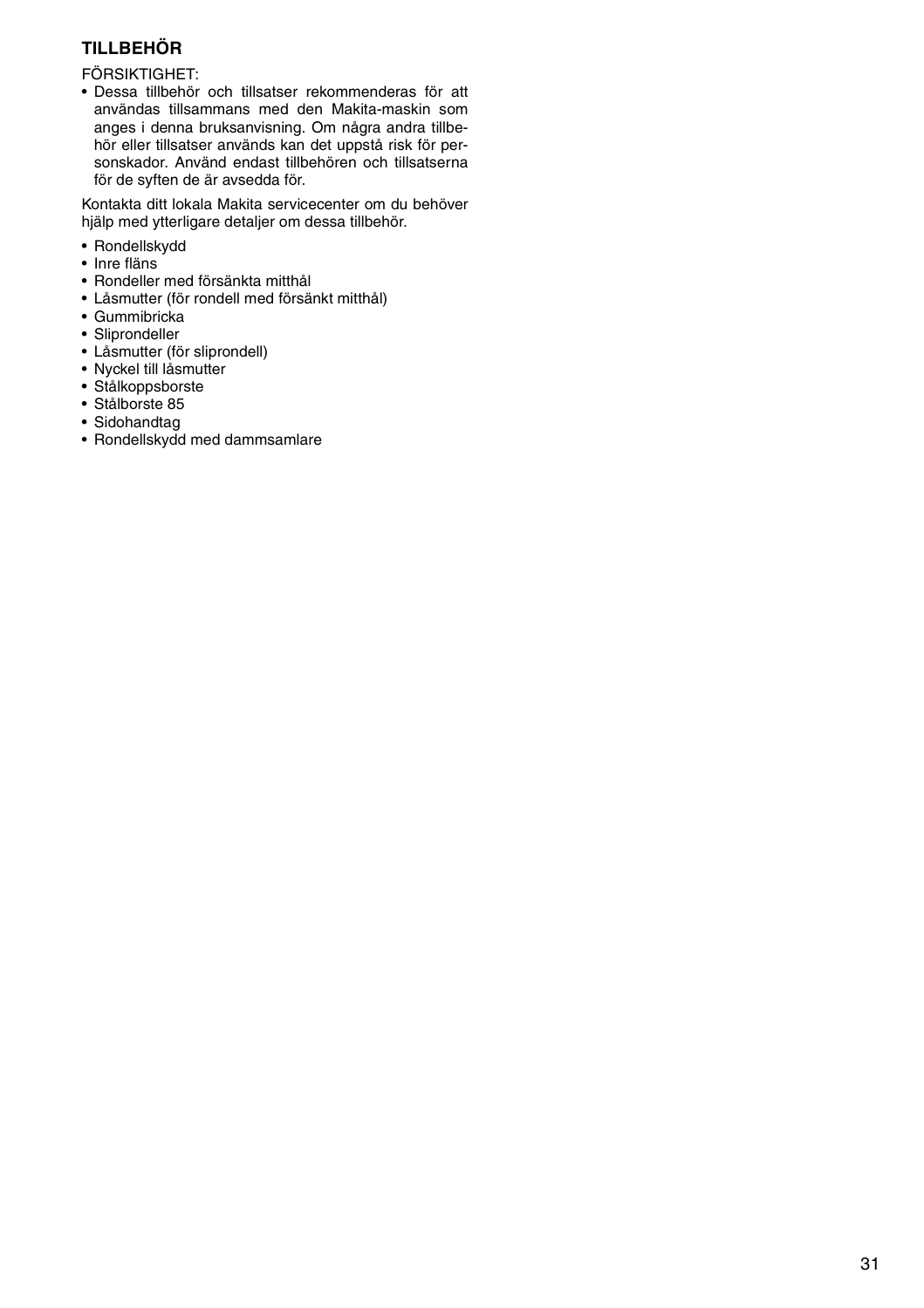## TILLBEHÖR

FÖRSIKTIGHET:

- Dessa tillbehör och tillsatser rekommenderas för att användas tillsammans med den Makita-maskin som anges i denna bruksanvisning. Om några andra tillbehör eller tillsatser används kan det uppstå risk för personskador. Använd endast tillbehören och tillsatserna för de syften de är avsedda för.

Kontakta ditt lokala Makita servicecenter om du behöver hjälp med ytterligare detaljer om dessa tillbehör.

- Rondellskydd
- Inre fläns
- Rondeller med försänkta mitthål
- Låsmutter (för rondell med försänkt mitthål)
- Gummibricka
- Sliprondeller
- Låsmutter (för sliprondell)
- Nyckel till låsmutter
- Stålkoppsborste
- Stålborste 85
- Sidohandtag
- Rondellskydd med dammsamlare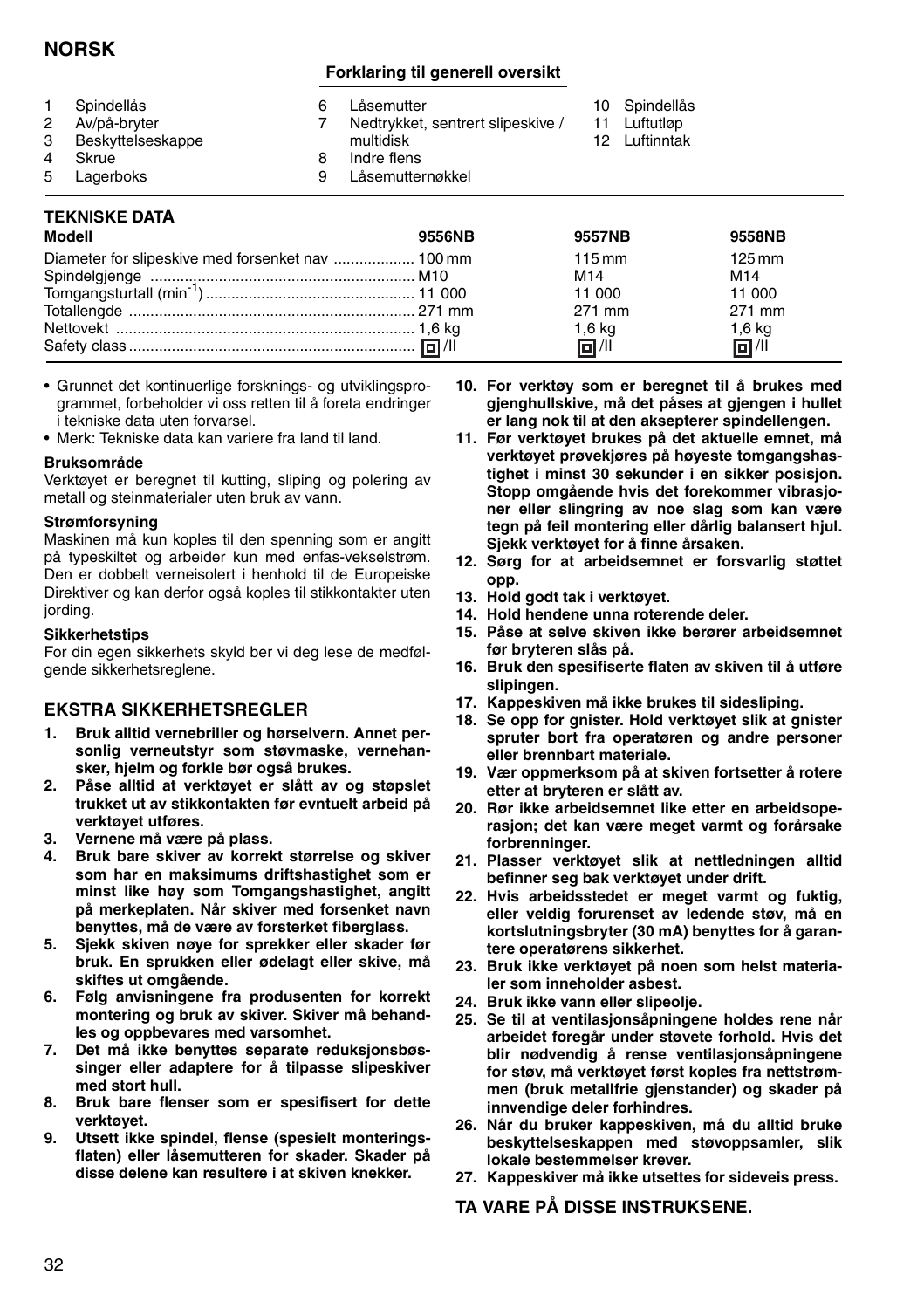# NORSK

### Forklaring til generell oversikt

1. Spindellås
2. Av/på-bryter
3. Beskyttelseskappe
4. Skrue
5. Lagerboks
6. Låsemutter
7. Nedtrykket, sentrert slipeskive / multidisk
8. Indre flens
9. Låsemutternøkkel
10. Spindellås
11. Luftutløp
12. Luftinntak

## TEKNISKE DATA

| Modell | 9556NB | 9557NB | 9558NB |
|---|---|---|---|
| Diameter for slipeskive med forsenket nav | 100 mm | 115 mm | 125 mm |
| Spindelgjenge | M10 | M14 | M14 |
| Tomgangsturtall ($min^{-1}$) | 11 000 | 11 000 | 11 000 |
| Totallengde | 271 mm | 271 mm | 271 mm |
| Nettovekt | 1,6 kg | 1,6 kg | 1,6 kg |
| Safety class | ⧈/II | ⧈/II | ⧈/II |

- Grunnet det kontinuerlige forsknings- og utviklingsprogrammet, forbeholder vi oss retten til å foreta endringer i tekniske data uten forvarsel.
- Merk: Tekniske data kan variere fra land til land.

**Bruksområde**

Verktøyet er beregnet til kutting, sliping og polering av metall og steinmaterialer uten bruk av vann.

**Strømforsyning**

Maskinen må kun koples til den spenning som er angitt på typeskiltet og arbeider kun med enfas-vekselstrøm. Den er dobbelt verneisolert i henhold til de Europeiske Direktiver og kan derfor også koples til stikkontakter uten jording.

**Sikkerhetstips**

For din egen sikkerhets skyld ber vi deg lese de medfølgende sikkerhetsreglene.

## EKSTRA SIKKERHETSREGLER

1. **Bruk alltid vernebriller og hørselvern. Annet personlig verneutstyr som støvmaske, vernehansker, hjelm og forkle bør også brukes.**
2. **Påse alltid at verktøyet er slått av og støpslet trukket ut av stikkontakten før evntuelt arbeid på verktøyet utføres.**
3. **Vernene må være på plass.**
4. **Bruk bare skiver av korrekt størrelse og skiver som har en maksimums driftshastighet som er minst like høy som Tomgangshastighet, angitt på merkeplaten. Når skiver med forsenket navn benyttes, må de være av forsterket fiberglass.**
5. **Sjekk skiven nøye for sprekker eller skader før bruk. En sprukken eller ødelagt eller skive, må skiftes ut omgående.**
6. **Følg anvisningene fra produsenten for korrekt montering og bruk av skiver. Skiver må behandles og oppbevares med varsomhet.**
7. **Det må ikke benyttes separate reduksjonsbøssinger eller adaptere for å tilpasse slipeskiver med stort hull.**
8. **Bruk bare flenser som er spesifisert for dette verktøyet.**
9. **Utsett ikke spindel, flense (spesielt monteringsflaten) eller låsemutteren for skader. Skader på disse delene kan resultere i at skiven knekker.**
10. **For verktøy som er beregnet til å brukes med gjenghullskive, må det påses at gjengen i hullet er lang nok til at den aksepterer spindellengen.**
11. **Før verktøyet brukes på det aktuelle emnet, må verktøyet prøvekjøres på høyeste tomgangshastighet i minst 30 sekunder i en sikker posisjon. Stopp omgående hvis det forekommer vibrasjoner eller slingring av noe slag som kan være tegn på feil montering eller dårlig balansert hjul. Sjekk verktøyet for å finne årsaken.**
12. **Sørg for at arbeidsemnet er forsvarlig støttet opp.**
13. **Hold godt tak i verktøyet.**
14. **Hold hendene unna roterende deler.**
15. **Påse at selve skiven ikke berører arbeidsemnet før bryteren slås på.**
16. **Bruk den spesifiserte flaten av skiven til å utføre slipingen.**
17. **Kappeskiven må ikke brukes til sidesliping.**
18. **Se opp for gnister. Hold verktøyet slik at gnister spruter bort fra operatøren og andre personer eller brennbart materiale.**
19. **Vær oppmerksom på at skiven fortsetter å rotere etter at bryteren er slått av.**
20. **Rør ikke arbeidsemnet like etter en arbeidsoperasjon; det kan være meget varmt og forårsake forbrenninger.**
21. **Plasser verktøyet slik at nettledningen alltid befinner seg bak verktøyet under drift.**
22. **Hvis arbeidsstedet er meget varmt og fuktig, eller veldig forurenset av ledende støv, må en kortslutningsbryter (30 mA) benyttes for å garantere operatørens sikkerhet.**
23. **Bruk ikke verktøyet på noen som helst materialer som inneholder asbest.**
24. **Bruk ikke vann eller slipeolje.**
25. **Se til at ventilasjonsåpningene holdes rene når arbeidet foregår under støvete forhold. Hvis det blir nødvendig å rense ventilasjonsåpningene for støv, må verktøyet først koples fra nettstrømmen (bruk metallfrie gjenstander) og skader på innvendige deler forhindres.**
26. **Når du bruker kappeskiven, må du alltid bruke beskyttelseskappen med støvoppsamler, slik lokale bestemmelser krever.**
27. **Kappeskiver må ikke utsettes for sideveis press.**

## TA VARE PÅ DISSE INSTRUKSENE.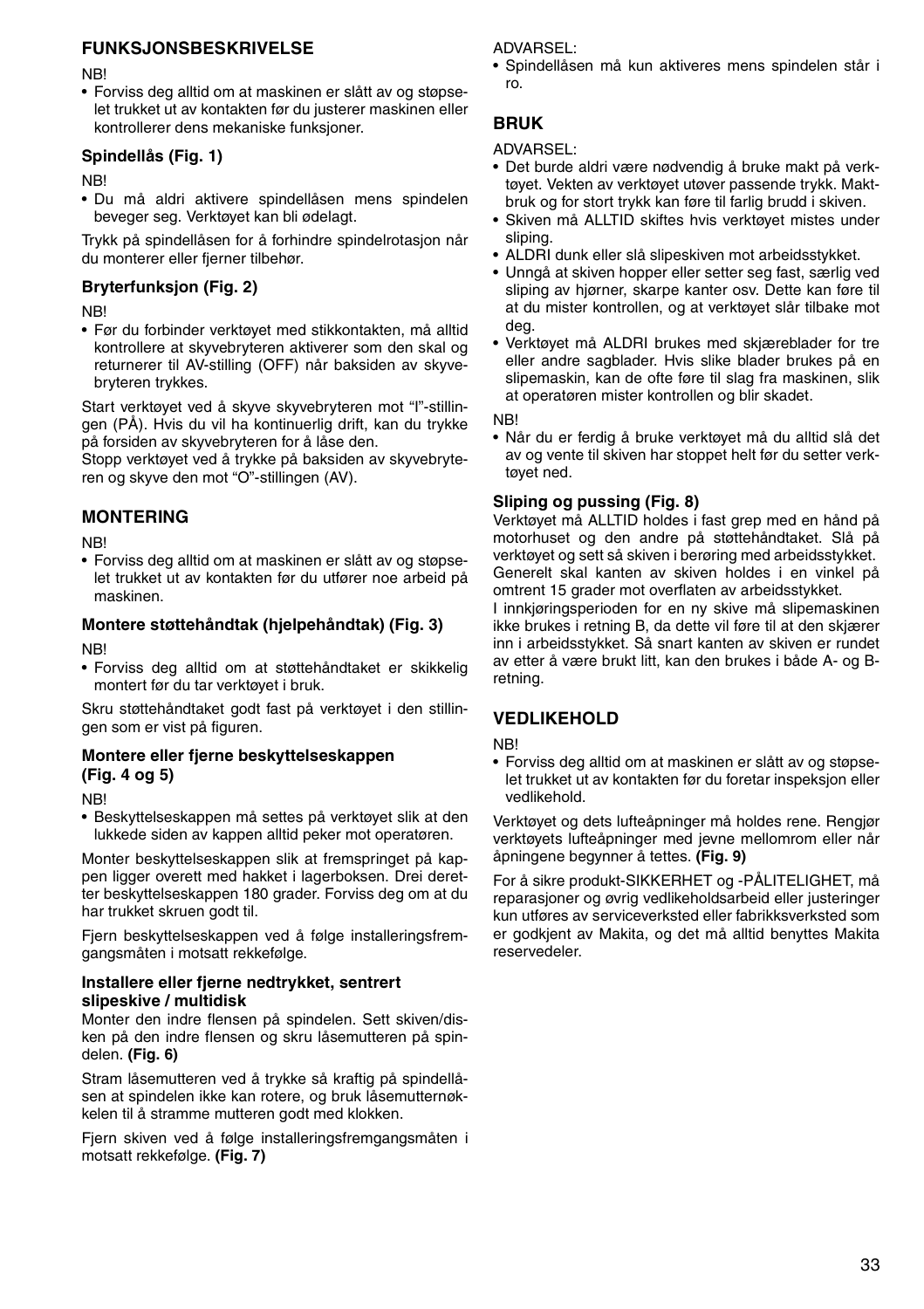## FUNKSJONSBESKRIVELSE

NB!

- Forviss deg alltid om at maskinen er slått av og støpselet trukket ut av kontakten før du justerer maskinen eller kontrollerer dens mekaniske funksjoner.

### Spindellås (Fig. 1)

NB!

- Du må aldri aktivere spindellåsen mens spindelen beveger seg. Verktøyet kan bli ødelagt.

Trykk på spindellåsen for å forhindre spindelrotasjon når du monterer eller fjerner tilbehør.

### Bryterfunksjon (Fig. 2)

NB!

- Før du forbinder verktøyet med stikkontakten, må alltid kontrollere at skyvebryteren aktiverer som den skal og returnerer til AV-stilling (OFF) når baksiden av skyvebryteren trykkes.

Start verktøyet ved å skyve skyvebryteren mot "I"-stillingen (PÅ). Hvis du vil ha kontinuerlig drift, kan du trykke på forsiden av skyvebryteren for å låse den.
Stopp verktøyet ved å trykke på baksiden av skyvebryteren og skyve den mot "O"-stillingen (AV).

## MONTERING

NB!

- Forviss deg alltid om at maskinen er slått av og støpselet trukket ut av kontakten før du utfører noe arbeid på maskinen.

### Montere støttehåndtak (hjelpehåndtak) (Fig. 3)

NB!

- Forviss deg alltid om at støttehåndtaket er skikkelig montert før du tar verktøyet i bruk.

Skru støttehåndtaket godt fast på verktøyet i den stillingen som er vist på figuren.

### Montere eller fjerne beskyttelseskappen (Fig. 4 og 5)

NB!

- Beskyttelseskappen må settes på verktøyet slik at den lukkede siden av kappen alltid peker mot operatøren.

Monter beskyttelseskappen slik at fremspringet på kappen ligger overett med hakket i lagerboksen. Drei deretter beskyttelseskappen 180 grader. Forviss deg om at du har trukket skruen godt til.

Fjern beskyttelseskappen ved å følge installeringsfremgangsmåten i motsatt rekkefølge.

### Installere eller fjerne nedtrykket, sentrert slipeskive / multidisk

Monter den indre flensen på spindelen. Sett skiven/disken på den indre flensen og skru låsemutteren på spindelen. **(Fig. 6)**

Stram låsemutteren ved å trykke så kraftig på spindellåsen at spindelen ikke kan rotere, og bruk låsemutternøkkelen til å stramme mutteren godt med klokken.

Fjern skiven ved å følge installeringsfremgangsmåten i motsatt rekkefølge. **(Fig. 7)**

ADVARSEL:

- Spindellåsen må kun aktiveres mens spindelen står i ro.

## BRUK

ADVARSEL:

- Det burde aldri være nødvendig å bruke makt på verktøyet. Vekten av verktøyet utøver passende trykk. Maktbruk og for stort trykk kan føre til farlig brudd i skiven.
- Skiven må ALLTID skiftes hvis verktøyet mistes under sliping.
- ALDRI dunk eller slå slipeskiven mot arbeidsstykket.
- Unngå at skiven hopper eller setter seg fast, særlig ved sliping av hjørner, skarpe kanter osv. Dette kan føre til at du mister kontrollen, og at verktøyet slår tilbake mot deg.
- Verktøyet må ALDRI brukes med skjæreblader for tre eller andre sagblader. Hvis slike blader brukes på en slipemaskin, kan de ofte føre til slag fra maskinen, slik at operatøren mister kontrollen og blir skadet.

NB!

- Når du er ferdig å bruke verktøyet må du alltid slå det av og vente til skiven har stoppet helt før du setter verktøyet ned.

### Sliping og pussing (Fig. 8)

Verktøyet må ALLTID holdes i fast grep med en hånd på motorhuset og den andre på støttehåndtaket. Slå på verktøyet og sett så skiven i berøring med arbeidsstykket.
Generelt skal kanten av skiven holdes i en vinkel på omtrent 15 grader mot overflaten av arbeidsstykket.
I innkjøringsperioden for en ny skive må slipemaskinen ikke brukes i retning B, da dette vil føre til at den skjærer inn i arbeidsstykket. Så snart kanten av skiven er rundet av etter å være brukt litt, kan den brukes i både A- og B-retning.

## VEDLIKEHOLD

NB!

- Forviss deg alltid om at maskinen er slått av og støpselet trukket ut av kontakten før du foretar inspeksjon eller vedlikehold.

Verktøyet og dets lufteåpninger må holdes rene. Rengjør verktøyets lufteåpninger med jevne mellomrom eller når åpningene begynner å tettes. **(Fig. 9)**

For å sikre produkt-SIKKERHET og -PÅLITELIGHET, må reparasjoner og øvrig vedlikeholdsarbeid eller justeringer kun utføres av serviceverksted eller fabrikksverksted som er godkjent av Makita, og det må alltid benyttes Makita reservedeler.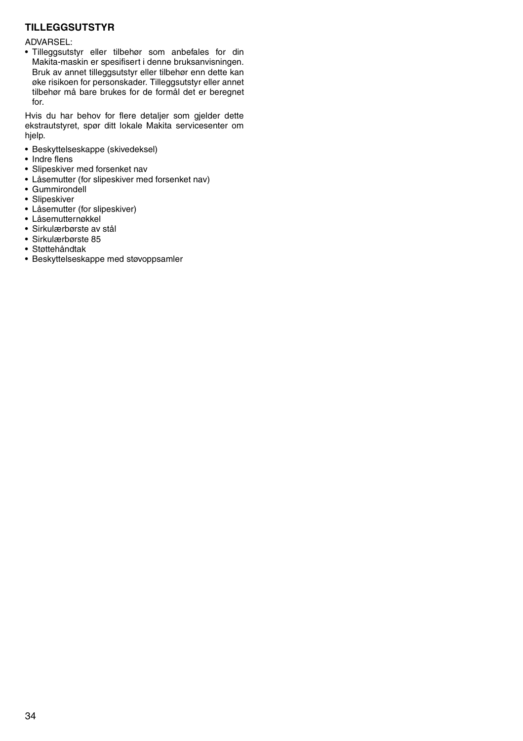### TILLEGGSUTSTYR

ADVARSEL:

- Tilleggsutstyr eller tilbehør som anbefales for din Makita-maskin er spesifisert i denne bruksanvisningen. Bruk av annet tilleggsutstyr eller tilbehør enn dette kan øke risikoen for personskader. Tilleggsutstyr eller annet tilbehør må bare brukes for de formål det er beregnet for.

Hvis du har behov for flere detaljer som gjelder dette ekstrautstyret, spør ditt lokale Makita servicesenter om hjelp.

- Beskyttelseskappe (skivedeksel)
- Indre flens
- Slipeskiver med forsenket nav
- Låsemutter (for slipeskiver med forsenket nav)
- Gummirondell
- Slipeskiver
- Låsemutter (for slipeskiver)
- Låsemutternøkkel
- Sirkulærbørste av stål
- Sirkulærbørste 85
- Støttehåndtak
- Beskyttelseskappe med støvoppsamler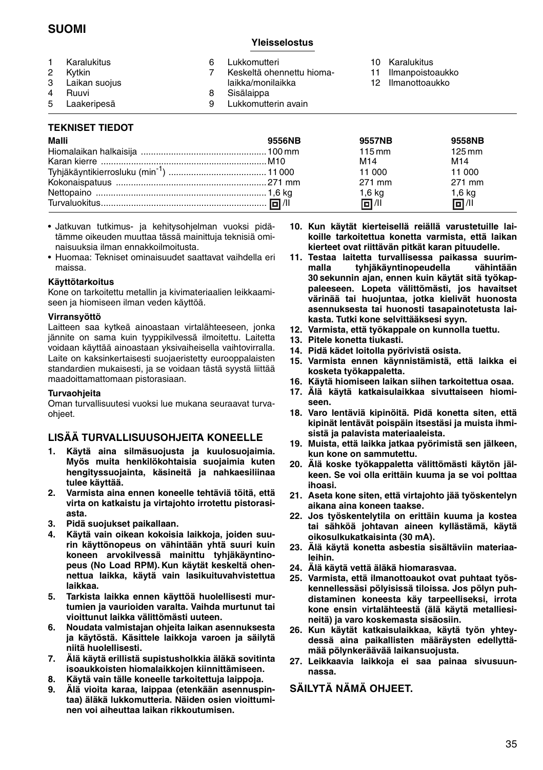# SUOMI

## Yleisselostus

1. Karalukitus
2. Kytkin
3. Laikan suojus
4. Ruuvi
5. Laakeripesä
6. Lukkomutteri
7. Keskeltä ohennettu hiomalaikka/monilaikka
8. Sisälaippa
9. Lukkomutterin avain
10. Karalukitus
11. Ilmanpoistoaukko
12. Ilmanottoaukko

## TEKNISET TIEDOT

| Malli | 9556NB | 9557NB | 9558NB |
|---|---|---|---|
| Hiomalaikan halkaisija | 100 mm | 115 mm | 125 mm |
| Karan kierre | M10 | M14 | M14 |
| Tyhjäkäyntikierrosluku ($min^{-1}$) | 11 000 | 11 000 | 11 000 |
| Kokonaispatuus | 271 mm | 271 mm | 271 mm |
| Nettopaino | 1,6 kg | 1,6 kg | 1,6 kg |
| Turvaluokitus | ⧈/II | ⧈/II | ⧈/II |

- Jatkuvan tutkimus- ja kehitysohjelman vuoksi pidätämme oikeuden muuttaa tässä mainittuja teknisiä ominaisuuksia ilman ennakkoilmoitusta.
- Huomaa: Tekniset ominaisuudet saattavat vaihdella eri maissa.

### Käyttötarkoitus

Kone on tarkoitettu metallin ja kivimateriaalien leikkaamiseen ja hiomiseen ilman veden käyttöä.

### Virransyöttö

Laitteen saa kytkeä ainoastaan virtalähteeseen, jonka jännite on sama kuin tyyppikilvessä ilmoitettu. Laitetta voidaan käyttää ainoastaan yksivaiheisella vaihtovirralla. Laite on kaksinkertaisesti suojaeristetty eurooppalaisten standardien mukaisesti, ja se voidaan tästä syystä liittää maadoittamattomaan pistorasiaan.

### Turvaohjeita

Oman turvallisuutesi vuoksi lue mukana seuraavat turvaohjeet.

## LISÄÄ TURVALLISUUSOHJEITA KONEELLE

1. **Käytä aina silmäsuojusta ja kuulosuojaimia. Myös muita henkilökohtaisia suojaimia kuten hengityssuojainta, käsineitä ja nahkaesiliinaa tulee käyttää.**
2. **Varmista aina ennen koneelle tehtäviä töitä, että virta on katkaistu ja virtajohto irrotettu pistorasiasta.**
3. **Pidä suojukset paikallaan.**
4. **Käytä vain oikean kokoisia laikkoja, joiden suurin käyttönopeus on vähintään yhtä suuri kuin koneen arvokilvessä mainittu tyhjäkäyntinopeus (No Load RPM). Kun käytät keskeltä ohennettua laikka, käytä vain lasikuituvahvistettua laikkaa.**
5. **Tarkista laikka ennen käyttöä huolellisesti murtumien ja vaurioiden varalta. Vaihda murtunut tai vioittunut laikka välittömästi uuteen.**
6. **Noudata valmistajan ohjeita laikan asennuksesta ja käytöstä. Käsittele laikkoja varoen ja säilytä niitä huolellisesti.**
7. **Älä käytä erillistä supistusholkkia äläkä sovitinta isoaukkoisten hiomalaikkojen kiinnittämiseen.**
8. **Käytä vain tälle koneelle tarkoitettuja laippoja.**
9. **Älä vioita karaa, laippaa (etenkään asennuspintaa) äläkä lukkomutteria. Näiden osien vioittuminen voi aiheuttaa laikan rikkoutumisen.**
10. **Kun käytät kierteisellä reiällä varustetuille laikoille tarkoitettua konetta varmista, että laikan kierteet ovat riittävän pitkät karan pituudelle.**
11. **Testaa laitetta turvallisessa paikassa suurimmalla tyhjäkäyntinopeudella vähintään 30 sekunnin ajan, ennen kuin käytät sitä työkappaleeseen. Lopeta välittömästi, jos havaitset värinää tai huojuntaa, jotka kielivät huonosta asennuksesta tai huonosti tasapainotetusta laikasta. Tutki kone selvittääksesi syyn.**
12. **Varmista, että työkappale on kunnolla tuettu.**
13. **Pitele konetta tiukasti.**
14. **Pidä kädet loitolla pyörivistä osista.**
15. **Varmista ennen käynnistämistä, että laikka ei kosketa työkappaletta.**
16. **Käytä hiomiseen laikan siihen tarkoitettua osaa.**
17. **Älä käytä katkaisulaikkaa sivuttaiseen hiomiseen.**
18. **Varo lentäviä kipinöitä. Pidä konetta siten, että kipinät lentävät poispäin itsestäsi ja muista ihmisistä ja palavista materiaaleista.**
19. **Muista, että laikka jatkaa pyörimistä sen jälkeen, kun kone on sammutettu.**
20. **Älä koske työkappaletta välittömästi käytön jälkeen. Se voi olla erittäin kuuma ja se voi polttaa ihoasi.**
21. **Aseta kone siten, että virtajohto jää työskentelyn aikana aina koneen taakse.**
22. **Jos työskentelytila on erittäin kuuma ja kostea tai sähköä johtavan aineen kyllästämä, käytä oikosulkukatkaisinta (30 mA).**
23. **Älä käytä konetta asbestia sisältäviin materiaaleihin.**
24. **Älä käytä vettä äläkä hiomarasvaa.**
25. **Varmista, että ilmanottoaukot ovat puhtaat työskennellessäsi pölyisissä tiloissa. Jos pölyn puhdistaminen koneesta käy tarpeelliseksi, irrota kone ensin virtalähteestä (älä käytä metalliesineitä) ja varo koskemasta sisäosiin.**
26. **Kun käytät katkaisulaikkaa, käytä työn yhteydessä aina paikallisten määräysten edellyttämää pölynkeräävää laikansuojusta.**
27. **Leikkaavia laikkoja ei saa painaa sivusuunnassa.**

## SÄILYTÄ NÄMÄ OHJEET.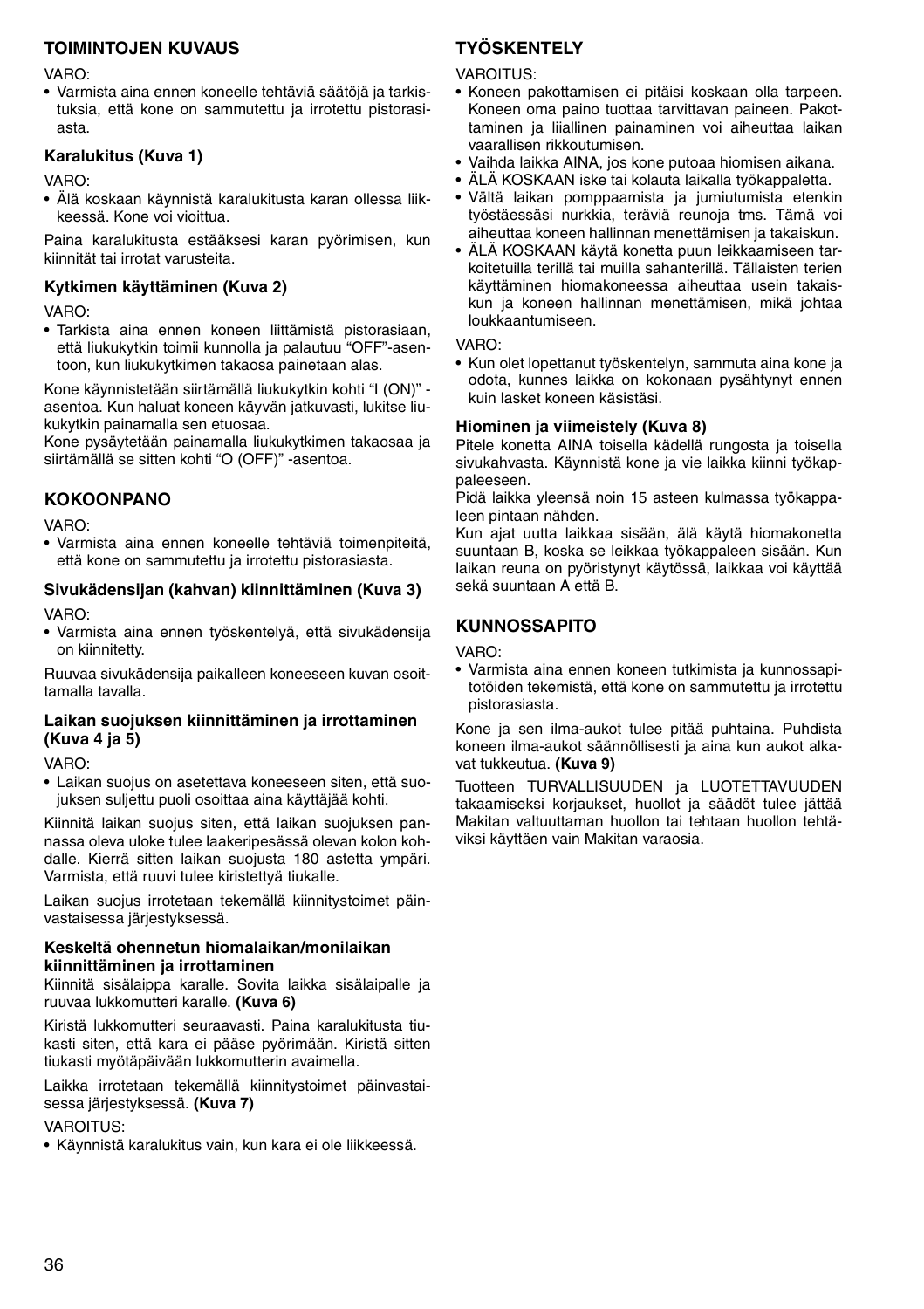## TOIMINTOJEN KUVAUS

VARO:

- Varmista aina ennen koneelle tehtäviä säätöjä ja tarkistuksia, että kone on sammutettu ja irrotettu pistorasiasta.

### Karalukitus (Kuva 1)

VARO:

- Älä koskaan käynnistä karalukitusta karan ollessa liikkeessä. Kone voi vioittua.

Paina karalukitusta estääksesi karan pyörimisen, kun kiinnität tai irrotat varusteita.

### Kytkimen käyttäminen (Kuva 2)

VARO:

- Tarkista aina ennen koneen liittämistä pistorasiaan, että liukukytkin toimii kunnolla ja palautuu "OFF"-asentoon, kun liukukytkimen takaosa painetaan alas.

Kone käynnistetään siirtämällä liukukytkin kohti "I (ON)" -asentoa. Kun haluat koneen käyvän jatkuvasti, lukitse liukukytkin painamalla sen etuosaa.

Kone pysäytetään painamalla liukukytkimen takaosaa ja siirtämällä se sitten kohti "O (OFF)" -asentoa.

## KOKOONPANO

VARO:

- Varmista aina ennen koneelle tehtäviä toimenpiteitä, että kone on sammutettu ja irrotettu pistorasiasta.

### Sivukädensijan (kahvan) kiinnittäminen (Kuva 3)

VARO:

- Varmista aina ennen työskentelyä, että sivukädensija on kiinnitetty.

Ruuvaa sivukädensija paikalleen koneeseen kuvan osoittamalla tavalla.

### Laikan suojuksen kiinnittäminen ja irrottaminen (Kuva 4 ja 5)

VARO:

- Laikan suojus on asetettava koneeseen siten, että suojuksen suljettu puoli osoittaa aina käyttäjää kohti.

Kiinnitä laikan suojus siten, että laikan suojuksen pannassa oleva uloke tulee laakeripesässä olevan kolon kohdalle. Kierrä sitten laikan suojusta 180 astetta ympäri. Varmista, että ruuvi tulee kiristettyä tiukalle.

Laikan suojus irrotetaan tekemällä kiinnitystoimet päinvastaisessa järjestyksessä.

### Keskeltä ohennetun hiomalaikan/monilaikan kiinnittäminen ja irrottaminen

Kiinnitä sisälaippa karalle. Sovita laikka sisälaipalle ja ruuvaa lukkomutteri karalle. **(Kuva 6)**

Kiristä lukkomutteri seuraavasti. Paina karalukitusta tiukasti siten, että kara ei pääse pyörimään. Kiristä sitten tiukasti myötäpäivään lukkomutterin avaimella.

Laikka irrotetaan tekemällä kiinnitystoimet päinvastaisessa järjestyksessä. **(Kuva 7)**

VAROITUS:

- Käynnistä karalukitus vain, kun kara ei ole liikkeessä.

## TYÖSKENTELY

VAROITUS:

- Koneen pakottamisen ei pitäisi koskaan olla tarpeen. Koneen oma paino tuottaa tarvittavan paineen. Pakottaminen ja liiallinen painaminen voi aiheuttaa laikan vaarallisen rikkoutumisen.
- Vaihda laikka AINA, jos kone putoaa hiomisen aikana.
- ÄLÄ KOSKAAN iske tai kolauta laikalla työkappaletta.
- Vältä laikan pomppaamista ja jumiutumista etenkin työstäessäsi nurkkia, teräviä reunoja tms. Tämä voi aiheuttaa koneen hallinnan menettämisen ja takaiskun.
- ÄLÄ KOSKAAN käytä konetta puun leikkaamiseen tarkoitetuilla terillä tai muilla sahanterillä. Tällaisten terien käyttäminen hiomakoneessa aiheuttaa usein takaiskun ja koneen hallinnan menettämisen, mikä johtaa loukkaantumiseen.

VARO:

- Kun olet lopettanut työskentelyn, sammuta aina kone ja odota, kunnes laikka on kokonaan pysähtynyt ennen kuin lasket koneen käsistäsi.

### Hiominen ja viimeistely (Kuva 8)

Pitele konetta AINA toisella kädellä rungosta ja toisella sivukahvasta. Käynnistä kone ja vie laikka kiinni työkappaleeseen.

Pidä laikka yleensä noin 15 asteen kulmassa työkappaleen pintaan nähden.

Kun ajat uutta laikkaa sisään, älä käytä hiomakonetta suuntaan B, koska se leikkaa työkappaleen sisään. Kun laikan reuna on pyöristynyt käytössä, laikkaa voi käyttää sekä suuntaan A että B.

## KUNNOSSAPITO

VARO:

- Varmista aina ennen koneen tutkimista ja kunnossapitotöiden tekemistä, että kone on sammutettu ja irrotettu pistorasiasta.

Kone ja sen ilma-aukot tulee pitää puhtaina. Puhdista koneen ilma-aukot säännöllisesti ja aina kun aukot alkavat tukkeutua. **(Kuva 9)**

Tuotteen TURVALLISUUDEN ja LUOTETTAVUUDEN takaamiseksi korjaukset, huollot ja säädöt tulee jättää Makitan valtuuttaman huollon tai tehtaan huollon tehtäviksi käyttäen vain Makitan varaosia.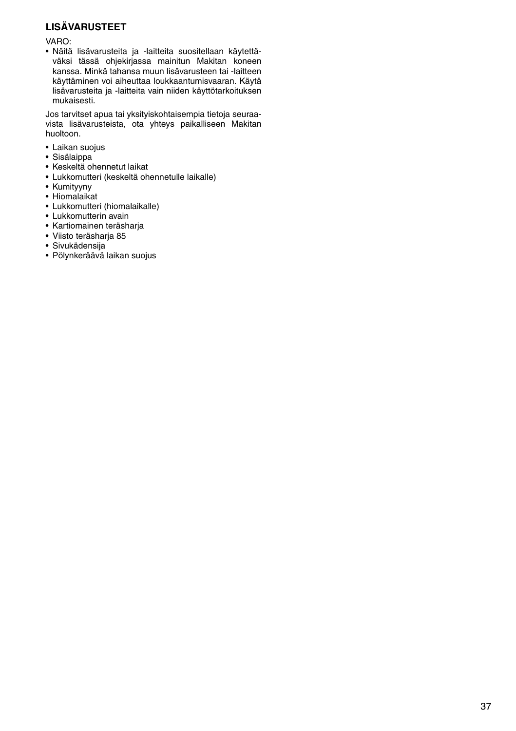## LISÄVARUSTEET

VARO:

- Näitä lisävarusteita ja -laitteita suositellaan käytettäväksi tässä ohjekirjassa mainitun Makitan koneen kanssa. Minkä tahansa muun lisävarusteen tai -laitteen käyttäminen voi aiheuttaa loukkaantumisvaaran. Käytä lisävarusteita ja -laitteita vain niiden käyttötarkoituksen mukaisesti.

Jos tarvitset apua tai yksityiskohtaisempia tietoja seuraavista lisävarusteista, ota yhteys paikalliseen Makitan huoltoon.

- Laikan suojus
- Sisälaippa
- Keskeltä ohennetut laikat
- Lukkomutteri (keskeltä ohennetulle laikalle)
- Kumityyny
- Hiomalaikat
- Lukkomutteri (hiomalaikalle)
- Lukkomutterin avain
- Kartiomainen teräsharja
- Viisto teräsharja 85
- Sivukädensija
- Pölynkeräävä laikan suojus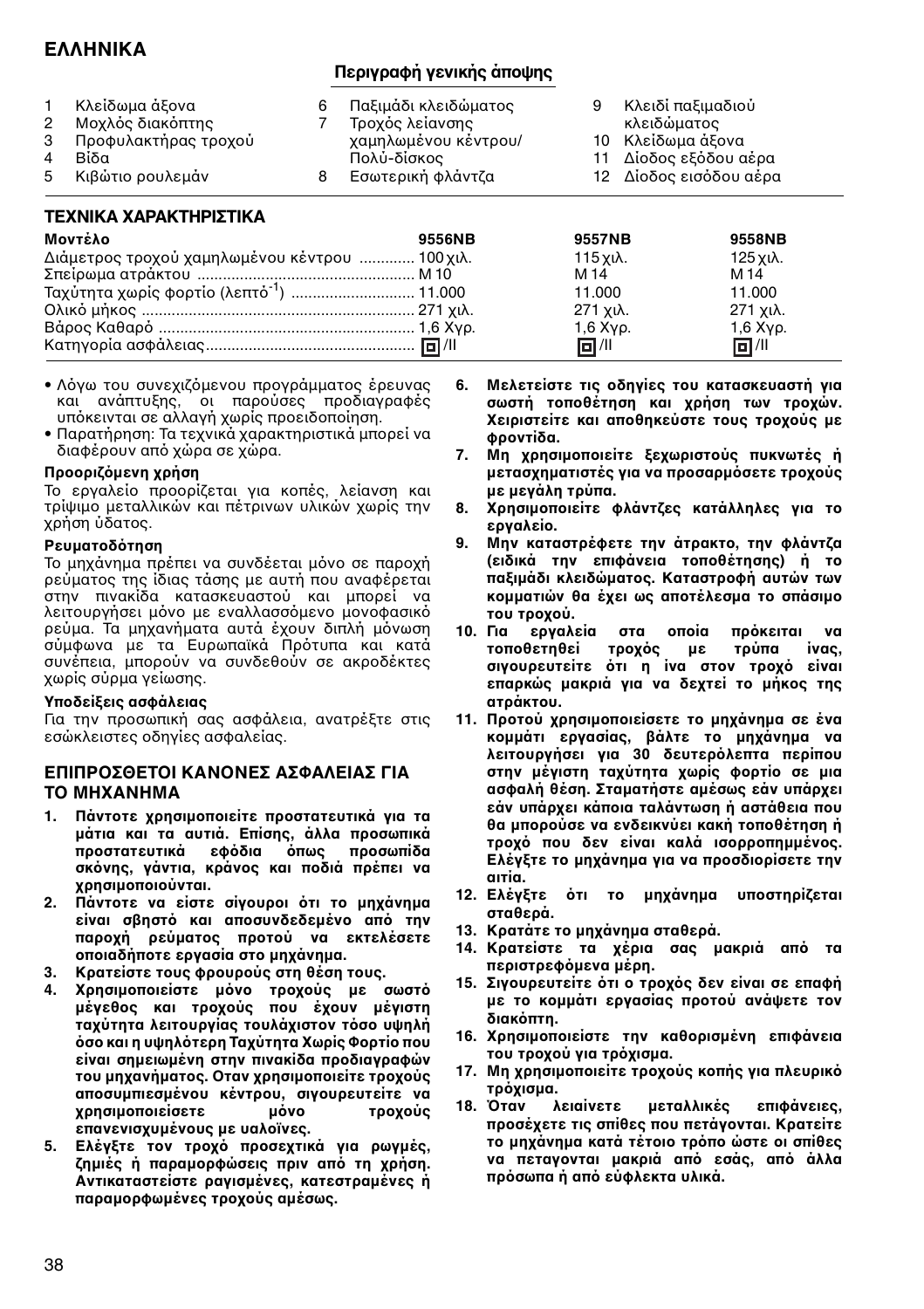## ΕΛΛΗΝΙΚΑ

### Περιγραφή γενικής άποψης

1. Κλείδωμα άξονα
2. Μοχλός διακόπτης
3. Προφυλακτήρας τροχού
4. Βίδα
5. Κιβώτιο ρουλεμάν
6. Παξιμάδι κλειδώματος
7. Τροχός λείανσης χαμηλωμένου κέντρου/ Πολύ-δίσκος
8. Εσωτερική φλάντζα
9. Κλειδί παξιμαδιού κλειδώματος
10. Κλείδωμα άξονα
11. Δίοδος εξόδου αέρα
12. Δίοδος εισόδου αέρα

### ΤΕΧΝΙΚΑ ΧΑΡΑΚΤΗΡΙΣΤΙΚΑ

| Μοντέλο | 9556NB | 9557NB | 9558NB |
|---|---|---|---|
| Διάμετρος τροχού χαμηλωμένου κέντρου | 100 χιλ. | 115 χιλ. | 125 χιλ. |
| Σπείρωμα ατράκτου | M 10 | M 14 | M 14 |
| Ταχύτητα χωρίς φορτίο (λεπτό$^{-1}$) | 11.000 | 11.000 | 11.000 |
| Ολικό μήκος | 271 χιλ. | 271 χιλ. | 271 χιλ. |
| Βάρος Καθαρό | 1,6 Χγρ. | 1,6 Χγρ. | 1,6 Χγρ. |
| Κατηγορία ασφάλειας | ⧈/II | ⧈/II | ⧈/II |

- Λόγω του συνεχιζόμενου προγράμματος έρευνας και ανάπτυξης, οι παρούσες προδιαγραφές υπόκεινται σε αλλαγή χωρίς προειδοποίηση.
- Παρατήρηση: Τα τεχνικά χαρακτηριστικά μπορεί να διαφέρουν από χώρα σε χώρα.

**Προοριζόμενη χρήση**

Το εργαλείο προορίζεται για κοπές, λείανση και τρίψιμο μεταλλικών και πέτρινων υλικών χωρίς την χρήση ύδατος.

**Ρευματοδότηση**

Το μηχάνημα πρέπει να συνδέεται μόνο σε παροχή ρεύματος της ίδιας τάσης με αυτή που αναφέρεται στην πινακίδα κατασκευαστού και μπορεί να λειτουργήσει μόνο με εναλλασσόμενο μονοφασικό ρεύμα. Τα μηχανήματα αυτά έχουν διπλή μόνωση σύμφωνα με τα Ευρωπαϊκά Πρότυπα και κατά συνέπεια, μπορούν να συνδεθούν σε ακροδέκτες χωρίς σύρμα γείωσης.

**Υποδείξεις ασφάλειας**

Για την προσωπική σας ασφάλεια, ανατρέξτε στις εσώκλειστες οδηγίες ασφαλείας.

### ΕΠΙΠΡΟΣΘΕΤΟΙ ΚΑΝΟΝΕΣ ΑΣΦΑΛΕΙΑΣ ΓΙΑ ΤΟ ΜΗΧΑΝΗΜΑ

1. **Πάντοτε χρησιμοποιείτε προστατευτικά για τα μάτια και τα αυτιά. Επίσης, άλλα προσωπικά προστατευτικά εφόδια όπως προσωπίδα σκόνης, γάντια, κράνος και ποδιά πρέπει να χρησιμοποιούνται.**
2. **Πάντοτε να είστε σίγουροι ότι το μηχάνημα είναι σβηστό και αποσυνδεδεμένο από την παροχή ρεύματος προτού να εκτελέσετε οποιαδήποτε εργασία στο μηχάνημα.**
3. **Κρατείστε τους φρουρούς στη θέση τους.**
4. **Χρησιμοποιείστε μόνο τροχούς με σωστό μέγεθος και τροχούς που έχουν μέγιστη ταχύτητα λειτουργίας τουλάχιστον τόσο υψηλή όσο και η υψηλότερη Ταχύτητα Χωρίς Φορτίο που είναι σημειωμένη στην πινακίδα προδιαγραφών του μηχανήματος. Οταν χρησιμοποιείτε τροχούς αποσυμπιεσμένου κέντρου, σιγουρευτείτε να χρησιμοποιείσετε μόνο τροχούς επανενισχυμένους με υαλοΐνες.**
5. **Ελέγξτε τον τροχό προσεχτικά για ρωγμές, ζημιές ή παραμορφώσεις πριν από τη χρήση. Αντικαταστείστε ραγισμένες, κατεστραμένες ή παραμορφωμένες τροχούς αμέσως.**
6. **Μελετείστε τις οδηγίες του κατασκευαστή για σωστή τοποθέτηση και χρήση των τροχών. Χειριστείτε και αποθηκεύστε τους τροχούς με φροντίδα.**
7. **Μη χρησιμοποιείτε ξεχωριστούς πυκνωτές ή μετασχηματιστές για να προσαρμόσετε τροχούς με μεγάλη τρύπα.**
8. **Χρησιμοποιείστε φλάντζες κατάλληλες για το εργαλείο.**
9. **Μην καταστρέφετε την άτρακτο, την φλάντζα (ειδικά την επιφάνεια τοποθέτησης) ή το παξιμάδι κλειδώματος. Καταστροφή αυτών των κομματιών θα έχει ως αποτέλεσμα το σπάσιμο του τροχού.**
10. **Για εργαλεία στα οποία πρόκειται να τοποθετηθεί τροχός με τρύπα ίνας, σιγουρευτείτε ότι η ίνα στον τροχό είναι επαρκώς μακριά για να δεχτεί το μήκος της ατράκτου.**
11. **Προτού χρησιμοποιείσετε το μηχάνημα σε ένα κομμάτι εργασίας, βάλτε το μηχάνημα να λειτουργήσει για 30 δευτερόλεπτα περίπου στην μέγιστη ταχύτητα χωρίς φορτίο σε μια ασφαλή θέση. Σταματήστε αμέσως εάν υπάρχει εάν υπάρχει κάποια ταλάντωση ή αστάθεια που θα μπορούσε να ενδεικνύει κακή τοποθέτηση ή τροχό που δεν είναι καλά ισορροπημμένος. Ελέγξτε το μηχάνημα για να προσδιορίσετε την αιτία.**
12. **Ελέγξτε ότι το μηχάνημα υποστηρίζεται σταθερά.**
13. **Κρατάτε το μηχάνημα σταθερά.**
14. **Κρατείστε τα χέρια σας μακριά από τα περιστρεφόμενα μέρη.**
15. **Σιγουρευτείτε ότι ο τροχός δεν είναι σε επαφή με το κομμάτι εργασίας προτού ανάψετε τον διακόπτη.**
16. **Χρησιμοποιείστε την καθορισμένη επιφάνεια του τροχού για τρόχισμα.**
17. **Μη χρησιμοποιείτε τροχούς κοπής για πλευρικό τρόχισμα.**
18. **Όταν λειαίνετε μεταλλικές επιφάνειες, προσέχετε τις σπίθες που πετάγονται. Κρατείτε το μηχάνημα κατά τέτοιο τρόπο ώστε οι σπίθες να πετάγονται μακριά από εσάς, από άλλα πρόσωπα ή από εύφλεκτα υλικά.**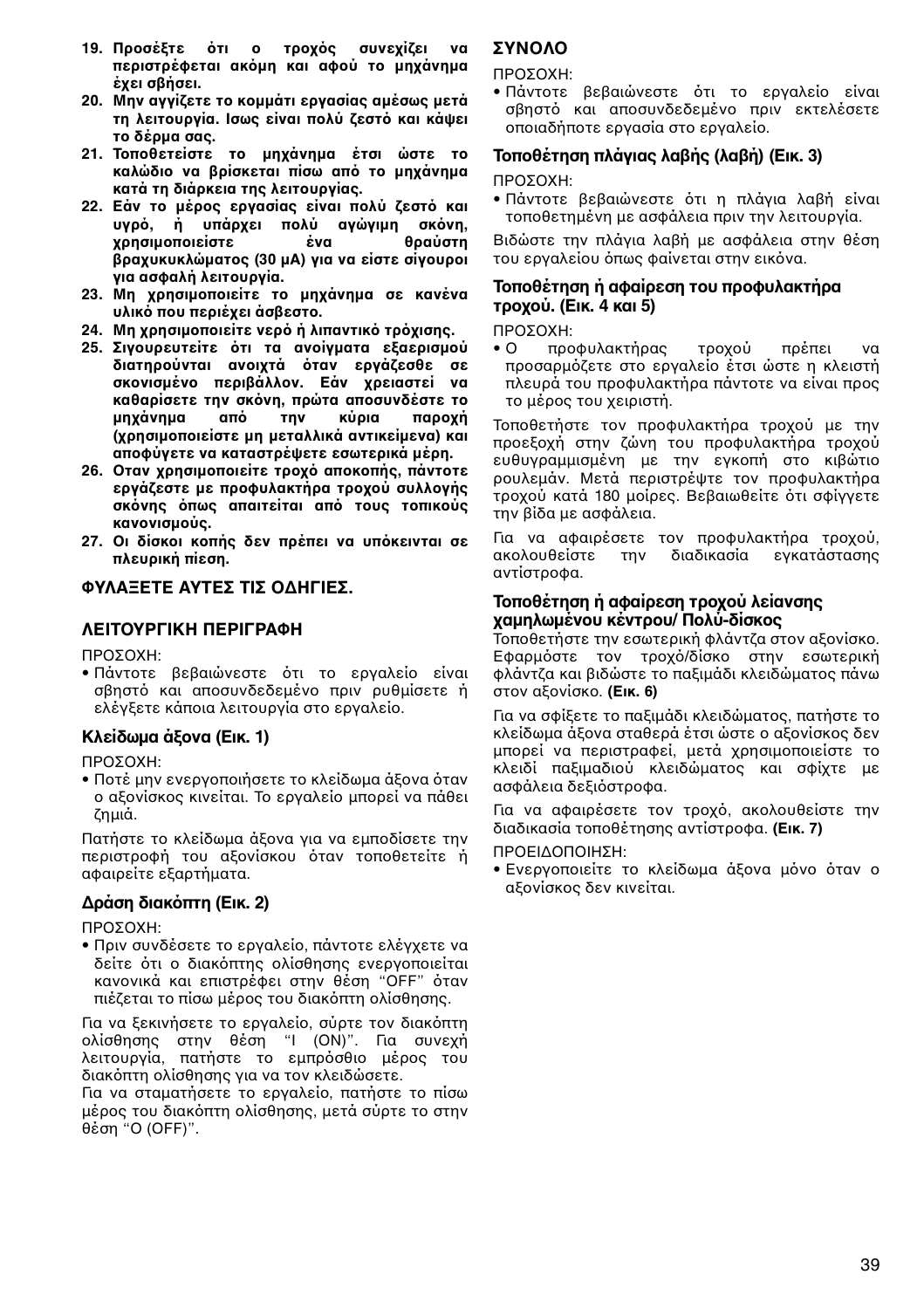**19. Προσέξτε ότι ο τροχός συνεχίζει να περιστρέφεται ακόμη και αφού το μηχάνημα έχει σβήσει.**

**20. Μην αγγίζετε το κομμάτι εργασίας αμέσως μετά τη λειτουργία. Ισως είναι πολύ ζεστό και κάψει το δέρμα σας.**

**21. Τοποθετείστε το μηχάνημα έτσι ώστε το καλώδιο να βρίσκεται πίσω από το μηχάνημα κατά τη διάρκεια της λειτουργίας.**

**22. Εάν το μέρος εργασίας είναι πολύ ζεστό και υγρό, ή υπάρχει πολύ αγώγιμη σκόνη, χρησιμοποιείστε ένα θραύστη βραχυκυκλώματος (30 μA) για να είστε σίγουροι για ασφαλή λειτουργία.**

**23. Μη χρησιμοποιείτε το μηχάνημα σε κανένα υλικό που περιέχει άσβεστο.**

**24. Μη χρησιμοποιείτε νερό ή λιπαντικό τρόχισης.**

**25. Σιγουρευτείτε ότι τα ανοίγματα εξαερισμού διατηρούνται ανοιχτά όταν εργάζεσθε σε σκονισμένο περιβάλλον. Εάν χρειαστεί να καθαρίσετε την σκόνη, πρώτα αποσυνδέστε το μηχάνημα από την κύρια παροχή (χρησιμοποιείστε μη μεταλλικά αντικείμενα) και αποφύγετε να καταστρέψετε εσωτερικά μέρη.**

**26. Οταν χρησιμοποιείτε τροχό αποκοπής, πάντοτε εργάζεστε με προφυλακτήρα τροχού συλλογής σκόνης όπως απαιτείται από τους τοπικούς κανονισμούς.**

**27. Οι δίσκοι κοπής δεν πρέπει να υπόκεινται σε πλευρική πίεση.**

## ΦΥΛΑΞΕΤΕ ΑΥΤΕΣ ΤΙΣ ΟΔΗΓΙΕΣ.

## ΛΕΙΤΟΥΡΓΙΚΗ ΠΕΡΙΓΡΑΦΗ

ΠΡΟΣΟΧΗ:

- Πάντοτε βεβαιώνεστε ότι το εργαλείο είναι σβηστό και αποσυνδεδεμένο πριν ρυθμίσετε ή ελέγξετε κάποια λειτουργία στο εργαλείο.

### Κλείδωμα άξονα (Εικ. 1)

ΠΡΟΣΟΧΗ:

- Ποτέ μην ενεργοποιήσετε το κλείδωμα άξονα όταν ο αξονίσκος κινείται. Το εργαλείο μπορεί να πάθει ζημιά.

Πατήστε το κλείδωμα άξονα για να εμποδίσετε την περιστροφή του αξονίσκου όταν τοποθετείτε ή αφαιρείτε εξαρτήματα.

### Δράση διακόπτη (Εικ. 2)

ΠΡΟΣΟΧΗ:

- Πριν συνδέσετε το εργαλείο, πάντοτε ελέγχετε να δείτε ότι ο διακόπτης ολίσθησης ενεργοποιείται κανονικά και επιστρέφει στην θέση "OFF" όταν πιέζεται το πίσω μέρος του διακόπτη ολίσθησης.

Για να ξεκινήσετε το εργαλείο, σύρτε τον διακόπτη ολίσθησης στην θέση "I (ON)". Για συνεχή λειτουργία, πατήστε το εμπρόσθιο μέρος του διακόπτη ολίσθησης για να τον κλειδώσετε.
Για να σταματήσετε το εργαλείο, πατήστε το πίσω μέρος του διακόπτη ολίσθησης, μετά σύρτε το στην θέση "O (OFF)".

## ΣΥΝΟΛΟ

ΠΡΟΣΟΧΗ:

- Πάντοτε βεβαιώνεστε ότι το εργαλείο είναι σβηστό και αποσυνδεδεμένο πριν εκτελέσετε οποιαδήποτε εργασία στο εργαλείο.

### Τοποθέτηση πλάγιας λαβής (λαβή) (Εικ. 3)

ΠΡΟΣΟΧΗ:

- Πάντοτε βεβαιώνεστε ότι η πλάγια λαβή είναι τοποθετημένη με ασφάλεια πριν την λειτουργία.

Βιδώστε την πλάγια λαβή με ασφάλεια στην θέση του εργαλείου όπως φαίνεται στην εικόνα.

### Τοποθέτηση ή αφαίρεση του προφυλακτήρα τροχού. (Εικ. 4 και 5)

ΠΡΟΣΟΧΗ:

- Ο προφυλακτήρας τροχού πρέπει να προσαρμόζετε στο εργαλείο έτσι ώστε η κλειστή πλευρά του προφυλακτήρα πάντοτε να είναι προς το μέρος του χειριστή.

Τοποθετήστε τον προφυλακτήρα τροχού με την προεξοχή στην ζώνη του προφυλακτήρα τροχού ευθυγραμμισμένη με την εγκοπή στο κιβώτιο ρουλεμάν. Μετά περιστρέψτε τον προφυλακτήρα τροχού κατά 180 μοίρες. Βεβαιωθείτε ότι σφίγγετε την βίδα με ασφάλεια.

Για να αφαιρέσετε τον προφυλακτήρα τροχού, ακολουθείστε την διαδικασία εγκατάστασης αντίστροφα.

### Τοποθέτηση ή αφαίρεση τροχού λείανσης χαμηλωμένου κέντρου/ Πολύ-δίσκος

Τοποθετήστε την εσωτερική φλάντζα στον αξονίσκο. Εφαρμόστε τον τροχό/δίσκο στην εσωτερική φλάντζα και βιδώστε το παξιμάδι κλειδώματος πάνω στον αξονίσκο. **(Εικ. 6)**

Για να σφίξετε το παξιμάδι κλειδώματος, πατήστε το κλείδωμα άξονα σταθερά έτσι ώστε ο αξονίσκος δεν μπορεί να περιστραφεί, μετά χρησιμοποιείστε το κλειδί παξιμαδιού κλειδώματος και σφίχτε με ασφάλεια δεξιόστροφα.

Για να αφαιρέσετε τον τροχό, ακολουθείστε την διαδικασία τοποθέτησης αντίστροφα. **(Εικ. 7)**

ΠΡΟΕΙΔΟΠΟΙΗΣΗ:

- Ενεργοποιείτε το κλείδωμα άξονα μόνο όταν ο αξονίσκος δεν κινείται.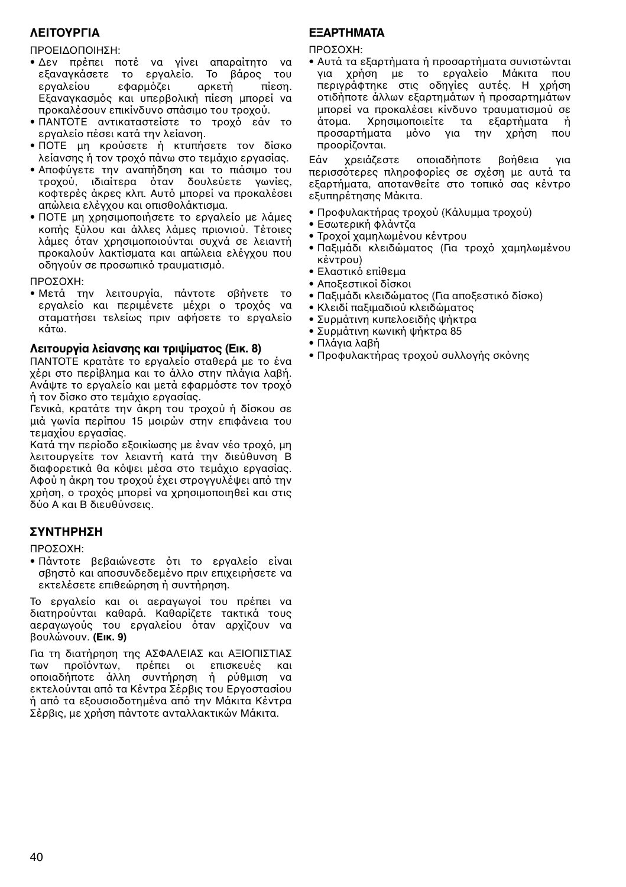## ΛΕΙΤΟΥΡΓΙΑ

ΠΡΟΕΙΔΟΠΟΙΗΣΗ:

- Δεν πρέπει ποτέ να γίνει απαραίτητο να εξαναγκάσετε το εργαλείο. Το βάρος του εργαλείου εφαρμόζει αρκετή πίεση. Εξαναγκασμός και υπερβολική πίεση μπορεί να προκαλέσουν επικίνδυνο σπάσιμο του τροχού.
- ΠΑΝΤΟΤΕ αντικαταστείστε το τροχό εάν το εργαλείο πέσει κατά την λείανση.
- ΠΟΤΕ μη κρούσετε ή κτυπήσετε τον δίσκο λείανσης ή τον τροχό πάνω στο τεμάχιο εργασίας.
- Αποφύγετε την αναπήδηση και το πιάσιμο του τροχού, ιδιαίτερα όταν δουλεύετε γωνίες, κοφτερές άκρες κλπ. Αυτό μπορεί να προκαλέσει απώλεια ελέγχου και οπισθολάκτισμα.
- ΠΟΤΕ μη χρησιμοποιήσετε το εργαλείο με λάμες κοπής ξύλου και άλλες λάμες πριονιού. Τέτοιες λάμες όταν χρησιμοποιούνται συχνά σε λειαντή προκαλούν λακτίσματα και απώλεια ελέγχου που οδηγούν σε προσωπικό τραυματισμό.

ΠΡΟΣΟΧΗ:

- Μετά την λειτουργία, πάντοτε σβήνετε το εργαλείο και περιμένετε μέχρι ο τροχός να σταματήσει τελείως πριν αφήσετε το εργαλείο κάτω.

### Λειτουργία λείανσης και τριψίματος (Εικ. 8)

ΠΑΝΤΟΤΕ κρατάτε το εργαλείο σταθερά με το ένα χέρι στο περίβλημα και το άλλο στην πλάγια λαβή. Ανάψτε το εργαλείο και μετά εφαρμόστε τον τροχό ή τον δίσκο στο τεμάχιο εργασίας.

Γενικά, κρατάτε την άκρη του τροχού ή δίσκου σε μιά γωνία περίπου 15 μοιρών στην επιφάνεια του τεμαχίου εργασίας.

Κατά την περίοδο εξοικίωσης με έναν νέο τροχό, μη λειτουργείτε τον λειαντή κατά την διεύθυνση Β διαφορετικά θα κόψει μέσα στο τεμάχιο εργασίας. Αφού η άκρη του τροχού έχει στρογγυλέψει από την χρήση, ο τροχός μπορεί να χρησιμοποιηθεί και στις δύο Α και Β διευθύνσεις.

## ΣΥΝΤΗΡΗΣΗ

ΠΡΟΣΟΧΗ:

- Πάντοτε βεβαιώνεστε ότι το εργαλείο είναι σβηστό και αποσυνδεδεμένο πριν επιχειρήσετε να εκτελέσετε επιθεώρηση ή συντήρηση.

Το εργαλείο και οι αεραγωγοί του πρέπει να διατηρούνται καθαρά. Καθαρίζετε τακτικά τους αεραγωγούς του εργαλείου όταν αρχίζουν να βουλώνουν. **(Εικ. 9)**

Για τη διατήρηση της ΑΣΦΑΛΕΙΑΣ και ΑΞΙΟΠΙΣΤΙΑΣ των προϊόντων, πρέπει οι επισκευές και οποιαδήποτε άλλη συντήρηση ή ρύθμιση να εκτελούνται από τα Κέντρα Σέρβις του Εργοστασίου ή από τα εξουσιοδοτημένα από την Μάκιτα Κέντρα Σέρβις, με χρήση πάντοτε ανταλλακτικών Μάκιτα.

## ΕΞΑΡΤΗΜΑΤΑ

ΠΡΟΣΟΧΗ:

- Αυτά τα εξαρτήματα ή προσαρτήματα συνιστώνται για χρήση με το εργαλείο Μάκιτα που περιγράφτηκε στις οδηγίες αυτές. Η χρήση οτιδήποτε άλλων εξαρτημάτων ή προσαρτημάτων μπορεί να προκαλέσει κίνδυνο τραυματισμού σε άτομα. Χρησιμοποιείτε τα εξαρτήματα ή προσαρτήματα μόνο για την χρήση που προορίζονται.

Εάν χρειάζεστε οποιαδήποτε βοήθεια για περισσότερες πληροφορίες σε σχέση με αυτά τα εξαρτήματα, αποτανθείτε στο τοπικό σας κέντρο εξυπηρέτησης Μάκιτα.

- Προφυλακτήρας τροχού (Κάλυμμα τροχού)
- Εσωτερική φλάντζα
- Τροχοί χαμηλωμένου κέντρου
- Παξιμάδι κλειδώματος (Για τροχό χαμηλωμένου κέντρου)
- Ελαστικό επίθεμα
- Αποξεστικοί δίσκοι
- Παξιμάδι κλειδώματος (Για αποξεστικό δίσκο)
- Κλειδί παξιμαδιού κλειδώματος
- Συρμάτινη κυπελοειδής ψήκτρα
- Συρμάτινη κωνική ψήκτρα 85
- Πλάγια λαβή
- Προφυλακτήρας τροχού συλλογής σκόνης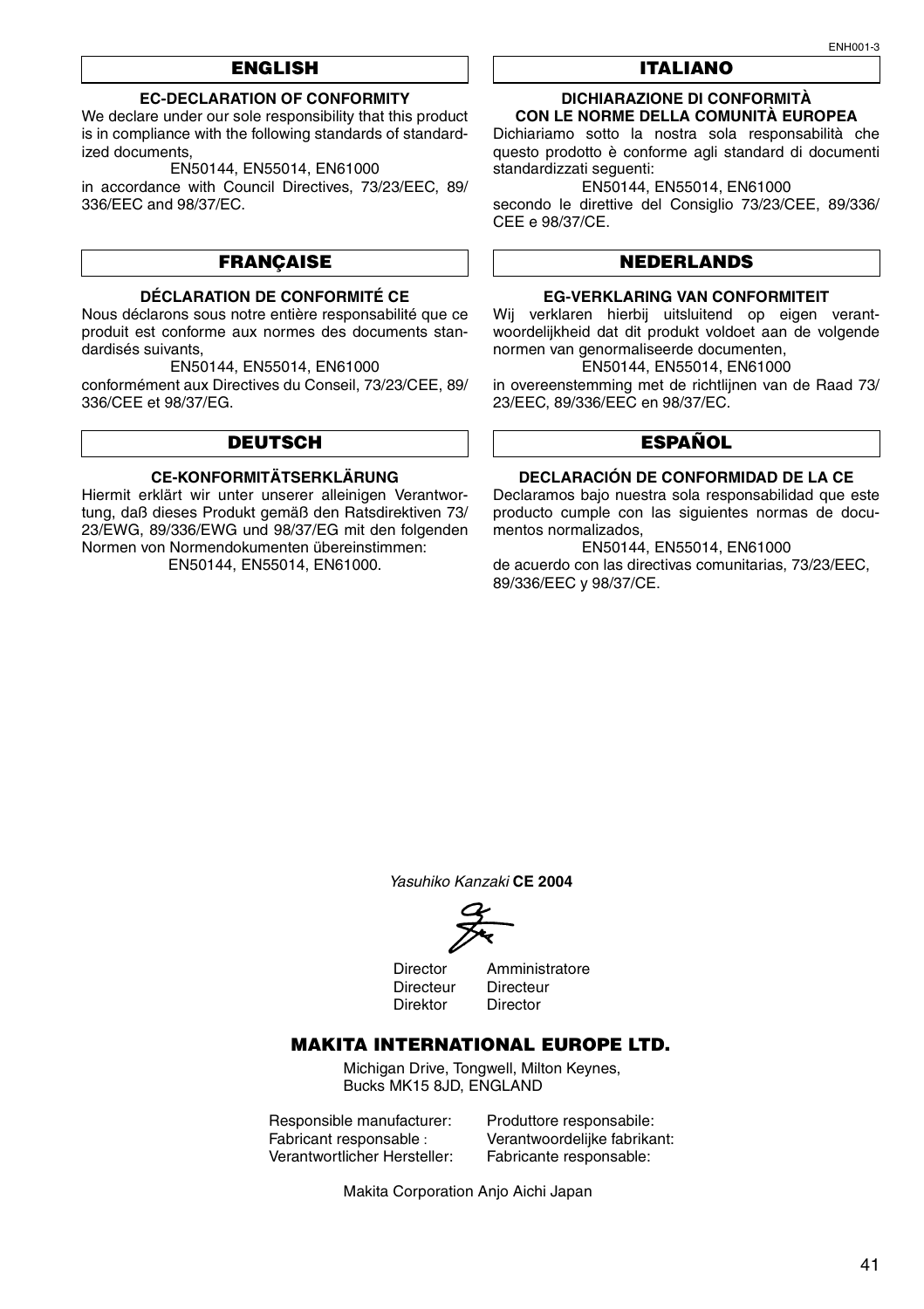ENH001-3

## ENGLISH

### EC-DECLARATION OF CONFORMITY

We declare under our sole responsibility that this product is in compliance with the following standards of standardized documents,

EN50144, EN55014, EN61000

in accordance with Council Directives, 73/23/EEC, 89/336/EEC and 98/37/EC.

## FRANÇAISE

### DÉCLARATION DE CONFORMITÉ CE

Nous déclarons sous notre entière responsabilité que ce produit est conforme aux normes des documents standardisés suivants,

EN50144, EN55014, EN61000

conformément aux Directives du Conseil, 73/23/CEE, 89/336/CEE et 98/37/EG.

## DEUTSCH

### CE-KONFORMITÄTSERKLÄRUNG

Hiermit erklärt wir unter unserer alleinigen Verantwortung, daß dieses Produkt gemäß den Ratsdirektiven 73/23/EWG, 89/336/EWG und 98/37/EG mit den folgenden Normen von Normendokumenten übereinstimmen:

EN50144, EN55014, EN61000.

## ITALIANO

### DICHIARAZIONE DI CONFORMITÀ CON LE NORME DELLA COMUNITÀ EUROPEA

Dichiariamo sotto la nostra sola responsabilità che questo prodotto è conforme agli standard di documenti standardizzati seguenti:

EN50144, EN55014, EN61000

secondo le direttive del Consiglio 73/23/CEE, 89/336/CEE e 98/37/CE.

## NEDERLANDS

### EG-VERKLARING VAN CONFORMITEIT

Wij verklaren hierbij uitsluitend op eigen verantwoordelijkheid dat dit produkt voldoet aan de volgende normen van genormaliseerde documenten,

EN50144, EN55014, EN61000

in overeenstemming met de richtlijnen van de Raad 73/23/EEC, 89/336/EEC en 98/37/EC.

## ESPAÑOL

### DECLARACIÓN DE CONFORMIDAD DE LA CE

Declaramos bajo nuestra sola responsabilidad que este producto cumple con las siguientes normas de documentos normalizados,

EN50144, EN55014, EN61000

de acuerdo con las directivas comunitarias, 73/23/EEC, 89/336/EEC y 98/37/CE.

*Yasuhiko Kanzaki* **CE 2004**

Director — Amministratore
Directeur — Directeur
Direktor — Director

## MAKITA INTERNATIONAL EUROPE LTD.

Michigan Drive, Tongwell, Milton Keynes,
Bucks MK15 8JD, ENGLAND

Responsible manufacturer:
Fabricant responsable :
Verantwortlicher Hersteller:
Produttore responsabile:
Verantwoordelijke fabrikant:
Fabricante responsable:

Makita Corporation Anjo Aichi Japan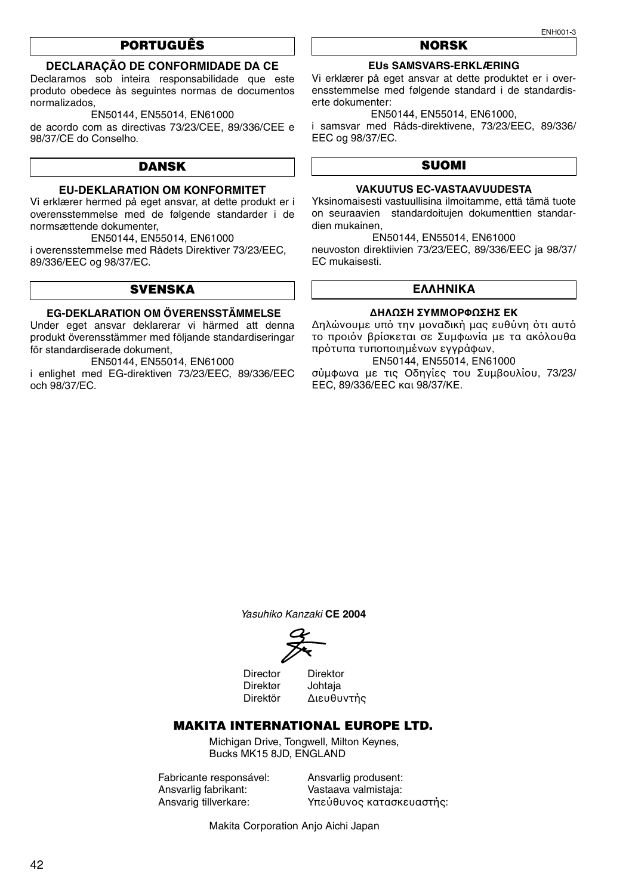ENH001-3

## PORTUGUÊS

### DECLARAÇÃO DE CONFORMIDADE DA CE

Declaramos sob inteira responsabilidade que este produto obedece às seguintes normas de documentos normalizados,

EN50144, EN55014, EN61000

de acordo com as directivas 73/23/CEE, 89/336/CEE e 98/37/CE do Conselho.

## DANSK

### EU-DEKLARATION OM KONFORMITET

Vi erklærer hermed på eget ansvar, at dette produkt er i overensstemmelse med de følgende standarder i de normsættende dokumenter,

EN50144, EN55014, EN61000

i overensstemmelse med Rådets Direktiver 73/23/EEC, 89/336/EEC og 98/37/EC.

## SVENSKA

### EG-DEKLARATION OM ÖVERENSSTÄMMELSE

Under eget ansvar deklarerar vi härmed att denna produkt överensstämmer med följande standardiseringar för standardiserade dokument,

EN50144, EN55014, EN61000

i enlighet med EG-direktiven 73/23/EEC, 89/336/EEC och 98/37/EC.

## NORSK

### EUs SAMSVARS-ERKLÆRING

Vi erklærer på eget ansvar at dette produktet er i overensstemmelse med følgende standard i de standardiserte dokumenter:

EN50144, EN55014, EN61000,

i samsvar med Råds-direktivene, 73/23/EEC, 89/336/EEC og 98/37/EC.

## SUOMI

### VAKUUTUS EC-VASTAAVUUDESTA

Yksinomaisesti vastuullisina ilmoitamme, että tämä tuote on seuraavien standardoitujen dokumenttien standardien mukainen,

EN50144, EN55014, EN61000

neuvoston direktiivien 73/23/EEC, 89/336/EEC ja 98/37/EC mukaisesti.

## ΕΛΛΗΝΙΚΑ

### ΔΗΛΩΣΗ ΣΥΜΜΟΡΦΩΣΗΣ ΕΚ

Δηλώνουμε υπό την μοναδική μας ευθύνη ότι αυτό το προιόν βρίσκεται σε Συμφωνία με τα ακόλουθα πρότυπα τυποποιημένων εγγράφων,

EN50144, EN55014, EN61000

σύμφωνα με τις Οδηγίες του Συμβουλίου, 73/23/EEC, 89/336/EEC και 98/37/ΚΕ.

*Yasuhiko Kanzaki* **CE 2004**

Director Direktor
Direktør Johtaja
Direktör Διευθυντής

**MAKITA INTERNATIONAL EUROPE LTD.**

Michigan Drive, Tongwell, Milton Keynes,
Bucks MK15 8JD, ENGLAND

Fabricante responsável: Ansvarlig produsent:
Ansvarlig fabrikant: Vastaava valmistaja:
Ansvarig tillverkare: Υπεύθυνος κατασκευαστής:

Makita Corporation Anjo Aichi Japan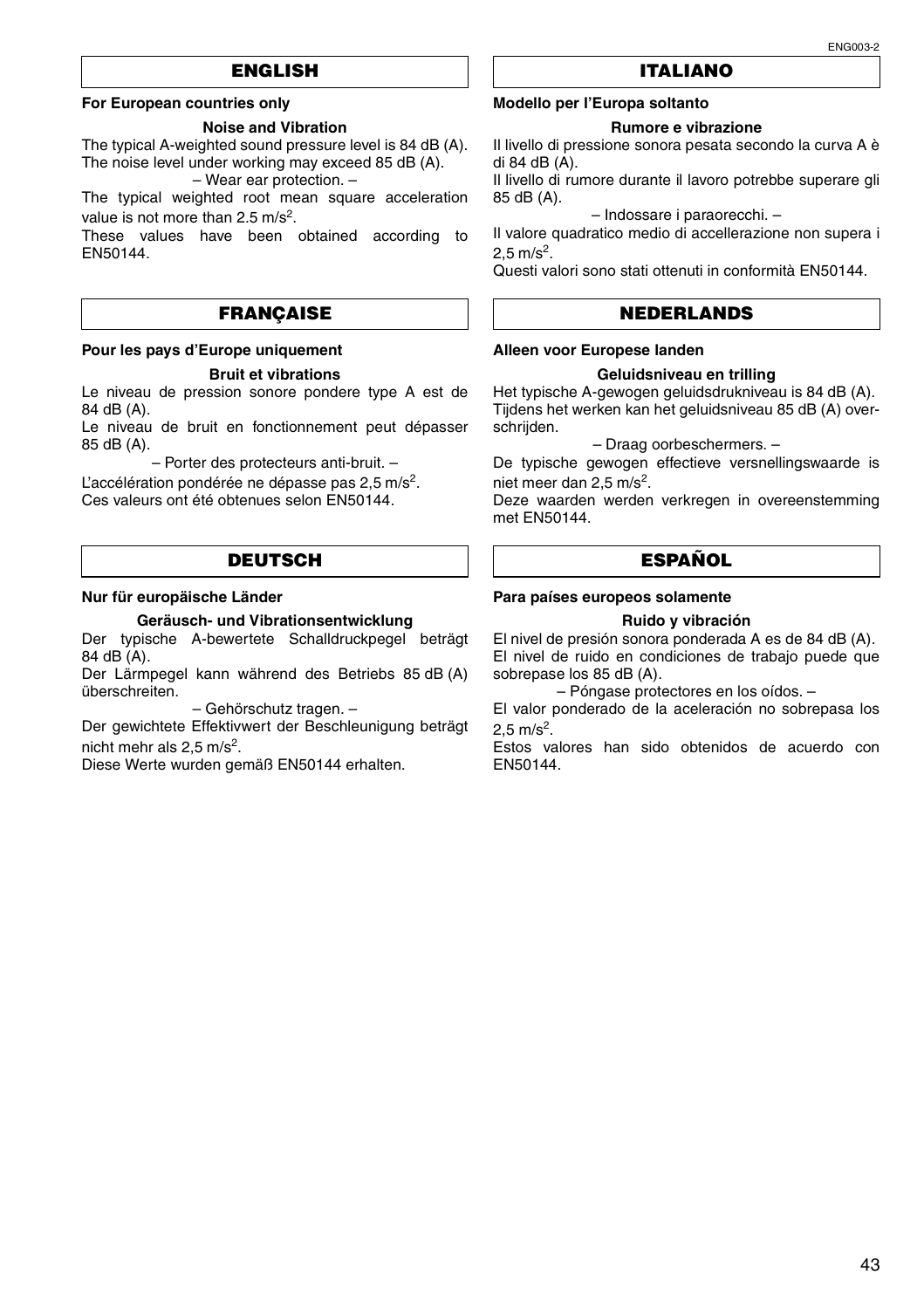## ENGLISH

**For European countries only**

**Noise and Vibration**

The typical A-weighted sound pressure level is 84 dB (A).
The noise level under working may exceed 85 dB (A).

– Wear ear protection. –

The typical weighted root mean square acceleration value is not more than 2.5 $m/s^2$.

These values have been obtained according to EN50144.

## FRANÇAISE

**Pour les pays d'Europe uniquement**

**Bruit et vibrations**

Le niveau de pression sonore pondere type A est de 84 dB (A).

Le niveau de bruit en fonctionnement peut dépasser 85 dB (A).

– Porter des protecteurs anti-bruit. –

L'accélération pondérée ne dépasse pas 2,5 $m/s^2$.

Ces valeurs ont été obtenues selon EN50144.

## DEUTSCH

**Nur für europäische Länder**

**Geräusch- und Vibrationsentwicklung**

Der typische A-bewertete Schalldruckpegel beträgt 84 dB (A).

Der Lärmpegel kann während des Betriebs 85 dB (A) überschreiten.

– Gehörschutz tragen. –

Der gewichtete Effektivwert der Beschleunigung beträgt nicht mehr als 2,5 $m/s^2$.

Diese Werte wurden gemäß EN50144 erhalten.

## ITALIANO

**Modello per l'Europa soltanto**

**Rumore e vibrazione**

Il livello di pressione sonora pesata secondo la curva A è di 84 dB (A).

Il livello di rumore durante il lavoro potrebbe superare gli 85 dB (A).

– Indossare i paraorecchi. –

Il valore quadratico medio di accellerazione non supera i 2,5 $m/s^2$.

Questi valori sono stati ottenuti in conformità EN50144.

## NEDERLANDS

**Alleen voor Europese landen**

**Geluidsniveau en trilling**

Het typische A-gewogen geluidsdrukniveau is 84 dB (A).
Tijdens het werken kan het geluidsniveau 85 dB (A) overschrijden.

– Draag oorbeschermers. –

De typische gewogen effectieve versnellingswaarde is niet meer dan 2,5 $m/s^2$.

Deze waarden werden verkregen in overeenstemming met EN50144.

## ESPAÑOL

**Para países europeos solamente**

**Ruido y vibración**

El nivel de presión sonora ponderada A es de 84 dB (A).
El nivel de ruido en condiciones de trabajo puede que sobrepase los 85 dB (A).

– Póngase protectores en los oídos. –

El valor ponderado de la aceleración no sobrepasa los 2,5 $m/s^2$.

Estos valores han sido obtenidos de acuerdo con EN50144.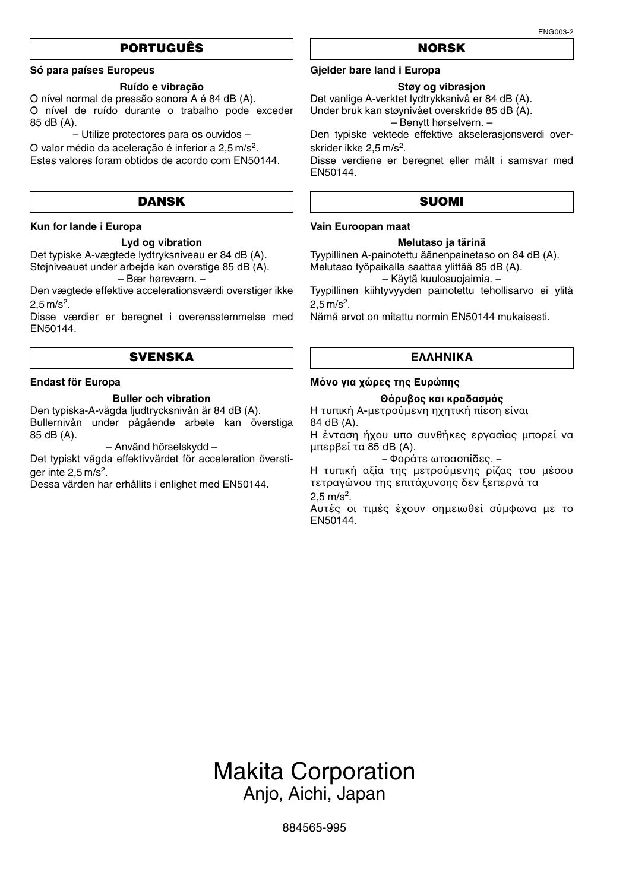## PORTUGUÊS

**Só para países Europeus**

**Ruído e vibração**

O nível normal de pressão sonora A é 84 dB (A).
O nível de ruído durante o trabalho pode exceder 85 dB (A).

– Utilize protectores para os ouvidos –

O valor médio da aceleração é inferior a 2,5 m/s$^2$.
Estes valores foram obtidos de acordo com EN50144.

## DANSK

**Kun for lande i Europa**

**Lyd og vibration**

Det typiske A-vægtede lydtryksniveau er 84 dB (A).
Støjniveauet under arbejde kan overstige 85 dB (A).

– Bær høreværn. –

Den vægtede effektive accelerationsværdi overstiger ikke 2,5 m/s$^2$.
Disse værdier er beregnet i overensstemmelse med EN50144.

## SVENSKA

**Endast för Europa**

**Buller och vibration**

Den typiska-A-vägda ljudtrycksnivån är 84 dB (A).
Bullernivån under pågående arbete kan överstiga 85 dB (A).

– Använd hörselskydd –

Det typiskt vägda effektivvärdet för acceleration överstiger inte 2,5 m/s$^2$.
Dessa värden har erhållits i enlighet med EN50144.

## NORSK

**Gjelder bare land i Europa**

**Støy og vibrasjon**

Det vanlige A-verktet lydtrykksnivå er 84 dB (A).
Under bruk kan støynivået overskride 85 dB (A).

– Benytt hørselvern. –

Den typiske vektede effektive akselerasjonsverdi overskrider ikke 2,5 m/s$^2$.
Disse verdiene er beregnet eller målt i samsvar med EN50144.

## SUOMI

**Vain Euroopan maat**

**Melutaso ja tärinä**

Tyypillinen A-painotettu äänenpainetaso on 84 dB (A).
Melutaso työpaikalla saattaa ylittää 85 dB (A).

– Käytä kuulosuojaimia. –

Tyypillinen kiihtyvyyden painotettu tehollisarvo ei ylitä 2,5 m/s$^2$.
Nämä arvot on mitattu normin EN50144 mukaisesti.

## ΕΛΛΗΝΙΚΑ

**Μόνο για χώρες της Ευρώπης**

**Θόρυβος και κραδασμός**

Η τυπική Α-μετρούμενη ηχητική πίεση είναι 84 dB (A).
Η ένταση ήχου υπο συνθήκες εργασίας μπορεί να μπερβεί τα 85 dB (A).

– Φοράτε ωτοασπίδες. –

Η τυπική αξία της μετρούμενης ρίζας του μέσου τετραγώνου της επιτάχυνσης δεν ξεπερνά τα 2,5 m/s$^2$.
Αυτές οι τιμές έχουν σημειωθεί σύμφωνα με το EN50144.

Makita Corporation
Anjo, Aichi, Japan

884565-995